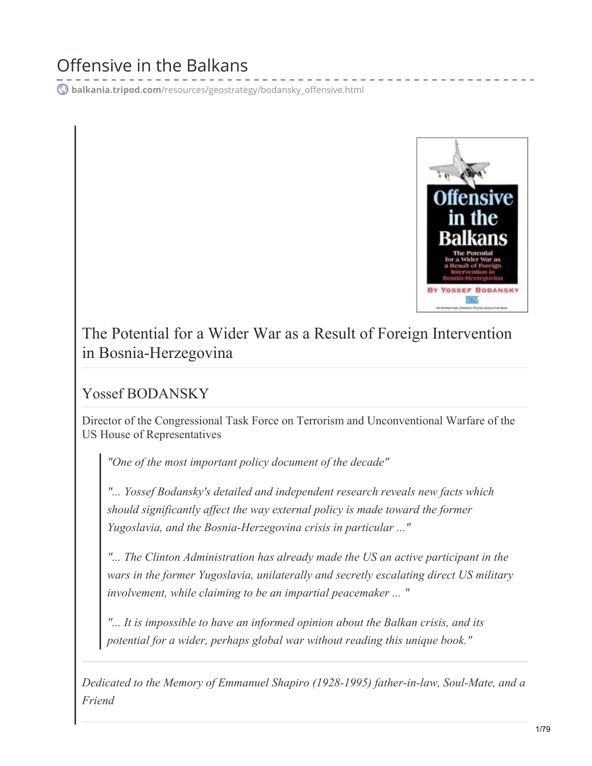# Offensive in the Balkans

balkania.tripod.com/resources/geostrategy/bodansky_offensive.html

## The Potential for a Wider War as a Result of Foreign Intervention in Bosnia-Herzegovina

### Yossef BODANSKY

Director of the Congressional Task Force on Terrorism and Unconventional Warfare of the US House of Representatives

> *"One of the most important policy document of the decade"*
>
> *"... Yossef Bodansky's detailed and independent research reveals new facts which should significantly affect the way external policy is made toward the former Yugoslavia, and the Bosnia-Herzegovina crisis in particular ..."*
>
> *"... The Clinton Administration has already made the US an active participant in the wars in the former Yugoslavia, unilaterally and secretly escalating direct US military involvement, while claiming to be an impartial peacemaker ... "*
>
> *"... It is impossible to have an informed opinion about the Balkan crisis, and its potential for a wider, perhaps global war without reading this unique book."*

---

*Dedicated to the Memory of Emmanuel Shapiro (1928-1995) father-in-law, Soul-Mate, and a Friend*

---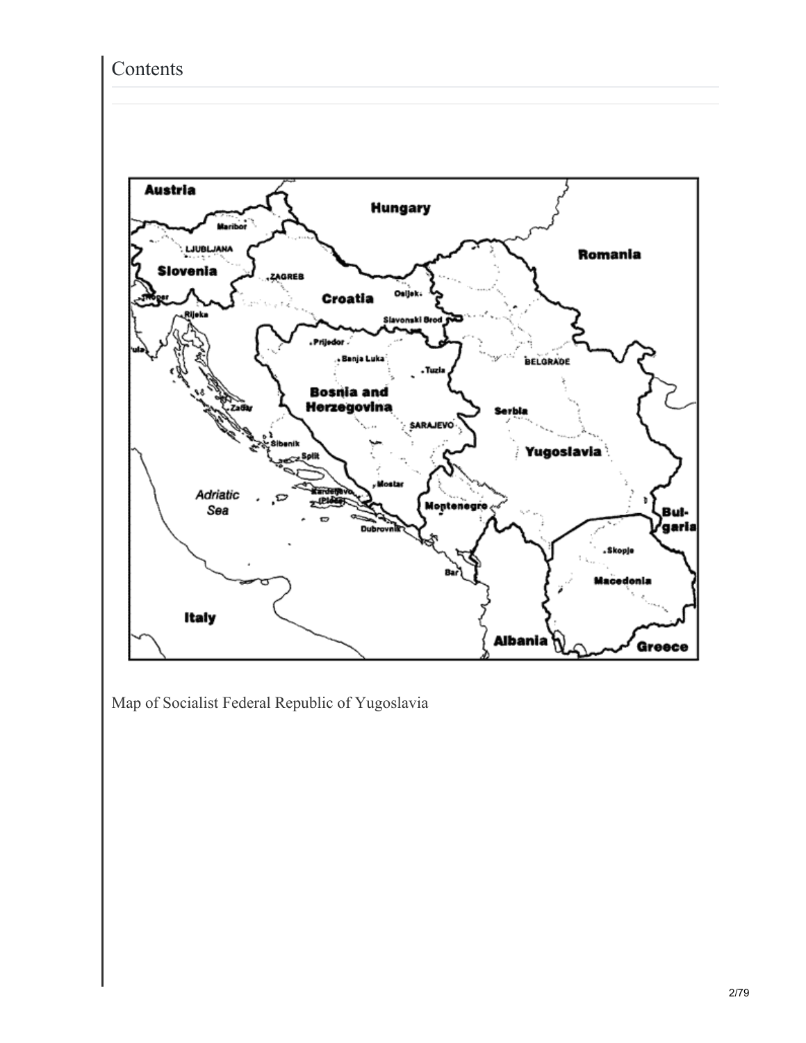Contents

Map of Socialist Federal Republic of Yugoslavia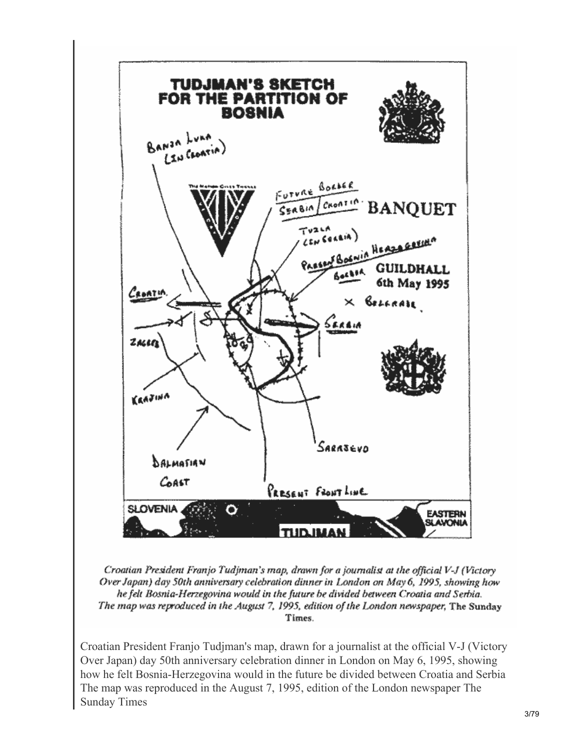Croatian President Franjo Tudjman's map, drawn for a journalist at the official V-J (Victory Over Japan) day 50th anniversary celebration dinner in London on May 6, 1995, showing how he felt Bosnia-Herzegovina would in the future be divided between Croatia and Serbia. The map was reproduced in the August 7, 1995, edition of the London newspaper, The Sunday Times.

Croatian President Franjo Tudjman's map, drawn for a journalist at the official V-J (Victory Over Japan) day 50th anniversary celebration dinner in London on May 6, 1995, showing how he felt Bosnia-Herzegovina would in the future be divided between Croatia and Serbia The map was reproduced in the August 7, 1995, edition of the London newspaper The Sunday Times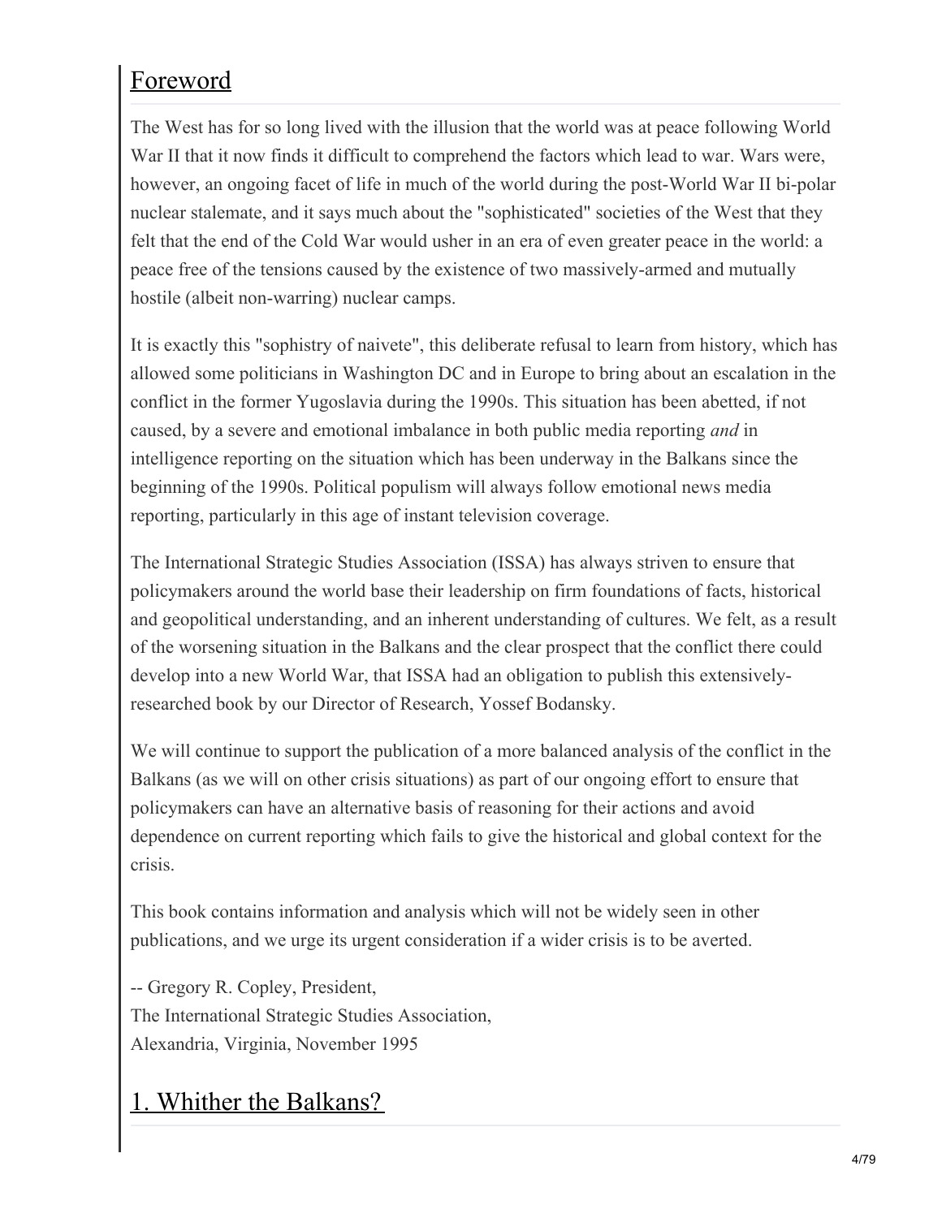## Foreword

The West has for so long lived with the illusion that the world was at peace following World War II that it now finds it difficult to comprehend the factors which lead to war. Wars were, however, an ongoing facet of life in much of the world during the post-World War II bi-polar nuclear stalemate, and it says much about the "sophisticated" societies of the West that they felt that the end of the Cold War would usher in an era of even greater peace in the world: a peace free of the tensions caused by the existence of two massively-armed and mutually hostile (albeit non-warring) nuclear camps.

It is exactly this "sophistry of naivete", this deliberate refusal to learn from history, which has allowed some politicians in Washington DC and in Europe to bring about an escalation in the conflict in the former Yugoslavia during the 1990s. This situation has been abetted, if not caused, by a severe and emotional imbalance in both public media reporting *and* in intelligence reporting on the situation which has been underway in the Balkans since the beginning of the 1990s. Political populism will always follow emotional news media reporting, particularly in this age of instant television coverage.

The International Strategic Studies Association (ISSA) has always striven to ensure that policymakers around the world base their leadership on firm foundations of facts, historical and geopolitical understanding, and an inherent understanding of cultures. We felt, as a result of the worsening situation in the Balkans and the clear prospect that the conflict there could develop into a new World War, that ISSA had an obligation to publish this extensively-researched book by our Director of Research, Yossef Bodansky.

We will continue to support the publication of a more balanced analysis of the conflict in the Balkans (as we will on other crisis situations) as part of our ongoing effort to ensure that policymakers can have an alternative basis of reasoning for their actions and avoid dependence on current reporting which fails to give the historical and global context for the crisis.

This book contains information and analysis which will not be widely seen in other publications, and we urge its urgent consideration if a wider crisis is to be averted.

-- Gregory R. Copley, President,
The International Strategic Studies Association,
Alexandria, Virginia, November 1995

## 1. Whither the Balkans?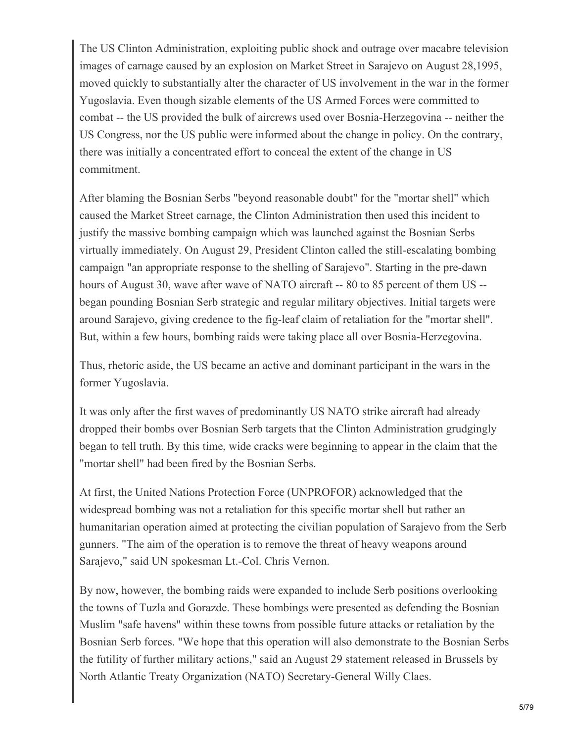The US Clinton Administration, exploiting public shock and outrage over macabre television images of carnage caused by an explosion on Market Street in Sarajevo on August 28,1995, moved quickly to substantially alter the character of US involvement in the war in the former Yugoslavia. Even though sizable elements of the US Armed Forces were committed to combat -- the US provided the bulk of aircrews used over Bosnia-Herzegovina -- neither the US Congress, nor the US public were informed about the change in policy. On the contrary, there was initially a concentrated effort to conceal the extent of the change in US commitment.

After blaming the Bosnian Serbs "beyond reasonable doubt" for the "mortar shell" which caused the Market Street carnage, the Clinton Administration then used this incident to justify the massive bombing campaign which was launched against the Bosnian Serbs virtually immediately. On August 29, President Clinton called the still-escalating bombing campaign "an appropriate response to the shelling of Sarajevo". Starting in the pre-dawn hours of August 30, wave after wave of NATO aircraft -- 80 to 85 percent of them US -- began pounding Bosnian Serb strategic and regular military objectives. Initial targets were around Sarajevo, giving credence to the fig-leaf claim of retaliation for the "mortar shell". But, within a few hours, bombing raids were taking place all over Bosnia-Herzegovina.

Thus, rhetoric aside, the US became an active and dominant participant in the wars in the former Yugoslavia.

It was only after the first waves of predominantly US NATO strike aircraft had already dropped their bombs over Bosnian Serb targets that the Clinton Administration grudgingly began to tell truth. By this time, wide cracks were beginning to appear in the claim that the "mortar shell" had been fired by the Bosnian Serbs.

At first, the United Nations Protection Force (UNPROFOR) acknowledged that the widespread bombing was not a retaliation for this specific mortar shell but rather an humanitarian operation aimed at protecting the civilian population of Sarajevo from the Serb gunners. "The aim of the operation is to remove the threat of heavy weapons around Sarajevo," said UN spokesman Lt.-Col. Chris Vernon.

By now, however, the bombing raids were expanded to include Serb positions overlooking the towns of Tuzla and Gorazde. These bombings were presented as defending the Bosnian Muslim "safe havens" within these towns from possible future attacks or retaliation by the Bosnian Serb forces. "We hope that this operation will also demonstrate to the Bosnian Serbs the futility of further military actions," said an August 29 statement released in Brussels by North Atlantic Treaty Organization (NATO) Secretary-General Willy Claes.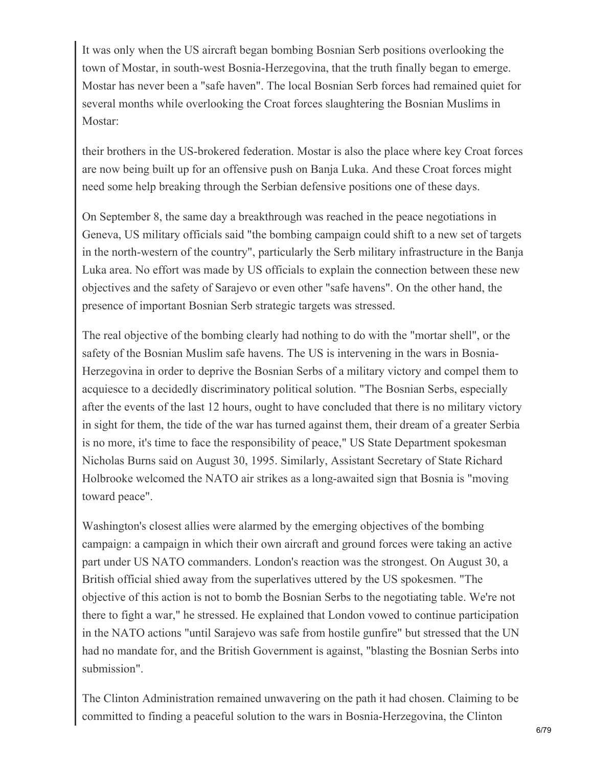It was only when the US aircraft began bombing Bosnian Serb positions overlooking the town of Mostar, in south-west Bosnia-Herzegovina, that the truth finally began to emerge. Mostar has never been a "safe haven". The local Bosnian Serb forces had remained quiet for several months while overlooking the Croat forces slaughtering the Bosnian Muslims in Mostar:

their brothers in the US-brokered federation. Mostar is also the place where key Croat forces are now being built up for an offensive push on Banja Luka. And these Croat forces might need some help breaking through the Serbian defensive positions one of these days.

On September 8, the same day a breakthrough was reached in the peace negotiations in Geneva, US military officials said "the bombing campaign could shift to a new set of targets in the north-western of the country", particularly the Serb military infrastructure in the Banja Luka area. No effort was made by US officials to explain the connection between these new objectives and the safety of Sarajevo or even other "safe havens". On the other hand, the presence of important Bosnian Serb strategic targets was stressed.

The real objective of the bombing clearly had nothing to do with the "mortar shell", or the safety of the Bosnian Muslim safe havens. The US is intervening in the wars in Bosnia-Herzegovina in order to deprive the Bosnian Serbs of a military victory and compel them to acquiesce to a decidedly discriminatory political solution. "The Bosnian Serbs, especially after the events of the last 12 hours, ought to have concluded that there is no military victory in sight for them, the tide of the war has turned against them, their dream of a greater Serbia is no more, it's time to face the responsibility of peace," US State Department spokesman Nicholas Burns said on August 30, 1995. Similarly, Assistant Secretary of State Richard Holbrooke welcomed the NATO air strikes as a long-awaited sign that Bosnia is "moving toward peace".

Washington's closest allies were alarmed by the emerging objectives of the bombing campaign: a campaign in which their own aircraft and ground forces were taking an active part under US NATO commanders. London's reaction was the strongest. On August 30, a British official shied away from the superlatives uttered by the US spokesmen. "The objective of this action is not to bomb the Bosnian Serbs to the negotiating table. We're not there to fight a war," he stressed. He explained that London vowed to continue participation in the NATO actions "until Sarajevo was safe from hostile gunfire" but stressed that the UN had no mandate for, and the British Government is against, "blasting the Bosnian Serbs into submission".

The Clinton Administration remained unwavering on the path it had chosen. Claiming to be committed to finding a peaceful solution to the wars in Bosnia-Herzegovina, the Clinton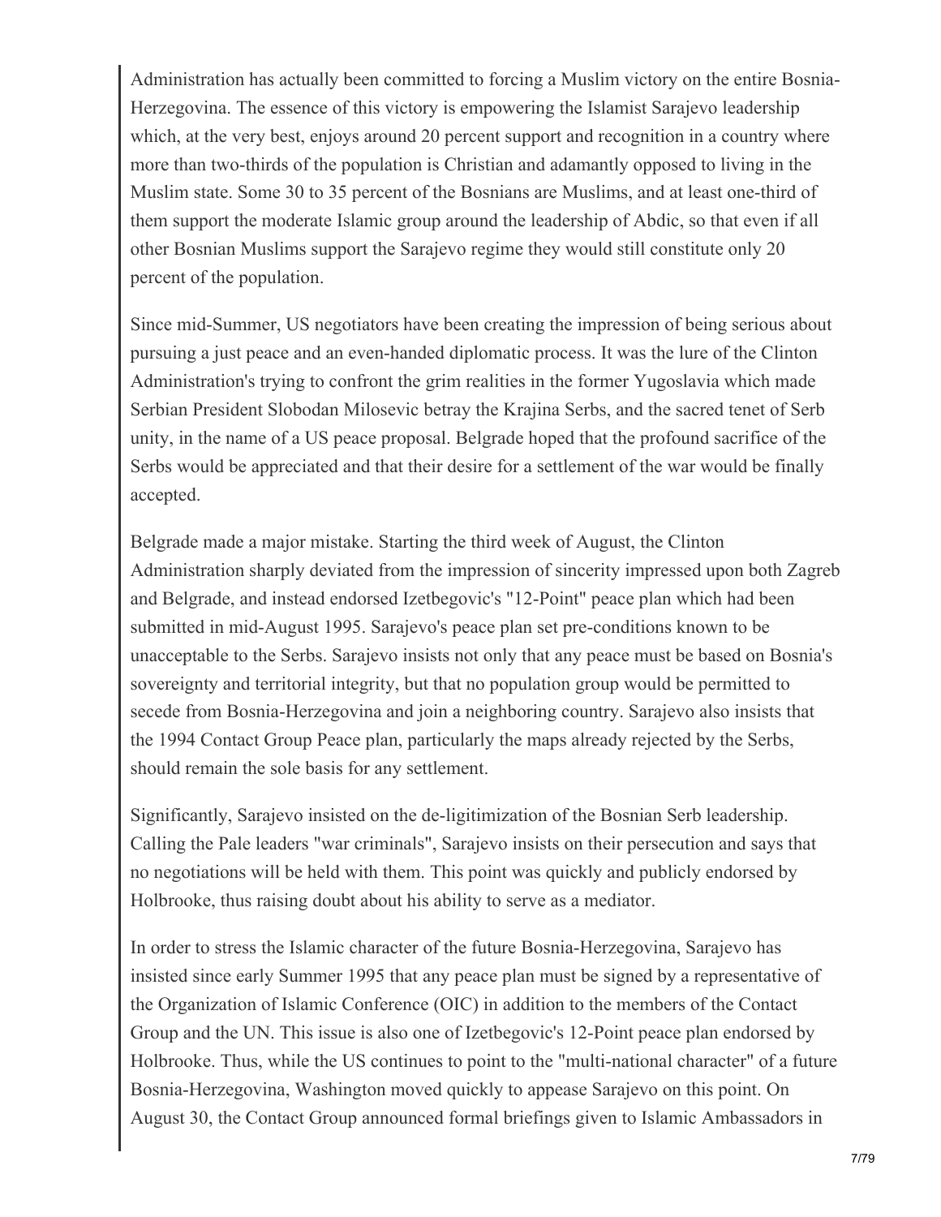Administration has actually been committed to forcing a Muslim victory on the entire Bosnia-Herzegovina. The essence of this victory is empowering the Islamist Sarajevo leadership which, at the very best, enjoys around 20 percent support and recognition in a country where more than two-thirds of the population is Christian and adamantly opposed to living in the Muslim state. Some 30 to 35 percent of the Bosnians are Muslims, and at least one-third of them support the moderate Islamic group around the leadership of Abdic, so that even if all other Bosnian Muslims support the Sarajevo regime they would still constitute only 20 percent of the population.

Since mid-Summer, US negotiators have been creating the impression of being serious about pursuing a just peace and an even-handed diplomatic process. It was the lure of the Clinton Administration's trying to confront the grim realities in the former Yugoslavia which made Serbian President Slobodan Milosevic betray the Krajina Serbs, and the sacred tenet of Serb unity, in the name of a US peace proposal. Belgrade hoped that the profound sacrifice of the Serbs would be appreciated and that their desire for a settlement of the war would be finally accepted.

Belgrade made a major mistake. Starting the third week of August, the Clinton Administration sharply deviated from the impression of sincerity impressed upon both Zagreb and Belgrade, and instead endorsed Izetbegovic's "12-Point" peace plan which had been submitted in mid-August 1995. Sarajevo's peace plan set pre-conditions known to be unacceptable to the Serbs. Sarajevo insists not only that any peace must be based on Bosnia's sovereignty and territorial integrity, but that no population group would be permitted to secede from Bosnia-Herzegovina and join a neighboring country. Sarajevo also insists that the 1994 Contact Group Peace plan, particularly the maps already rejected by the Serbs, should remain the sole basis for any settlement.

Significantly, Sarajevo insisted on the de-legitimization of the Bosnian Serb leadership. Calling the Pale leaders "war criminals", Sarajevo insists on their persecution and says that no negotiations will be held with them. This point was quickly and publicly endorsed by Holbrooke, thus raising doubt about his ability to serve as a mediator.

In order to stress the Islamic character of the future Bosnia-Herzegovina, Sarajevo has insisted since early Summer 1995 that any peace plan must be signed by a representative of the Organization of Islamic Conference (OIC) in addition to the members of the Contact Group and the UN. This issue is also one of Izetbegovic's 12-Point peace plan endorsed by Holbrooke. Thus, while the US continues to point to the "multi-national character" of a future Bosnia-Herzegovina, Washington moved quickly to appease Sarajevo on this point. On August 30, the Contact Group announced formal briefings given to Islamic Ambassadors in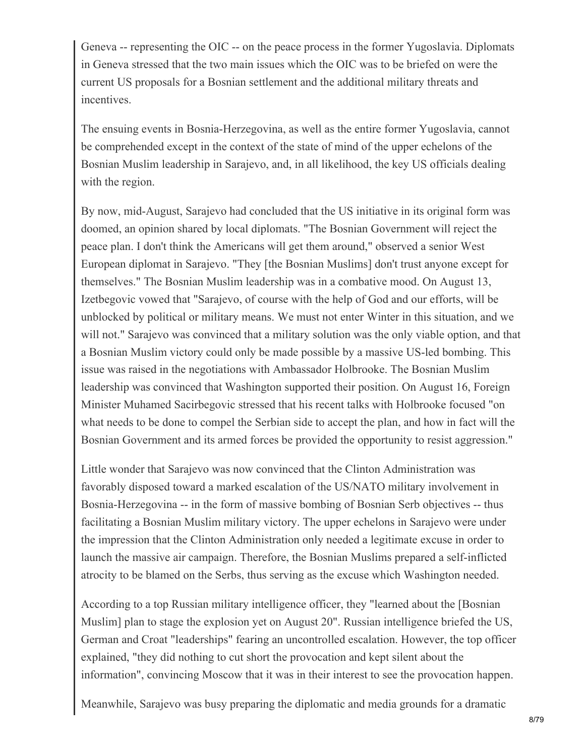Geneva -- representing the OIC -- on the peace process in the former Yugoslavia. Diplomats in Geneva stressed that the two main issues which the OIC was to be briefed on were the current US proposals for a Bosnian settlement and the additional military threats and incentives.

The ensuing events in Bosnia-Herzegovina, as well as the entire former Yugoslavia, cannot be comprehended except in the context of the state of mind of the upper echelons of the Bosnian Muslim leadership in Sarajevo, and, in all likelihood, the key US officials dealing with the region.

By now, mid-August, Sarajevo had concluded that the US initiative in its original form was doomed, an opinion shared by local diplomats. "The Bosnian Government will reject the peace plan. I don't think the Americans will get them around," observed a senior West European diplomat in Sarajevo. "They [the Bosnian Muslims] don't trust anyone except for themselves." The Bosnian Muslim leadership was in a combative mood. On August 13, Izetbegovic vowed that "Sarajevo, of course with the help of God and our efforts, will be unblocked by political or military means. We must not enter Winter in this situation, and we will not." Sarajevo was convinced that a military solution was the only viable option, and that a Bosnian Muslim victory could only be made possible by a massive US-led bombing. This issue was raised in the negotiations with Ambassador Holbrooke. The Bosnian Muslim leadership was convinced that Washington supported their position. On August 16, Foreign Minister Muhamed Sacirbegovic stressed that his recent talks with Holbrooke focused "on what needs to be done to compel the Serbian side to accept the plan, and how in fact will the Bosnian Government and its armed forces be provided the opportunity to resist aggression."

Little wonder that Sarajevo was now convinced that the Clinton Administration was favorably disposed toward a marked escalation of the US/NATO military involvement in Bosnia-Herzegovina -- in the form of massive bombing of Bosnian Serb objectives -- thus facilitating a Bosnian Muslim military victory. The upper echelons in Sarajevo were under the impression that the Clinton Administration only needed a legitimate excuse in order to launch the massive air campaign. Therefore, the Bosnian Muslims prepared a self-inflicted atrocity to be blamed on the Serbs, thus serving as the excuse which Washington needed.

According to a top Russian military intelligence officer, they "learned about the [Bosnian Muslim] plan to stage the explosion yet on August 20". Russian intelligence briefed the US, German and Croat "leaderships" fearing an uncontrolled escalation. However, the top officer explained, "they did nothing to cut short the provocation and kept silent about the information", convincing Moscow that it was in their interest to see the provocation happen.

Meanwhile, Sarajevo was busy preparing the diplomatic and media grounds for a dramatic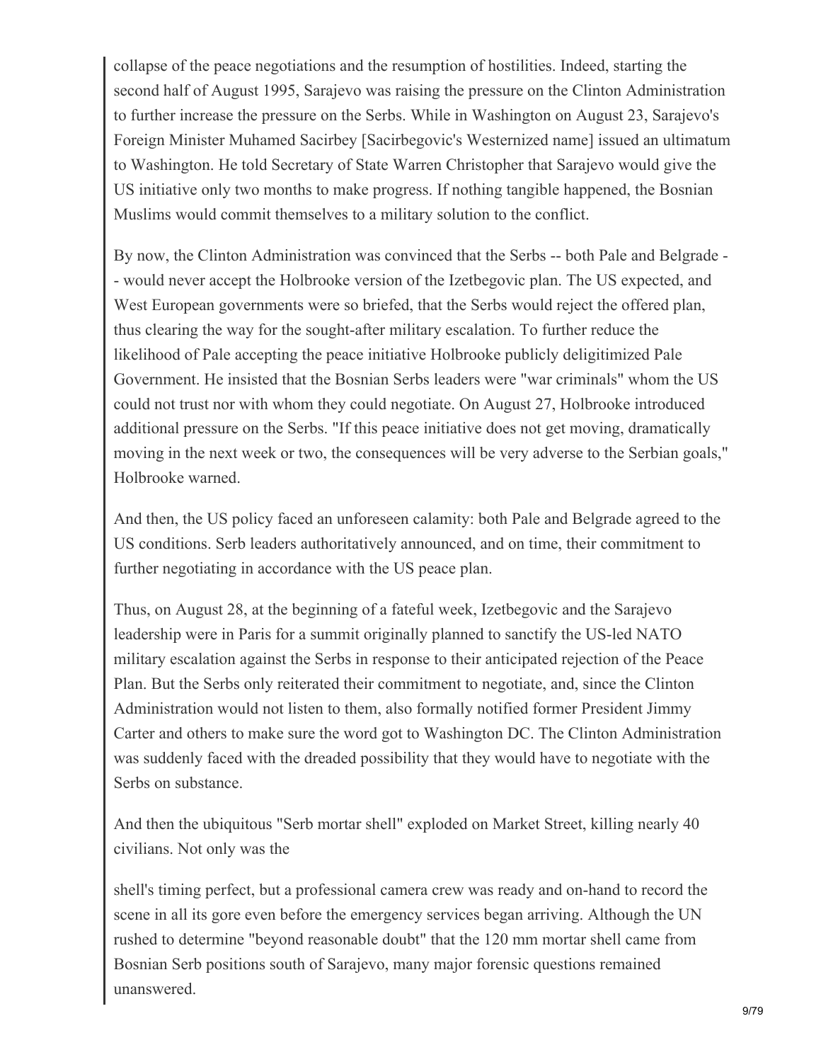collapse of the peace negotiations and the resumption of hostilities. Indeed, starting the second half of August 1995, Sarajevo was raising the pressure on the Clinton Administration to further increase the pressure on the Serbs. While in Washington on August 23, Sarajevo's Foreign Minister Muhamed Sacirbey [Sacirbegovic's Westernized name] issued an ultimatum to Washington. He told Secretary of State Warren Christopher that Sarajevo would give the US initiative only two months to make progress. If nothing tangible happened, the Bosnian Muslims would commit themselves to a military solution to the conflict.

By now, the Clinton Administration was convinced that the Serbs -- both Pale and Belgrade -- would never accept the Holbrooke version of the Izetbegovic plan. The US expected, and West European governments were so briefed, that the Serbs would reject the offered plan, thus clearing the way for the sought-after military escalation. To further reduce the likelihood of Pale accepting the peace initiative Holbrooke publicly deligitimized Pale Government. He insisted that the Bosnian Serbs leaders were "war criminals" whom the US could not trust nor with whom they could negotiate. On August 27, Holbrooke introduced additional pressure on the Serbs. "If this peace initiative does not get moving, dramatically moving in the next week or two, the consequences will be very adverse to the Serbian goals," Holbrooke warned.

And then, the US policy faced an unforeseen calamity: both Pale and Belgrade agreed to the US conditions. Serb leaders authoritatively announced, and on time, their commitment to further negotiating in accordance with the US peace plan.

Thus, on August 28, at the beginning of a fateful week, Izetbegovic and the Sarajevo leadership were in Paris for a summit originally planned to sanctify the US-led NATO military escalation against the Serbs in response to their anticipated rejection of the Peace Plan. But the Serbs only reiterated their commitment to negotiate, and, since the Clinton Administration would not listen to them, also formally notified former President Jimmy Carter and others to make sure the word got to Washington DC. The Clinton Administration was suddenly faced with the dreaded possibility that they would have to negotiate with the Serbs on substance.

And then the ubiquitous "Serb mortar shell" exploded on Market Street, killing nearly 40 civilians. Not only was the shell's timing perfect, but a professional camera crew was ready and on-hand to record the scene in all its gore even before the emergency services began arriving. Although the UN rushed to determine "beyond reasonable doubt" that the 120 mm mortar shell came from Bosnian Serb positions south of Sarajevo, many major forensic questions remained unanswered.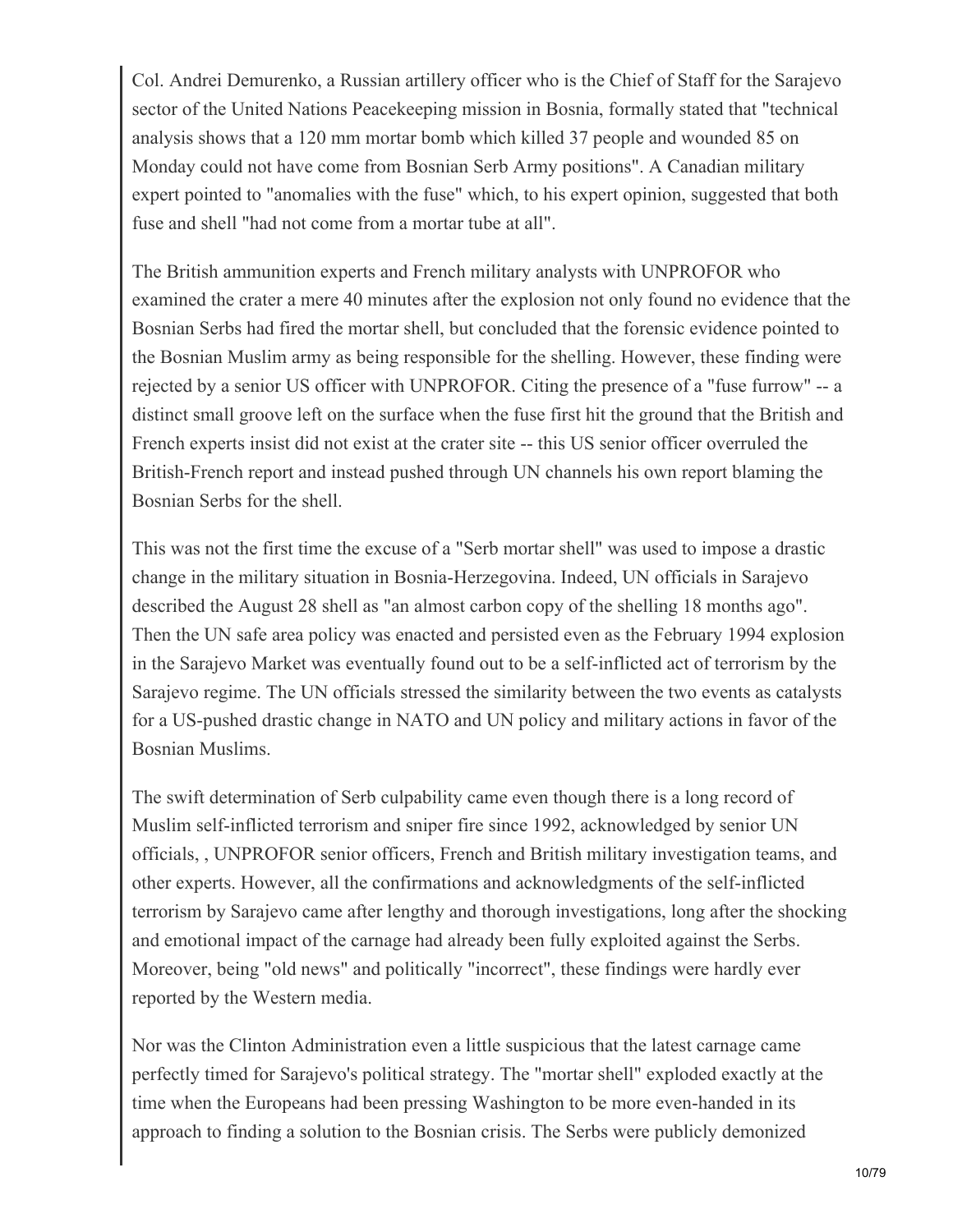Col. Andrei Demurenko, a Russian artillery officer who is the Chief of Staff for the Sarajevo sector of the United Nations Peacekeeping mission in Bosnia, formally stated that "technical analysis shows that a 120 mm mortar bomb which killed 37 people and wounded 85 on Monday could not have come from Bosnian Serb Army positions". A Canadian military expert pointed to "anomalies with the fuse" which, to his expert opinion, suggested that both fuse and shell "had not come from a mortar tube at all".

The British ammunition experts and French military analysts with UNPROFOR who examined the crater a mere 40 minutes after the explosion not only found no evidence that the Bosnian Serbs had fired the mortar shell, but concluded that the forensic evidence pointed to the Bosnian Muslim army as being responsible for the shelling. However, these finding were rejected by a senior US officer with UNPROFOR. Citing the presence of a "fuse furrow" -- a distinct small groove left on the surface when the fuse first hit the ground that the British and French experts insist did not exist at the crater site -- this US senior officer overruled the British-French report and instead pushed through UN channels his own report blaming the Bosnian Serbs for the shell.

This was not the first time the excuse of a "Serb mortar shell" was used to impose a drastic change in the military situation in Bosnia-Herzegovina. Indeed, UN officials in Sarajevo described the August 28 shell as "an almost carbon copy of the shelling 18 months ago". Then the UN safe area policy was enacted and persisted even as the February 1994 explosion in the Sarajevo Market was eventually found out to be a self-inflicted act of terrorism by the Sarajevo regime. The UN officials stressed the similarity between the two events as catalysts for a US-pushed drastic change in NATO and UN policy and military actions in favor of the Bosnian Muslims.

The swift determination of Serb culpability came even though there is a long record of Muslim self-inflicted terrorism and sniper fire since 1992, acknowledged by senior UN officials, , UNPROFOR senior officers, French and British military investigation teams, and other experts. However, all the confirmations and acknowledgments of the self-inflicted terrorism by Sarajevo came after lengthy and thorough investigations, long after the shocking and emotional impact of the carnage had already been fully exploited against the Serbs. Moreover, being "old news" and politically "incorrect", these findings were hardly ever reported by the Western media.

Nor was the Clinton Administration even a little suspicious that the latest carnage came perfectly timed for Sarajevo's political strategy. The "mortar shell" exploded exactly at the time when the Europeans had been pressing Washington to be more even-handed in its approach to finding a solution to the Bosnian crisis. The Serbs were publicly demonized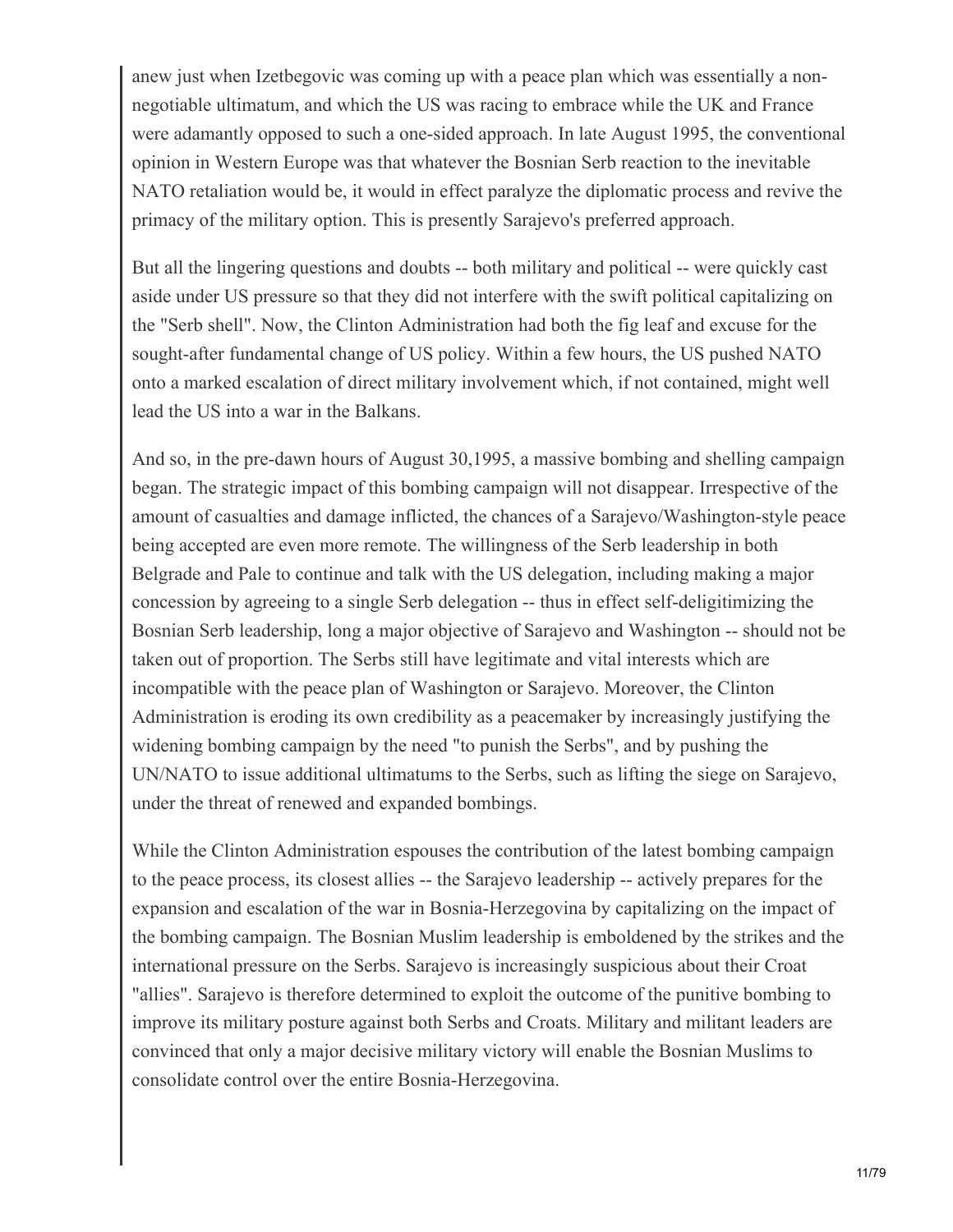anew just when Izetbegovic was coming up with a peace plan which was essentially a non-negotiable ultimatum, and which the US was racing to embrace while the UK and France were adamantly opposed to such a one-sided approach. In late August 1995, the conventional opinion in Western Europe was that whatever the Bosnian Serb reaction to the inevitable NATO retaliation would be, it would in effect paralyze the diplomatic process and revive the primacy of the military option. This is presently Sarajevo's preferred approach.

But all the lingering questions and doubts -- both military and political -- were quickly cast aside under US pressure so that they did not interfere with the swift political capitalizing on the "Serb shell". Now, the Clinton Administration had both the fig leaf and excuse for the sought-after fundamental change of US policy. Within a few hours, the US pushed NATO onto a marked escalation of direct military involvement which, if not contained, might well lead the US into a war in the Balkans.

And so, in the pre-dawn hours of August 30,1995, a massive bombing and shelling campaign began. The strategic impact of this bombing campaign will not disappear. Irrespective of the amount of casualties and damage inflicted, the chances of a Sarajevo/Washington-style peace being accepted are even more remote. The willingness of the Serb leadership in both Belgrade and Pale to continue and talk with the US delegation, including making a major concession by agreeing to a single Serb delegation -- thus in effect self-deligitimizing the Bosnian Serb leadership, long a major objective of Sarajevo and Washington -- should not be taken out of proportion. The Serbs still have legitimate and vital interests which are incompatible with the peace plan of Washington or Sarajevo. Moreover, the Clinton Administration is eroding its own credibility as a peacemaker by increasingly justifying the widening bombing campaign by the need "to punish the Serbs", and by pushing the UN/NATO to issue additional ultimatums to the Serbs, such as lifting the siege on Sarajevo, under the threat of renewed and expanded bombings.

While the Clinton Administration espouses the contribution of the latest bombing campaign to the peace process, its closest allies -- the Sarajevo leadership -- actively prepares for the expansion and escalation of the war in Bosnia-Herzegovina by capitalizing on the impact of the bombing campaign. The Bosnian Muslim leadership is emboldened by the strikes and the international pressure on the Serbs. Sarajevo is increasingly suspicious about their Croat "allies". Sarajevo is therefore determined to exploit the outcome of the punitive bombing to improve its military posture against both Serbs and Croats. Military and militant leaders are convinced that only a major decisive military victory will enable the Bosnian Muslims to consolidate control over the entire Bosnia-Herzegovina.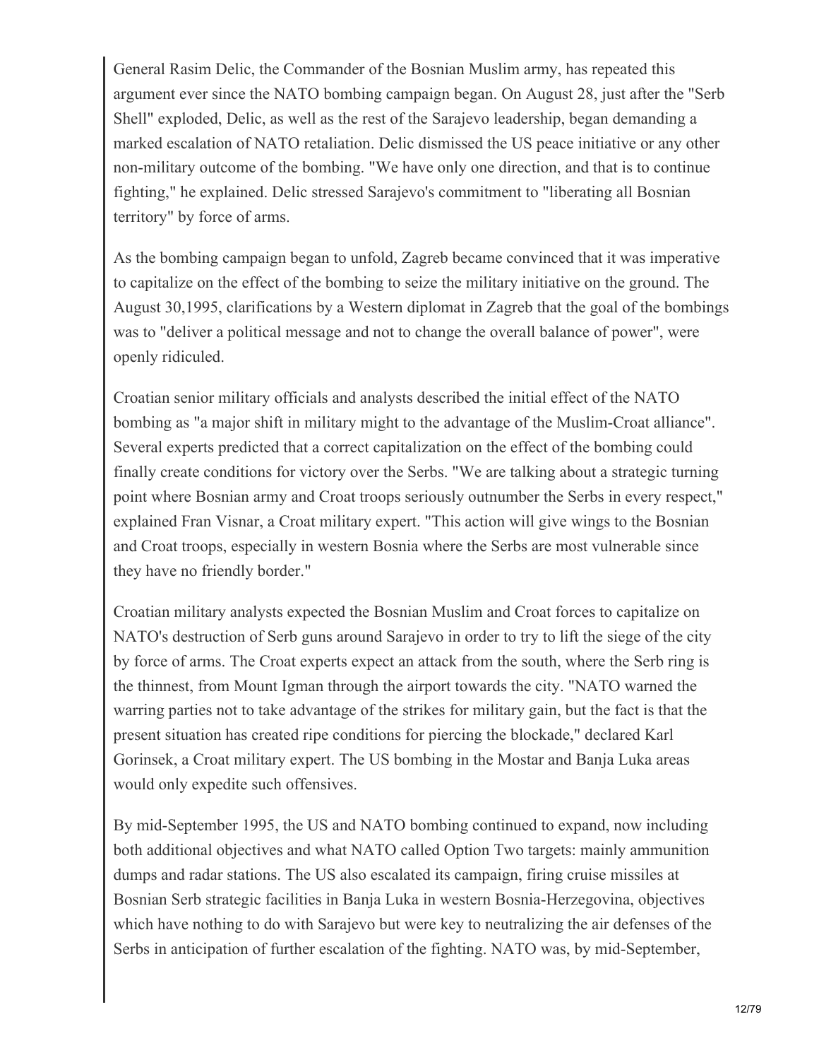General Rasim Delic, the Commander of the Bosnian Muslim army, has repeated this argument ever since the NATO bombing campaign began. On August 28, just after the "Serb Shell" exploded, Delic, as well as the rest of the Sarajevo leadership, began demanding a marked escalation of NATO retaliation. Delic dismissed the US peace initiative or any other non-military outcome of the bombing. "We have only one direction, and that is to continue fighting," he explained. Delic stressed Sarajevo's commitment to "liberating all Bosnian territory" by force of arms.

As the bombing campaign began to unfold, Zagreb became convinced that it was imperative to capitalize on the effect of the bombing to seize the military initiative on the ground. The August 30,1995, clarifications by a Western diplomat in Zagreb that the goal of the bombings was to "deliver a political message and not to change the overall balance of power", were openly ridiculed.

Croatian senior military officials and analysts described the initial effect of the NATO bombing as "a major shift in military might to the advantage of the Muslim-Croat alliance". Several experts predicted that a correct capitalization on the effect of the bombing could finally create conditions for victory over the Serbs. "We are talking about a strategic turning point where Bosnian army and Croat troops seriously outnumber the Serbs in every respect," explained Fran Visnar, a Croat military expert. "This action will give wings to the Bosnian and Croat troops, especially in western Bosnia where the Serbs are most vulnerable since they have no friendly border."

Croatian military analysts expected the Bosnian Muslim and Croat forces to capitalize on NATO's destruction of Serb guns around Sarajevo in order to try to lift the siege of the city by force of arms. The Croat experts expect an attack from the south, where the Serb ring is the thinnest, from Mount Igman through the airport towards the city. "NATO warned the warring parties not to take advantage of the strikes for military gain, but the fact is that the present situation has created ripe conditions for piercing the blockade," declared Karl Gorinsek, a Croat military expert. The US bombing in the Mostar and Banja Luka areas would only expedite such offensives.

By mid-September 1995, the US and NATO bombing continued to expand, now including both additional objectives and what NATO called Option Two targets: mainly ammunition dumps and radar stations. The US also escalated its campaign, firing cruise missiles at Bosnian Serb strategic facilities in Banja Luka in western Bosnia-Herzegovina, objectives which have nothing to do with Sarajevo but were key to neutralizing the air defenses of the Serbs in anticipation of further escalation of the fighting. NATO was, by mid-September,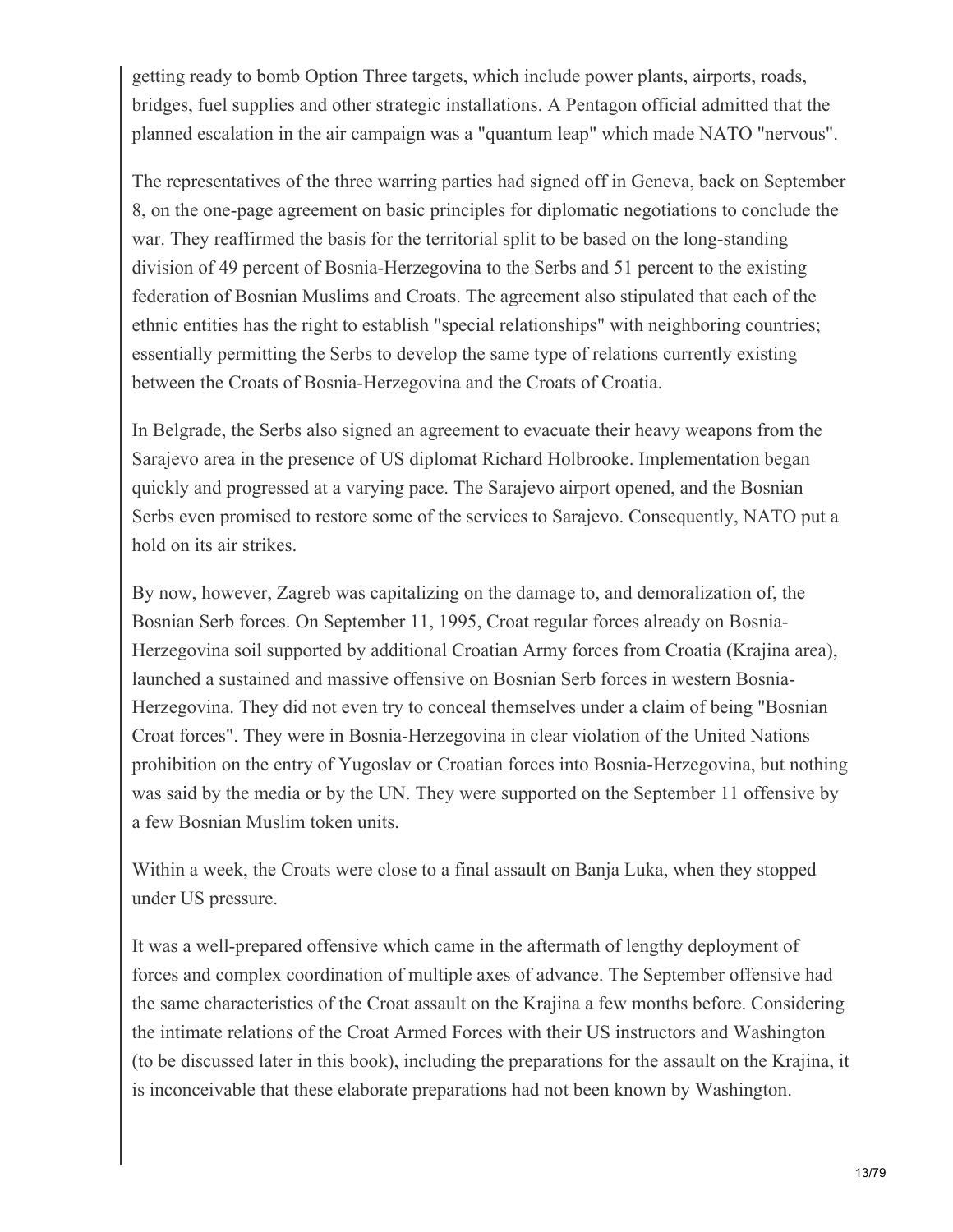getting ready to bomb Option Three targets, which include power plants, airports, roads, bridges, fuel supplies and other strategic installations. A Pentagon official admitted that the planned escalation in the air campaign was a "quantum leap" which made NATO "nervous".

The representatives of the three warring parties had signed off in Geneva, back on September 8, on the one-page agreement on basic principles for diplomatic negotiations to conclude the war. They reaffirmed the basis for the territorial split to be based on the long-standing division of 49 percent of Bosnia-Herzegovina to the Serbs and 51 percent to the existing federation of Bosnian Muslims and Croats. The agreement also stipulated that each of the ethnic entities has the right to establish "special relationships" with neighboring countries; essentially permitting the Serbs to develop the same type of relations currently existing between the Croats of Bosnia-Herzegovina and the Croats of Croatia.

In Belgrade, the Serbs also signed an agreement to evacuate their heavy weapons from the Sarajevo area in the presence of US diplomat Richard Holbrooke. Implementation began quickly and progressed at a varying pace. The Sarajevo airport opened, and the Bosnian Serbs even promised to restore some of the services to Sarajevo. Consequently, NATO put a hold on its air strikes.

By now, however, Zagreb was capitalizing on the damage to, and demoralization of, the Bosnian Serb forces. On September 11, 1995, Croat regular forces already on Bosnia-Herzegovina soil supported by additional Croatian Army forces from Croatia (Krajina area), launched a sustained and massive offensive on Bosnian Serb forces in western Bosnia-Herzegovina. They did not even try to conceal themselves under a claim of being "Bosnian Croat forces". They were in Bosnia-Herzegovina in clear violation of the United Nations prohibition on the entry of Yugoslav or Croatian forces into Bosnia-Herzegovina, but nothing was said by the media or by the UN. They were supported on the September 11 offensive by a few Bosnian Muslim token units.

Within a week, the Croats were close to a final assault on Banja Luka, when they stopped under US pressure.

It was a well-prepared offensive which came in the aftermath of lengthy deployment of forces and complex coordination of multiple axes of advance. The September offensive had the same characteristics of the Croat assault on the Krajina a few months before. Considering the intimate relations of the Croat Armed Forces with their US instructors and Washington (to be discussed later in this book), including the preparations for the assault on the Krajina, it is inconceivable that these elaborate preparations had not been known by Washington.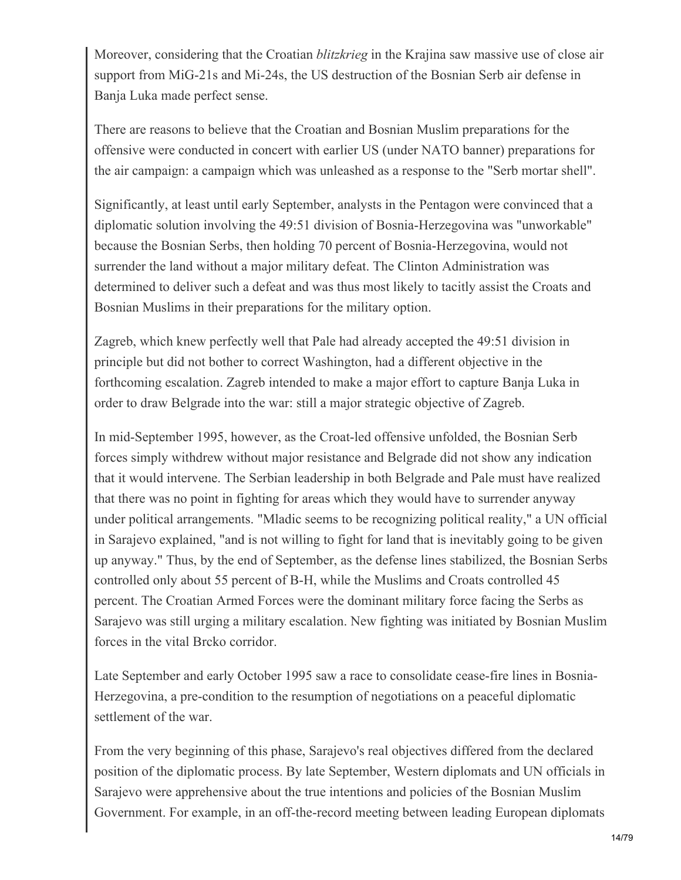Moreover, considering that the Croatian *blitzkrieg* in the Krajina saw massive use of close air support from MiG-21s and Mi-24s, the US destruction of the Bosnian Serb air defense in Banja Luka made perfect sense.

There are reasons to believe that the Croatian and Bosnian Muslim preparations for the offensive were conducted in concert with earlier US (under NATO banner) preparations for the air campaign: a campaign which was unleashed as a response to the "Serb mortar shell".

Significantly, at least until early September, analysts in the Pentagon were convinced that a diplomatic solution involving the 49:51 division of Bosnia-Herzegovina was "unworkable" because the Bosnian Serbs, then holding 70 percent of Bosnia-Herzegovina, would not surrender the land without a major military defeat. The Clinton Administration was determined to deliver such a defeat and was thus most likely to tacitly assist the Croats and Bosnian Muslims in their preparations for the military option.

Zagreb, which knew perfectly well that Pale had already accepted the 49:51 division in principle but did not bother to correct Washington, had a different objective in the forthcoming escalation. Zagreb intended to make a major effort to capture Banja Luka in order to draw Belgrade into the war: still a major strategic objective of Zagreb.

In mid-September 1995, however, as the Croat-led offensive unfolded, the Bosnian Serb forces simply withdrew without major resistance and Belgrade did not show any indication that it would intervene. The Serbian leadership in both Belgrade and Pale must have realized that there was no point in fighting for areas which they would have to surrender anyway under political arrangements. "Mladic seems to be recognizing political reality," a UN official in Sarajevo explained, "and is not willing to fight for land that is inevitably going to be given up anyway." Thus, by the end of September, as the defense lines stabilized, the Bosnian Serbs controlled only about 55 percent of B-H, while the Muslims and Croats controlled 45 percent. The Croatian Armed Forces were the dominant military force facing the Serbs as Sarajevo was still urging a military escalation. New fighting was initiated by Bosnian Muslim forces in the vital Brcko corridor.

Late September and early October 1995 saw a race to consolidate cease-fire lines in Bosnia-Herzegovina, a pre-condition to the resumption of negotiations on a peaceful diplomatic settlement of the war.

From the very beginning of this phase, Sarajevo's real objectives differed from the declared position of the diplomatic process. By late September, Western diplomats and UN officials in Sarajevo were apprehensive about the true intentions and policies of the Bosnian Muslim Government. For example, in an off-the-record meeting between leading European diplomats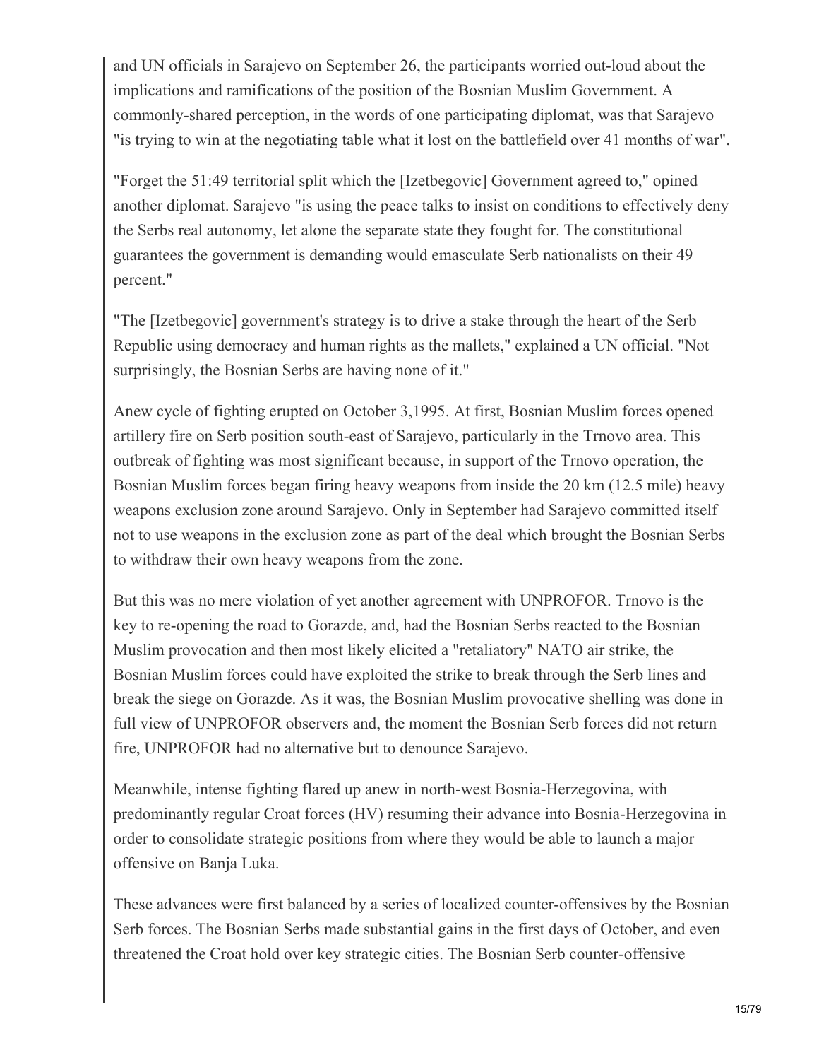and UN officials in Sarajevo on September 26, the participants worried out-loud about the implications and ramifications of the position of the Bosnian Muslim Government. A commonly-shared perception, in the words of one participating diplomat, was that Sarajevo "is trying to win at the negotiating table what it lost on the battlefield over 41 months of war".

"Forget the 51:49 territorial split which the [Izetbegovic] Government agreed to," opined another diplomat. Sarajevo "is using the peace talks to insist on conditions to effectively deny the Serbs real autonomy, let alone the separate state they fought for. The constitutional guarantees the government is demanding would emasculate Serb nationalists on their 49 percent."

"The [Izetbegovic] government's strategy is to drive a stake through the heart of the Serb Republic using democracy and human rights as the mallets," explained a UN official. "Not surprisingly, the Bosnian Serbs are having none of it."

Anew cycle of fighting erupted on October 3,1995. At first, Bosnian Muslim forces opened artillery fire on Serb position south-east of Sarajevo, particularly in the Trnovo area. This outbreak of fighting was most significant because, in support of the Trnovo operation, the Bosnian Muslim forces began firing heavy weapons from inside the 20 km (12.5 mile) heavy weapons exclusion zone around Sarajevo. Only in September had Sarajevo committed itself not to use weapons in the exclusion zone as part of the deal which brought the Bosnian Serbs to withdraw their own heavy weapons from the zone.

But this was no mere violation of yet another agreement with UNPROFOR. Trnovo is the key to re-opening the road to Gorazde, and, had the Bosnian Serbs reacted to the Bosnian Muslim provocation and then most likely elicited a "retaliatory" NATO air strike, the Bosnian Muslim forces could have exploited the strike to break through the Serb lines and break the siege on Gorazde. As it was, the Bosnian Muslim provocative shelling was done in full view of UNPROFOR observers and, the moment the Bosnian Serb forces did not return fire, UNPROFOR had no alternative but to denounce Sarajevo.

Meanwhile, intense fighting flared up anew in north-west Bosnia-Herzegovina, with predominantly regular Croat forces (HV) resuming their advance into Bosnia-Herzegovina in order to consolidate strategic positions from where they would be able to launch a major offensive on Banja Luka.

These advances were first balanced by a series of localized counter-offensives by the Bosnian Serb forces. The Bosnian Serbs made substantial gains in the first days of October, and even threatened the Croat hold over key strategic cities. The Bosnian Serb counter-offensive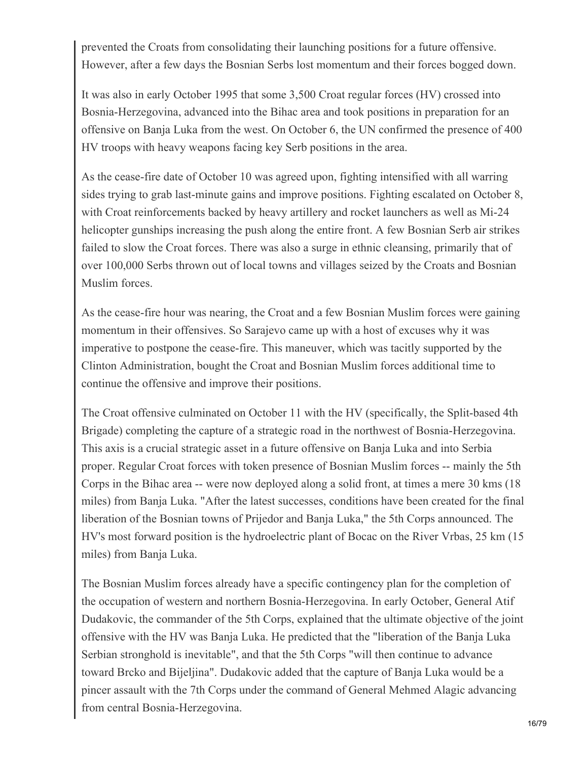prevented the Croats from consolidating their launching positions for a future offensive. However, after a few days the Bosnian Serbs lost momentum and their forces bogged down.

It was also in early October 1995 that some 3,500 Croat regular forces (HV) crossed into Bosnia-Herzegovina, advanced into the Bihac area and took positions in preparation for an offensive on Banja Luka from the west. On October 6, the UN confirmed the presence of 400 HV troops with heavy weapons facing key Serb positions in the area.

As the cease-fire date of October 10 was agreed upon, fighting intensified with all warring sides trying to grab last-minute gains and improve positions. Fighting escalated on October 8, with Croat reinforcements backed by heavy artillery and rocket launchers as well as Mi-24 helicopter gunships increasing the push along the entire front. A few Bosnian Serb air strikes failed to slow the Croat forces. There was also a surge in ethnic cleansing, primarily that of over 100,000 Serbs thrown out of local towns and villages seized by the Croats and Bosnian Muslim forces.

As the cease-fire hour was nearing, the Croat and a few Bosnian Muslim forces were gaining momentum in their offensives. So Sarajevo came up with a host of excuses why it was imperative to postpone the cease-fire. This maneuver, which was tacitly supported by the Clinton Administration, bought the Croat and Bosnian Muslim forces additional time to continue the offensive and improve their positions.

The Croat offensive culminated on October 11 with the HV (specifically, the Split-based 4th Brigade) completing the capture of a strategic road in the northwest of Bosnia-Herzegovina. This axis is a crucial strategic asset in a future offensive on Banja Luka and into Serbia proper. Regular Croat forces with token presence of Bosnian Muslim forces -- mainly the 5th Corps in the Bihac area -- were now deployed along a solid front, at times a mere 30 kms (18 miles) from Banja Luka. "After the latest successes, conditions have been created for the final liberation of the Bosnian towns of Prijedor and Banja Luka," the 5th Corps announced. The HV's most forward position is the hydroelectric plant of Bocac on the River Vrbas, 25 km (15 miles) from Banja Luka.

The Bosnian Muslim forces already have a specific contingency plan for the completion of the occupation of western and northern Bosnia-Herzegovina. In early October, General Atif Dudakovic, the commander of the 5th Corps, explained that the ultimate objective of the joint offensive with the HV was Banja Luka. He predicted that the "liberation of the Banja Luka Serbian stronghold is inevitable", and that the 5th Corps "will then continue to advance toward Brcko and Bijeljina". Dudakovic added that the capture of Banja Luka would be a pincer assault with the 7th Corps under the command of General Mehmed Alagic advancing from central Bosnia-Herzegovina.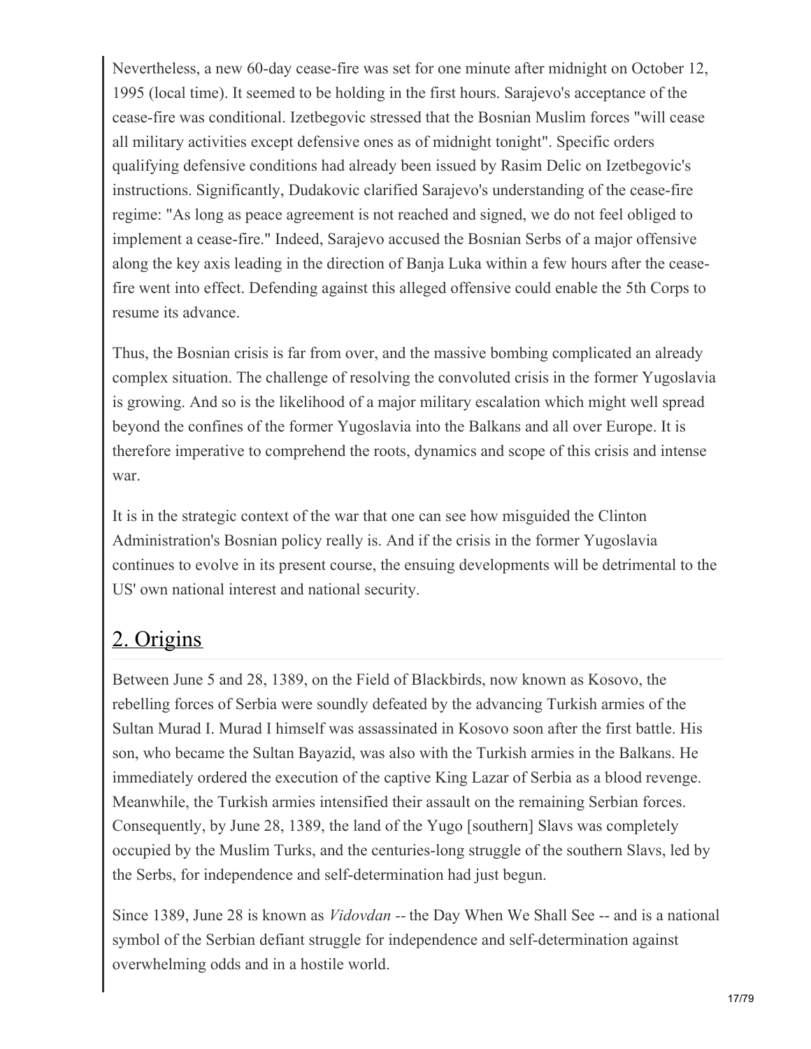Nevertheless, a new 60-day cease-fire was set for one minute after midnight on October 12, 1995 (local time). It seemed to be holding in the first hours. Sarajevo's acceptance of the cease-fire was conditional. Izetbegovic stressed that the Bosnian Muslim forces "will cease all military activities except defensive ones as of midnight tonight". Specific orders qualifying defensive conditions had already been issued by Rasim Delic on Izetbegovic's instructions. Significantly, Dudakovic clarified Sarajevo's understanding of the cease-fire regime: "As long as peace agreement is not reached and signed, we do not feel obliged to implement a cease-fire." Indeed, Sarajevo accused the Bosnian Serbs of a major offensive along the key axis leading in the direction of Banja Luka within a few hours after the cease-fire went into effect. Defending against this alleged offensive could enable the 5th Corps to resume its advance.

Thus, the Bosnian crisis is far from over, and the massive bombing complicated an already complex situation. The challenge of resolving the convoluted crisis in the former Yugoslavia is growing. And so is the likelihood of a major military escalation which might well spread beyond the confines of the former Yugoslavia into the Balkans and all over Europe. It is therefore imperative to comprehend the roots, dynamics and scope of this crisis and intense war.

It is in the strategic context of the war that one can see how misguided the Clinton Administration's Bosnian policy really is. And if the crisis in the former Yugoslavia continues to evolve in its present course, the ensuing developments will be detrimental to the US' own national interest and national security.

## 2. Origins

Between June 5 and 28, 1389, on the Field of Blackbirds, now known as Kosovo, the rebelling forces of Serbia were soundly defeated by the advancing Turkish armies of the Sultan Murad I. Murad I himself was assassinated in Kosovo soon after the first battle. His son, who became the Sultan Bayazid, was also with the Turkish armies in the Balkans. He immediately ordered the execution of the captive King Lazar of Serbia as a blood revenge. Meanwhile, the Turkish armies intensified their assault on the remaining Serbian forces. Consequently, by June 28, 1389, the land of the Yugo [southern] Slavs was completely occupied by the Muslim Turks, and the centuries-long struggle of the southern Slavs, led by the Serbs, for independence and self-determination had just begun.

Since 1389, June 28 is known as *Vidovdan* -- the Day When We Shall See -- and is a national symbol of the Serbian defiant struggle for independence and self-determination against overwhelming odds and in a hostile world.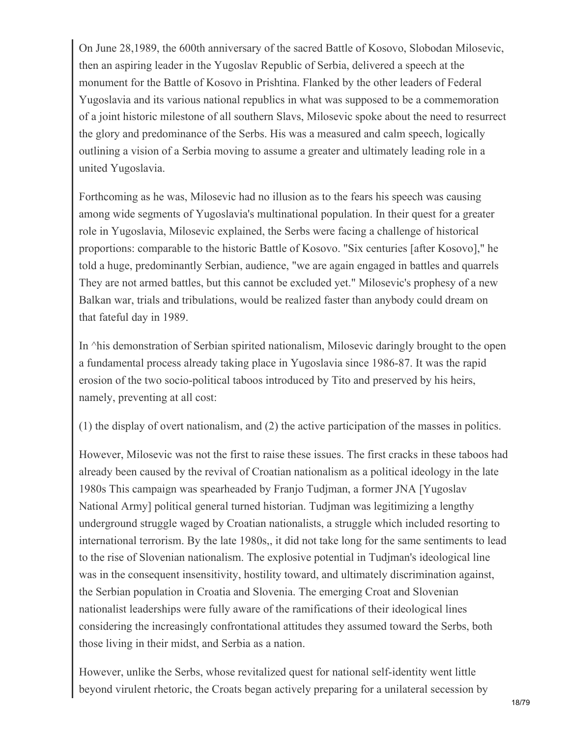On June 28,1989, the 600th anniversary of the sacred Battle of Kosovo, Slobodan Milosevic, then an aspiring leader in the Yugoslav Republic of Serbia, delivered a speech at the monument for the Battle of Kosovo in Prishtina. Flanked by the other leaders of Federal Yugoslavia and its various national republics in what was supposed to be a commemoration of a joint historic milestone of all southern Slavs, Milosevic spoke about the need to resurrect the glory and predominance of the Serbs. His was a measured and calm speech, logically outlining a vision of a Serbia moving to assume a greater and ultimately leading role in a united Yugoslavia.

Forthcoming as he was, Milosevic had no illusion as to the fears his speech was causing among wide segments of Yugoslavia's multinational population. In their quest for a greater role in Yugoslavia, Milosevic explained, the Serbs were facing a challenge of historical proportions: comparable to the historic Battle of Kosovo. "Six centuries [after Kosovo]," he told a huge, predominantly Serbian, audience, "we are again engaged in battles and quarrels They are not armed battles, but this cannot be excluded yet." Milosevic's prophesy of a new Balkan war, trials and tribulations, would be realized faster than anybody could dream on that fateful day in 1989.

In ^his demonstration of Serbian spirited nationalism, Milosevic daringly brought to the open a fundamental process already taking place in Yugoslavia since 1986-87. It was the rapid erosion of the two socio-political taboos introduced by Tito and preserved by his heirs, namely, preventing at all cost:

(1) the display of overt nationalism, and (2) the active participation of the masses in politics.

However, Milosevic was not the first to raise these issues. The first cracks in these taboos had already been caused by the revival of Croatian nationalism as a political ideology in the late 1980s This campaign was spearheaded by Franjo Tudjman, a former JNA [Yugoslav National Army] political general turned historian. Tudjman was legitimizing a lengthy underground struggle waged by Croatian nationalists, a struggle which included resorting to international terrorism. By the late 1980s,, it did not take long for the same sentiments to lead to the rise of Slovenian nationalism. The explosive potential in Tudjman's ideological line was in the consequent insensitivity, hostility toward, and ultimately discrimination against, the Serbian population in Croatia and Slovenia. The emerging Croat and Slovenian nationalist leaderships were fully aware of the ramifications of their ideological lines considering the increasingly confrontational attitudes they assumed toward the Serbs, both those living in their midst, and Serbia as a nation.

However, unlike the Serbs, whose revitalized quest for national self-identity went little beyond virulent rhetoric, the Croats began actively preparing for a unilateral secession by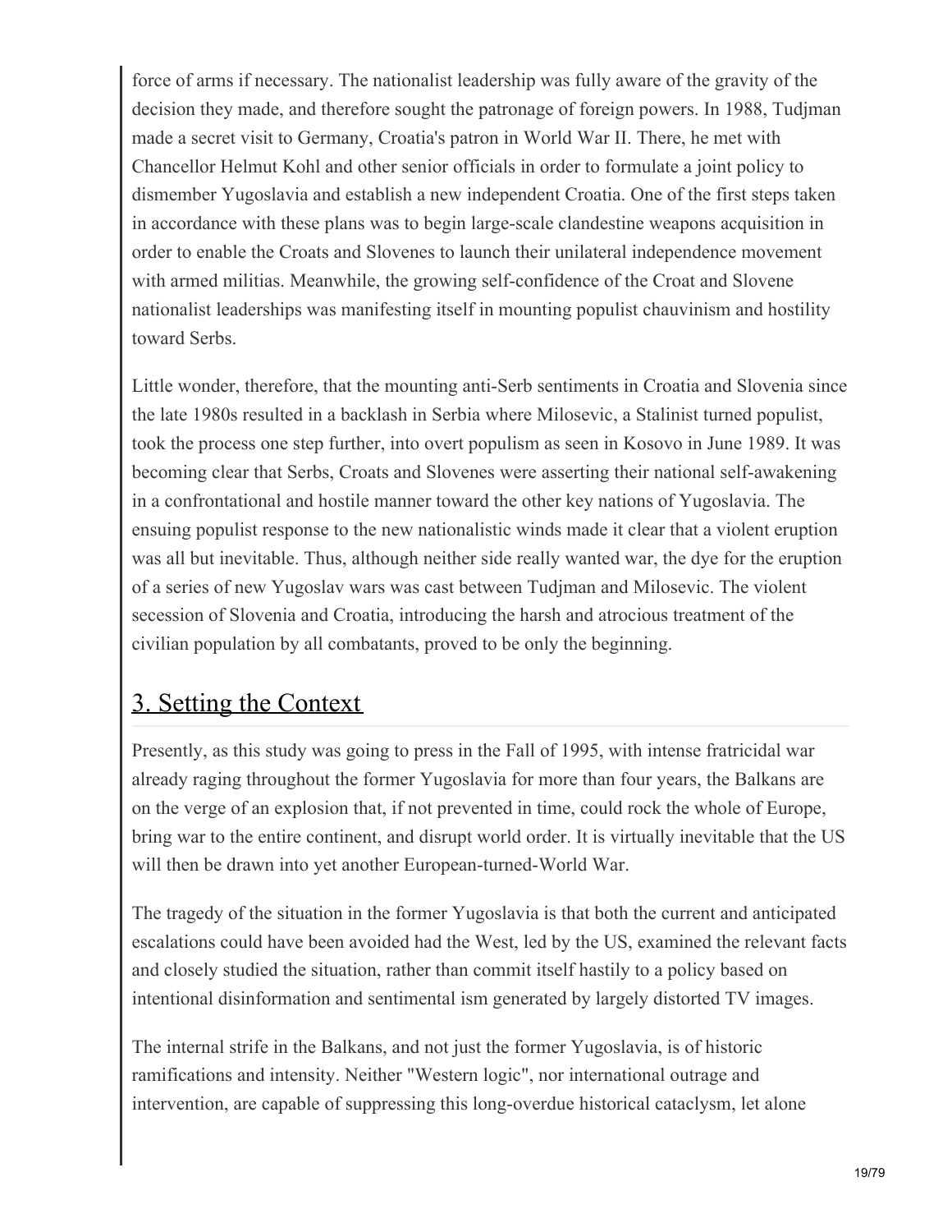force of arms if necessary. The nationalist leadership was fully aware of the gravity of the decision they made, and therefore sought the patronage of foreign powers. In 1988, Tudjman made a secret visit to Germany, Croatia's patron in World War II. There, he met with Chancellor Helmut Kohl and other senior officials in order to formulate a joint policy to dismember Yugoslavia and establish a new independent Croatia. One of the first steps taken in accordance with these plans was to begin large-scale clandestine weapons acquisition in order to enable the Croats and Slovenes to launch their unilateral independence movement with armed militias. Meanwhile, the growing self-confidence of the Croat and Slovene nationalist leaderships was manifesting itself in mounting populist chauvinism and hostility toward Serbs.

Little wonder, therefore, that the mounting anti-Serb sentiments in Croatia and Slovenia since the late 1980s resulted in a backlash in Serbia where Milosevic, a Stalinist turned populist, took the process one step further, into overt populism as seen in Kosovo in June 1989. It was becoming clear that Serbs, Croats and Slovenes were asserting their national self-awakening in a confrontational and hostile manner toward the other key nations of Yugoslavia. The ensuing populist response to the new nationalistic winds made it clear that a violent eruption was all but inevitable. Thus, although neither side really wanted war, the dye for the eruption of a series of new Yugoslav wars was cast between Tudjman and Milosevic. The violent secession of Slovenia and Croatia, introducing the harsh and atrocious treatment of the civilian population by all combatants, proved to be only the beginning.

## 3. Setting the Context

Presently, as this study was going to press in the Fall of 1995, with intense fratricidal war already raging throughout the former Yugoslavia for more than four years, the Balkans are on the verge of an explosion that, if not prevented in time, could rock the whole of Europe, bring war to the entire continent, and disrupt world order. It is virtually inevitable that the US will then be drawn into yet another European-turned-World War.

The tragedy of the situation in the former Yugoslavia is that both the current and anticipated escalations could have been avoided had the West, led by the US, examined the relevant facts and closely studied the situation, rather than commit itself hastily to a policy based on intentional disinformation and sentimental ism generated by largely distorted TV images.

The internal strife in the Balkans, and not just the former Yugoslavia, is of historic ramifications and intensity. Neither "Western logic", nor international outrage and intervention, are capable of suppressing this long-overdue historical cataclysm, let alone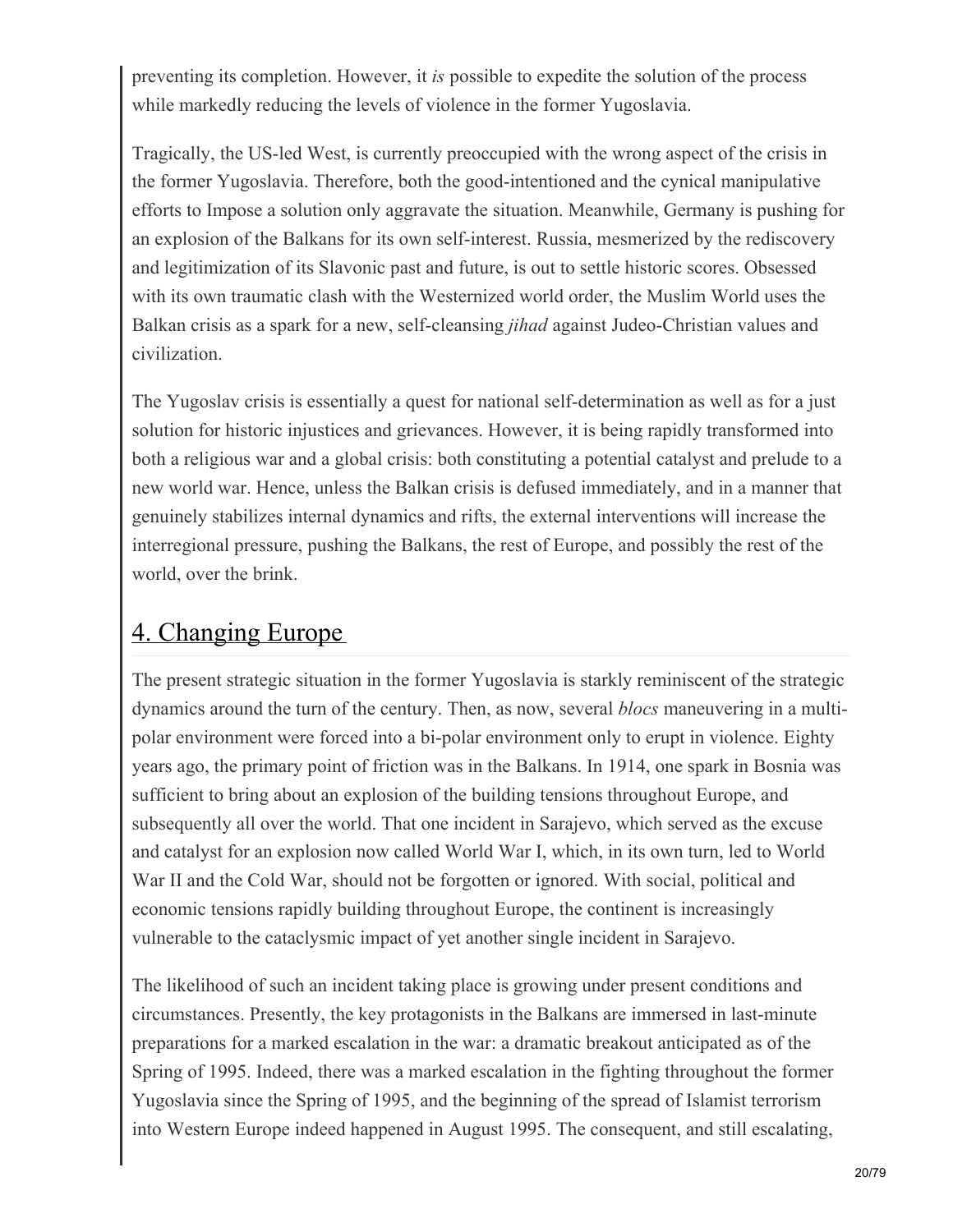preventing its completion. However, it *is* possible to expedite the solution of the process while markedly reducing the levels of violence in the former Yugoslavia.

Tragically, the US-led West, is currently preoccupied with the wrong aspect of the crisis in the former Yugoslavia. Therefore, both the good-intentioned and the cynical manipulative efforts to Impose a solution only aggravate the situation. Meanwhile, Germany is pushing for an explosion of the Balkans for its own self-interest. Russia, mesmerized by the rediscovery and legitimization of its Slavonic past and future, is out to settle historic scores. Obsessed with its own traumatic clash with the Westernized world order, the Muslim World uses the Balkan crisis as a spark for a new, self-cleansing *jihad* against Judeo-Christian values and civilization.

The Yugoslav crisis is essentially a quest for national self-determination as well as for a just solution for historic injustices and grievances. However, it is being rapidly transformed into both a religious war and a global crisis: both constituting a potential catalyst and prelude to a new world war. Hence, unless the Balkan crisis is defused immediately, and in a manner that genuinely stabilizes internal dynamics and rifts, the external interventions will increase the interregional pressure, pushing the Balkans, the rest of Europe, and possibly the rest of the world, over the brink.

## 4. Changing Europe

The present strategic situation in the former Yugoslavia is starkly reminiscent of the strategic dynamics around the turn of the century. Then, as now, several *blocs* maneuvering in a multi-polar environment were forced into a bi-polar environment only to erupt in violence. Eighty years ago, the primary point of friction was in the Balkans. In 1914, one spark in Bosnia was sufficient to bring about an explosion of the building tensions throughout Europe, and subsequently all over the world. That one incident in Sarajevo, which served as the excuse and catalyst for an explosion now called World War I, which, in its own turn, led to World War II and the Cold War, should not be forgotten or ignored. With social, political and economic tensions rapidly building throughout Europe, the continent is increasingly vulnerable to the cataclysmic impact of yet another single incident in Sarajevo.

The likelihood of such an incident taking place is growing under present conditions and circumstances. Presently, the key protagonists in the Balkans are immersed in last-minute preparations for a marked escalation in the war: a dramatic breakout anticipated as of the Spring of 1995. Indeed, there was a marked escalation in the fighting throughout the former Yugoslavia since the Spring of 1995, and the beginning of the spread of Islamist terrorism into Western Europe indeed happened in August 1995. The consequent, and still escalating,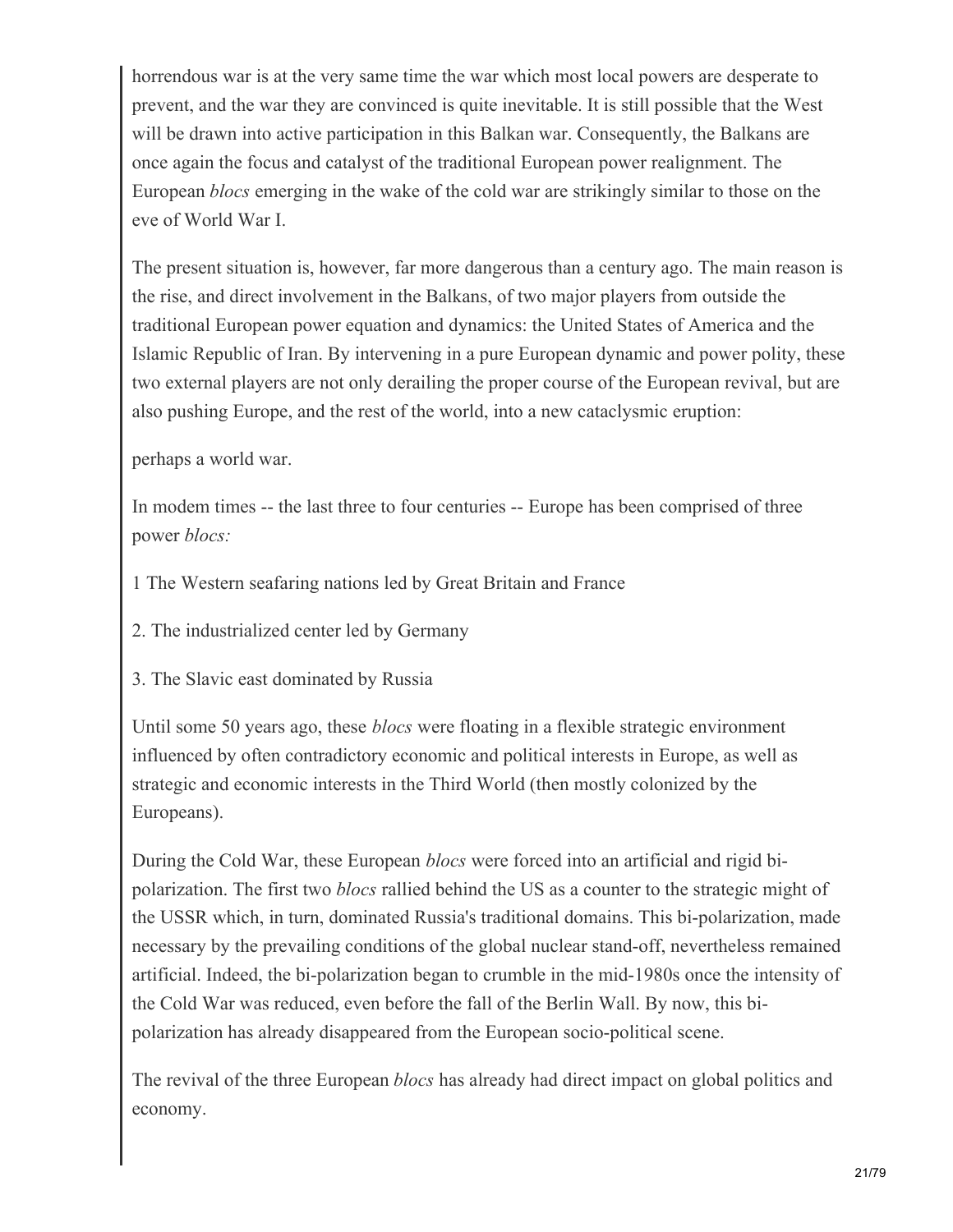horrendous war is at the very same time the war which most local powers are desperate to prevent, and the war they are convinced is quite inevitable. It is still possible that the West will be drawn into active participation in this Balkan war. Consequently, the Balkans are once again the focus and catalyst of the traditional European power realignment. The European *blocs* emerging in the wake of the cold war are strikingly similar to those on the eve of World War I.

The present situation is, however, far more dangerous than a century ago. The main reason is the rise, and direct involvement in the Balkans, of two major players from outside the traditional European power equation and dynamics: the United States of America and the Islamic Republic of Iran. By intervening in a pure European dynamic and power polity, these two external players are not only derailing the proper course of the European revival, but are also pushing Europe, and the rest of the world, into a new cataclysmic eruption:

perhaps a world war.

In modem times -- the last three to four centuries -- Europe has been comprised of three power *blocs:*

1 The Western seafaring nations led by Great Britain and France

2. The industrialized center led by Germany

3. The Slavic east dominated by Russia

Until some 50 years ago, these *blocs* were floating in a flexible strategic environment influenced by often contradictory economic and political interests in Europe, as well as strategic and economic interests in the Third World (then mostly colonized by the Europeans).

During the Cold War, these European *blocs* were forced into an artificial and rigid bi-polarization. The first two *blocs* rallied behind the US as a counter to the strategic might of the USSR which, in turn, dominated Russia's traditional domains. This bi-polarization, made necessary by the prevailing conditions of the global nuclear stand-off, nevertheless remained artificial. Indeed, the bi-polarization began to crumble in the mid-1980s once the intensity of the Cold War was reduced, even before the fall of the Berlin Wall. By now, this bi-polarization has already disappeared from the European socio-political scene.

The revival of the three European *blocs* has already had direct impact on global politics and economy.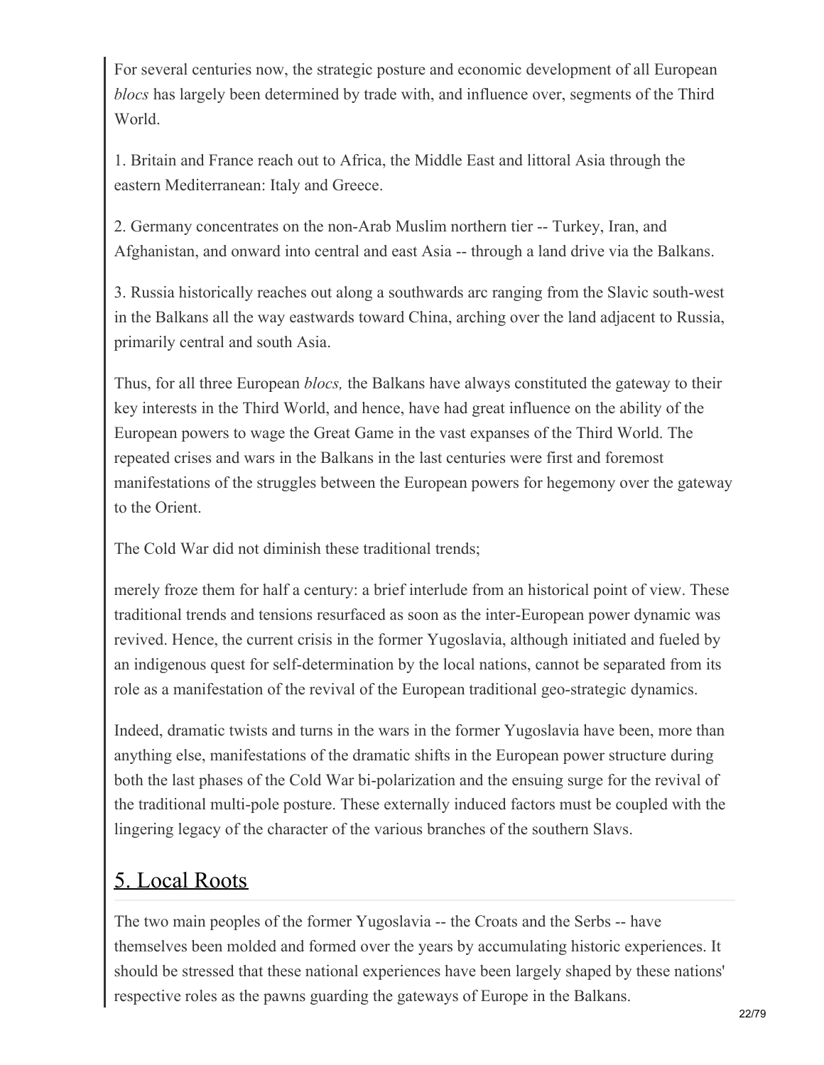For several centuries now, the strategic posture and economic development of all European *blocs* has largely been determined by trade with, and influence over, segments of the Third World.

1. Britain and France reach out to Africa, the Middle East and littoral Asia through the eastern Mediterranean: Italy and Greece.

2. Germany concentrates on the non-Arab Muslim northern tier -- Turkey, Iran, and Afghanistan, and onward into central and east Asia -- through a land drive via the Balkans.

3. Russia historically reaches out along a southwards arc ranging from the Slavic south-west in the Balkans all the way eastwards toward China, arching over the land adjacent to Russia, primarily central and south Asia.

Thus, for all three European *blocs,* the Balkans have always constituted the gateway to their key interests in the Third World, and hence, have had great influence on the ability of the European powers to wage the Great Game in the vast expanses of the Third World. The repeated crises and wars in the Balkans in the last centuries were first and foremost manifestations of the struggles between the European powers for hegemony over the gateway to the Orient.

The Cold War did not diminish these traditional trends;

merely froze them for half a century: a brief interlude from an historical point of view. These traditional trends and tensions resurfaced as soon as the inter-European power dynamic was revived. Hence, the current crisis in the former Yugoslavia, although initiated and fueled by an indigenous quest for self-determination by the local nations, cannot be separated from its role as a manifestation of the revival of the European traditional geo-strategic dynamics.

Indeed, dramatic twists and turns in the wars in the former Yugoslavia have been, more than anything else, manifestations of the dramatic shifts in the European power structure during both the last phases of the Cold War bi-polarization and the ensuing surge for the revival of the traditional multi-pole posture. These externally induced factors must be coupled with the lingering legacy of the character of the various branches of the southern Slavs.

## 5. Local Roots

The two main peoples of the former Yugoslavia -- the Croats and the Serbs -- have themselves been molded and formed over the years by accumulating historic experiences. It should be stressed that these national experiences have been largely shaped by these nations' respective roles as the pawns guarding the gateways of Europe in the Balkans.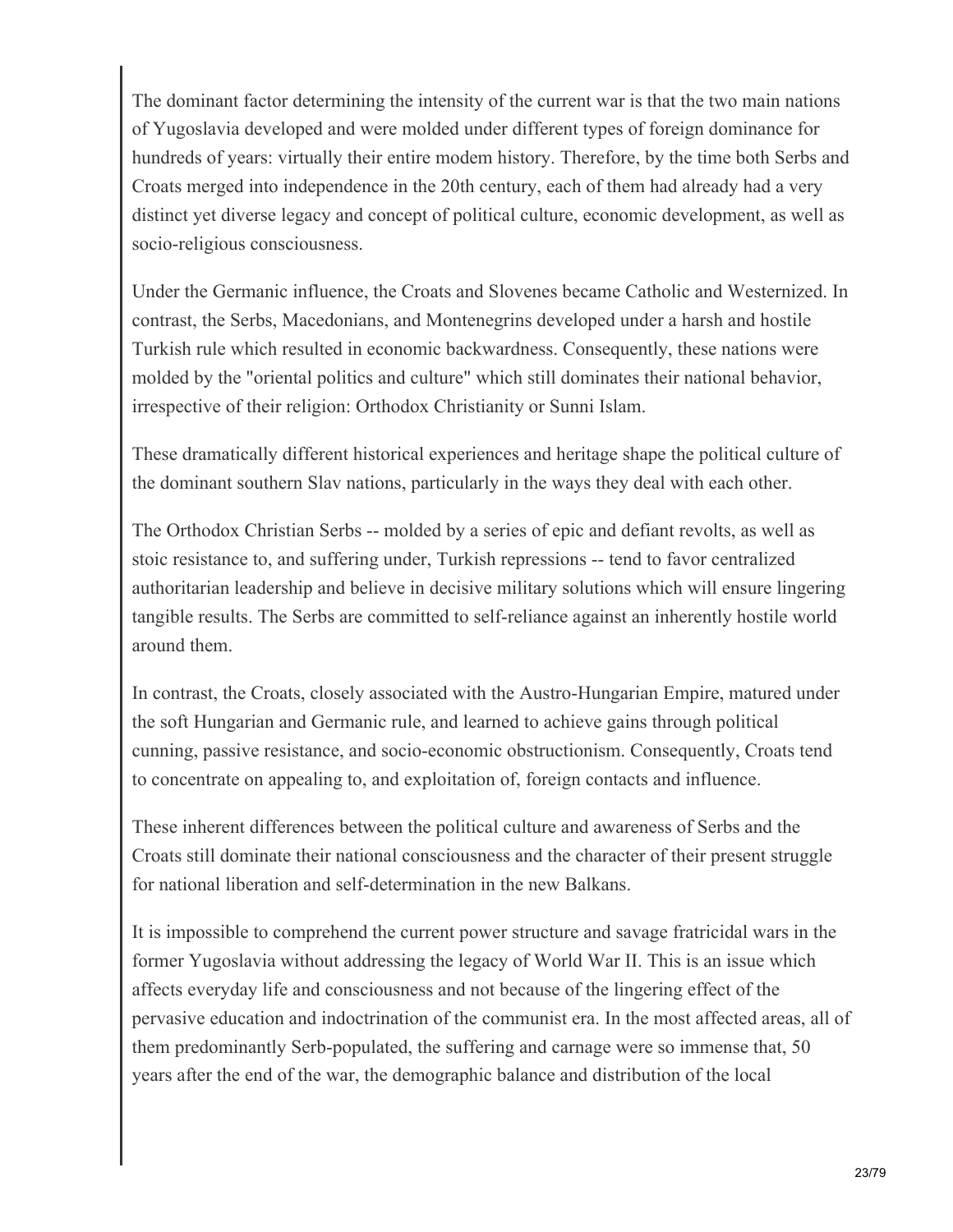The dominant factor determining the intensity of the current war is that the two main nations of Yugoslavia developed and were molded under different types of foreign dominance for hundreds of years: virtually their entire modem history. Therefore, by the time both Serbs and Croats merged into independence in the 20th century, each of them had already had a very distinct yet diverse legacy and concept of political culture, economic development, as well as socio-religious consciousness.

Under the Germanic influence, the Croats and Slovenes became Catholic and Westernized. In contrast, the Serbs, Macedonians, and Montenegrins developed under a harsh and hostile Turkish rule which resulted in economic backwardness. Consequently, these nations were molded by the "oriental politics and culture" which still dominates their national behavior, irrespective of their religion: Orthodox Christianity or Sunni Islam.

These dramatically different historical experiences and heritage shape the political culture of the dominant southern Slav nations, particularly in the ways they deal with each other.

The Orthodox Christian Serbs -- molded by a series of epic and defiant revolts, as well as stoic resistance to, and suffering under, Turkish repressions -- tend to favor centralized authoritarian leadership and believe in decisive military solutions which will ensure lingering tangible results. The Serbs are committed to self-reliance against an inherently hostile world around them.

In contrast, the Croats, closely associated with the Austro-Hungarian Empire, matured under the soft Hungarian and Germanic rule, and learned to achieve gains through political cunning, passive resistance, and socio-economic obstructionism. Consequently, Croats tend to concentrate on appealing to, and exploitation of, foreign contacts and influence.

These inherent differences between the political culture and awareness of Serbs and the Croats still dominate their national consciousness and the character of their present struggle for national liberation and self-determination in the new Balkans.

It is impossible to comprehend the current power structure and savage fratricidal wars in the former Yugoslavia without addressing the legacy of World War II. This is an issue which affects everyday life and consciousness and not because of the lingering effect of the pervasive education and indoctrination of the communist era. In the most affected areas, all of them predominantly Serb-populated, the suffering and carnage were so immense that, 50 years after the end of the war, the demographic balance and distribution of the local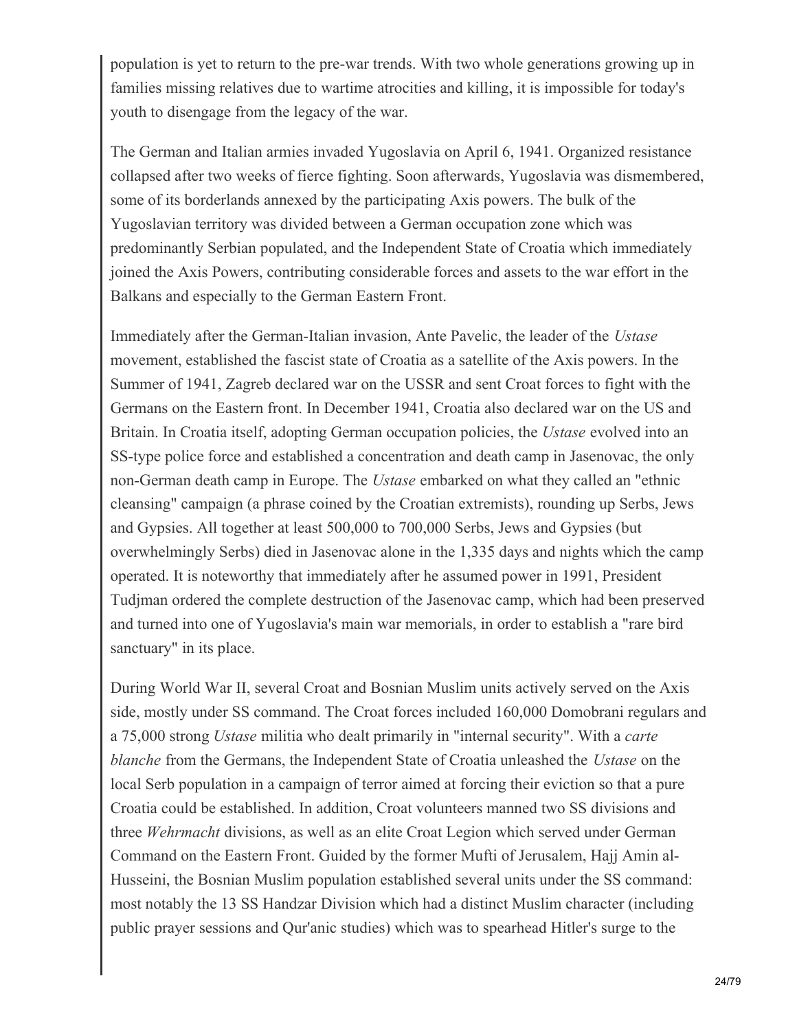population is yet to return to the pre-war trends. With two whole generations growing up in families missing relatives due to wartime atrocities and killing, it is impossible for today's youth to disengage from the legacy of the war.

The German and Italian armies invaded Yugoslavia on April 6, 1941. Organized resistance collapsed after two weeks of fierce fighting. Soon afterwards, Yugoslavia was dismembered, some of its borderlands annexed by the participating Axis powers. The bulk of the Yugoslavian territory was divided between a German occupation zone which was predominantly Serbian populated, and the Independent State of Croatia which immediately joined the Axis Powers, contributing considerable forces and assets to the war effort in the Balkans and especially to the German Eastern Front.

Immediately after the German-Italian invasion, Ante Pavelic, the leader of the *Ustase* movement, established the fascist state of Croatia as a satellite of the Axis powers. In the Summer of 1941, Zagreb declared war on the USSR and sent Croat forces to fight with the Germans on the Eastern front. In December 1941, Croatia also declared war on the US and Britain. In Croatia itself, adopting German occupation policies, the *Ustase* evolved into an SS-type police force and established a concentration and death camp in Jasenovac, the only non-German death camp in Europe. The *Ustase* embarked on what they called an "ethnic cleansing" campaign (a phrase coined by the Croatian extremists), rounding up Serbs, Jews and Gypsies. All together at least 500,000 to 700,000 Serbs, Jews and Gypsies (but overwhelmingly Serbs) died in Jasenovac alone in the 1,335 days and nights which the camp operated. It is noteworthy that immediately after he assumed power in 1991, President Tudjman ordered the complete destruction of the Jasenovac camp, which had been preserved and turned into one of Yugoslavia's main war memorials, in order to establish a "rare bird sanctuary" in its place.

During World War II, several Croat and Bosnian Muslim units actively served on the Axis side, mostly under SS command. The Croat forces included 160,000 Domobrani regulars and a 75,000 strong *Ustase* militia who dealt primarily in "internal security". With a *carte blanche* from the Germans, the Independent State of Croatia unleashed the *Ustase* on the local Serb population in a campaign of terror aimed at forcing their eviction so that a pure Croatia could be established. In addition, Croat volunteers manned two SS divisions and three *Wehrmacht* divisions, as well as an elite Croat Legion which served under German Command on the Eastern Front. Guided by the former Mufti of Jerusalem, Hajj Amin al-Husseini, the Bosnian Muslim population established several units under the SS command: most notably the 13 SS Handzar Division which had a distinct Muslim character (including public prayer sessions and Qur'anic studies) which was to spearhead Hitler's surge to the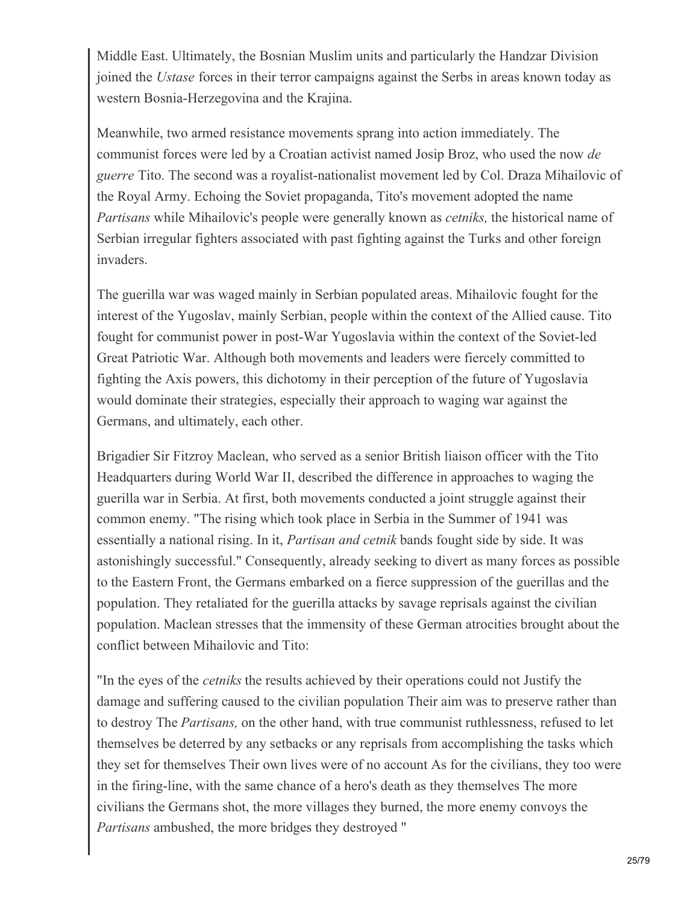Middle East. Ultimately, the Bosnian Muslim units and particularly the Handzar Division joined the *Ustase* forces in their terror campaigns against the Serbs in areas known today as western Bosnia-Herzegovina and the Krajina.

Meanwhile, two armed resistance movements sprang into action immediately. The communist forces were led by a Croatian activist named Josip Broz, who used the now *de guerre* Tito. The second was a royalist-nationalist movement led by Col. Draza Mihailovic of the Royal Army. Echoing the Soviet propaganda, Tito's movement adopted the name *Partisans* while Mihailovic's people were generally known as *cetniks,* the historical name of Serbian irregular fighters associated with past fighting against the Turks and other foreign invaders.

The guerilla war was waged mainly in Serbian populated areas. Mihailovic fought for the interest of the Yugoslav, mainly Serbian, people within the context of the Allied cause. Tito fought for communist power in post-War Yugoslavia within the context of the Soviet-led Great Patriotic War. Although both movements and leaders were fiercely committed to fighting the Axis powers, this dichotomy in their perception of the future of Yugoslavia would dominate their strategies, especially their approach to waging war against the Germans, and ultimately, each other.

Brigadier Sir Fitzroy Maclean, who served as a senior British liaison officer with the Tito Headquarters during World War II, described the difference in approaches to waging the guerilla war in Serbia. At first, both movements conducted a joint struggle against their common enemy. "The rising which took place in Serbia in the Summer of 1941 was essentially a national rising. In it, *Partisan and cetnik* bands fought side by side. It was astonishingly successful." Consequently, already seeking to divert as many forces as possible to the Eastern Front, the Germans embarked on a fierce suppression of the guerillas and the population. They retaliated for the guerilla attacks by savage reprisals against the civilian population. Maclean stresses that the immensity of these German atrocities brought about the conflict between Mihailovic and Tito:

"In the eyes of the *cetniks* the results achieved by their operations could not Justify the damage and suffering caused to the civilian population Their aim was to preserve rather than to destroy The *Partisans,* on the other hand, with true communist ruthlessness, refused to let themselves be deterred by any setbacks or any reprisals from accomplishing the tasks which they set for themselves Their own lives were of no account As for the civilians, they too were in the firing-line, with the same chance of a hero's death as they themselves The more civilians the Germans shot, the more villages they burned, the more enemy convoys the *Partisans* ambushed, the more bridges they destroyed "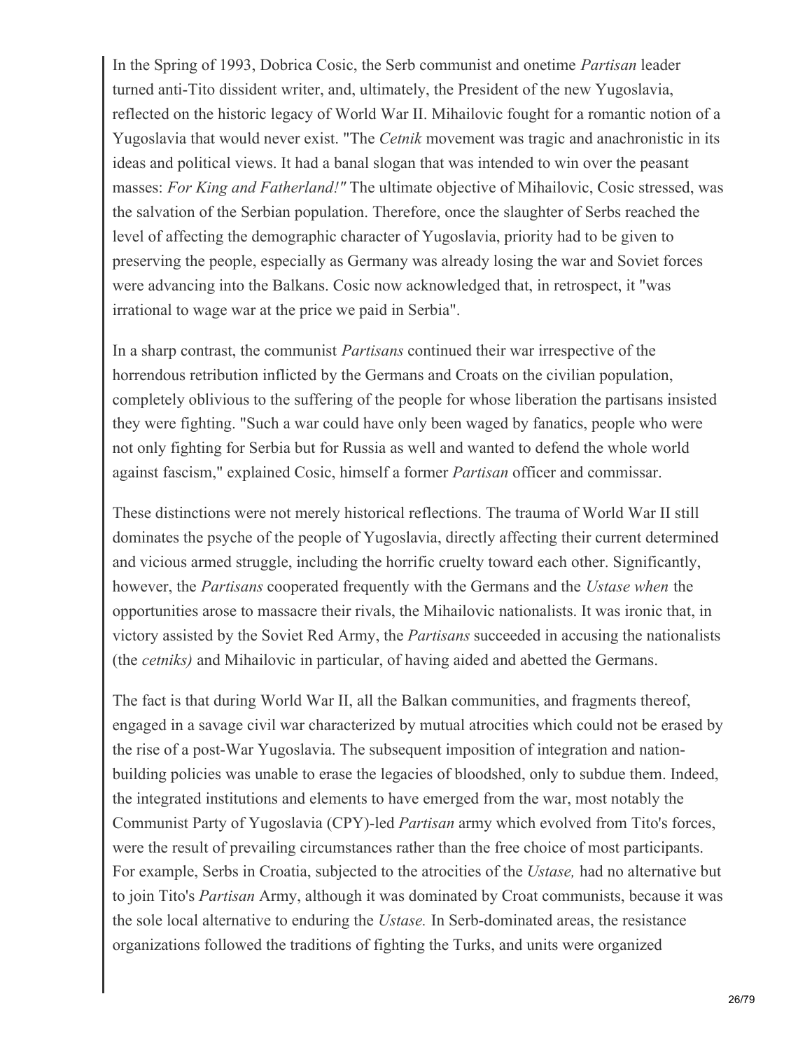In the Spring of 1993, Dobrica Cosic, the Serb communist and onetime *Partisan* leader turned anti-Tito dissident writer, and, ultimately, the President of the new Yugoslavia, reflected on the historic legacy of World War II. Mihailovic fought for a romantic notion of a Yugoslavia that would never exist. "The *Cetnik* movement was tragic and anachronistic in its ideas and political views. It had a banal slogan that was intended to win over the peasant masses: *For King and Fatherland!"* The ultimate objective of Mihailovic, Cosic stressed, was the salvation of the Serbian population. Therefore, once the slaughter of Serbs reached the level of affecting the demographic character of Yugoslavia, priority had to be given to preserving the people, especially as Germany was already losing the war and Soviet forces were advancing into the Balkans. Cosic now acknowledged that, in retrospect, it "was irrational to wage war at the price we paid in Serbia".

In a sharp contrast, the communist *Partisans* continued their war irrespective of the horrendous retribution inflicted by the Germans and Croats on the civilian population, completely oblivious to the suffering of the people for whose liberation the partisans insisted they were fighting. "Such a war could have only been waged by fanatics, people who were not only fighting for Serbia but for Russia as well and wanted to defend the whole world against fascism," explained Cosic, himself a former *Partisan* officer and commissar.

These distinctions were not merely historical reflections. The trauma of World War II still dominates the psyche of the people of Yugoslavia, directly affecting their current determined and vicious armed struggle, including the horrific cruelty toward each other. Significantly, however, the *Partisans* cooperated frequently with the Germans and the *Ustase when* the opportunities arose to massacre their rivals, the Mihailovic nationalists. It was ironic that, in victory assisted by the Soviet Red Army, the *Partisans* succeeded in accusing the nationalists (the *cetniks)* and Mihailovic in particular, of having aided and abetted the Germans.

The fact is that during World War II, all the Balkan communities, and fragments thereof, engaged in a savage civil war characterized by mutual atrocities which could not be erased by the rise of a post-War Yugoslavia. The subsequent imposition of integration and nation-building policies was unable to erase the legacies of bloodshed, only to subdue them. Indeed, the integrated institutions and elements to have emerged from the war, most notably the Communist Party of Yugoslavia (CPY)-led *Partisan* army which evolved from Tito's forces, were the result of prevailing circumstances rather than the free choice of most participants. For example, Serbs in Croatia, subjected to the atrocities of the *Ustase,* had no alternative but to join Tito's *Partisan* Army, although it was dominated by Croat communists, because it was the sole local alternative to enduring the *Ustase.* In Serb-dominated areas, the resistance organizations followed the traditions of fighting the Turks, and units were organized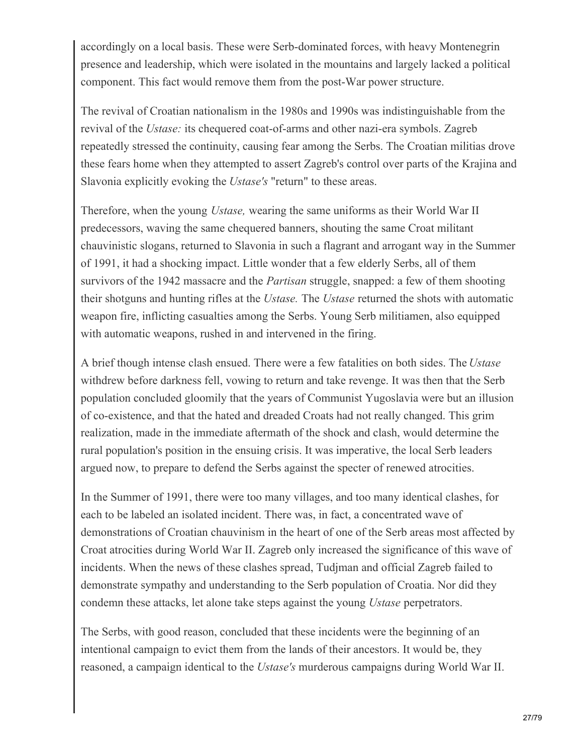accordingly on a local basis. These were Serb-dominated forces, with heavy Montenegrin presence and leadership, which were isolated in the mountains and largely lacked a political component. This fact would remove them from the post-War power structure.

The revival of Croatian nationalism in the 1980s and 1990s was indistinguishable from the revival of the *Ustase:* its chequered coat-of-arms and other nazi-era symbols. Zagreb repeatedly stressed the continuity, causing fear among the Serbs. The Croatian militias drove these fears home when they attempted to assert Zagreb's control over parts of the Krajina and Slavonia explicitly evoking the *Ustase's* "return" to these areas.

Therefore, when the young *Ustase,* wearing the same uniforms as their World War II predecessors, waving the same chequered banners, shouting the same Croat militant chauvinistic slogans, returned to Slavonia in such a flagrant and arrogant way in the Summer of 1991, it had a shocking impact. Little wonder that a few elderly Serbs, all of them survivors of the 1942 massacre and the *Partisan* struggle, snapped: a few of them shooting their shotguns and hunting rifles at the *Ustase.* The *Ustase* returned the shots with automatic weapon fire, inflicting casualties among the Serbs. Young Serb militiamen, also equipped with automatic weapons, rushed in and intervened in the firing.

A brief though intense clash ensued. There were a few fatalities on both sides. The *Ustase* withdrew before darkness fell, vowing to return and take revenge. It was then that the Serb population concluded gloomily that the years of Communist Yugoslavia were but an illusion of co-existence, and that the hated and dreaded Croats had not really changed. This grim realization, made in the immediate aftermath of the shock and clash, would determine the rural population's position in the ensuing crisis. It was imperative, the local Serb leaders argued now, to prepare to defend the Serbs against the specter of renewed atrocities.

In the Summer of 1991, there were too many villages, and too many identical clashes, for each to be labeled an isolated incident. There was, in fact, a concentrated wave of demonstrations of Croatian chauvinism in the heart of one of the Serb areas most affected by Croat atrocities during World War II. Zagreb only increased the significance of this wave of incidents. When the news of these clashes spread, Tudjman and official Zagreb failed to demonstrate sympathy and understanding to the Serb population of Croatia. Nor did they condemn these attacks, let alone take steps against the young *Ustase* perpetrators.

The Serbs, with good reason, concluded that these incidents were the beginning of an intentional campaign to evict them from the lands of their ancestors. It would be, they reasoned, a campaign identical to the *Ustase's* murderous campaigns during World War II.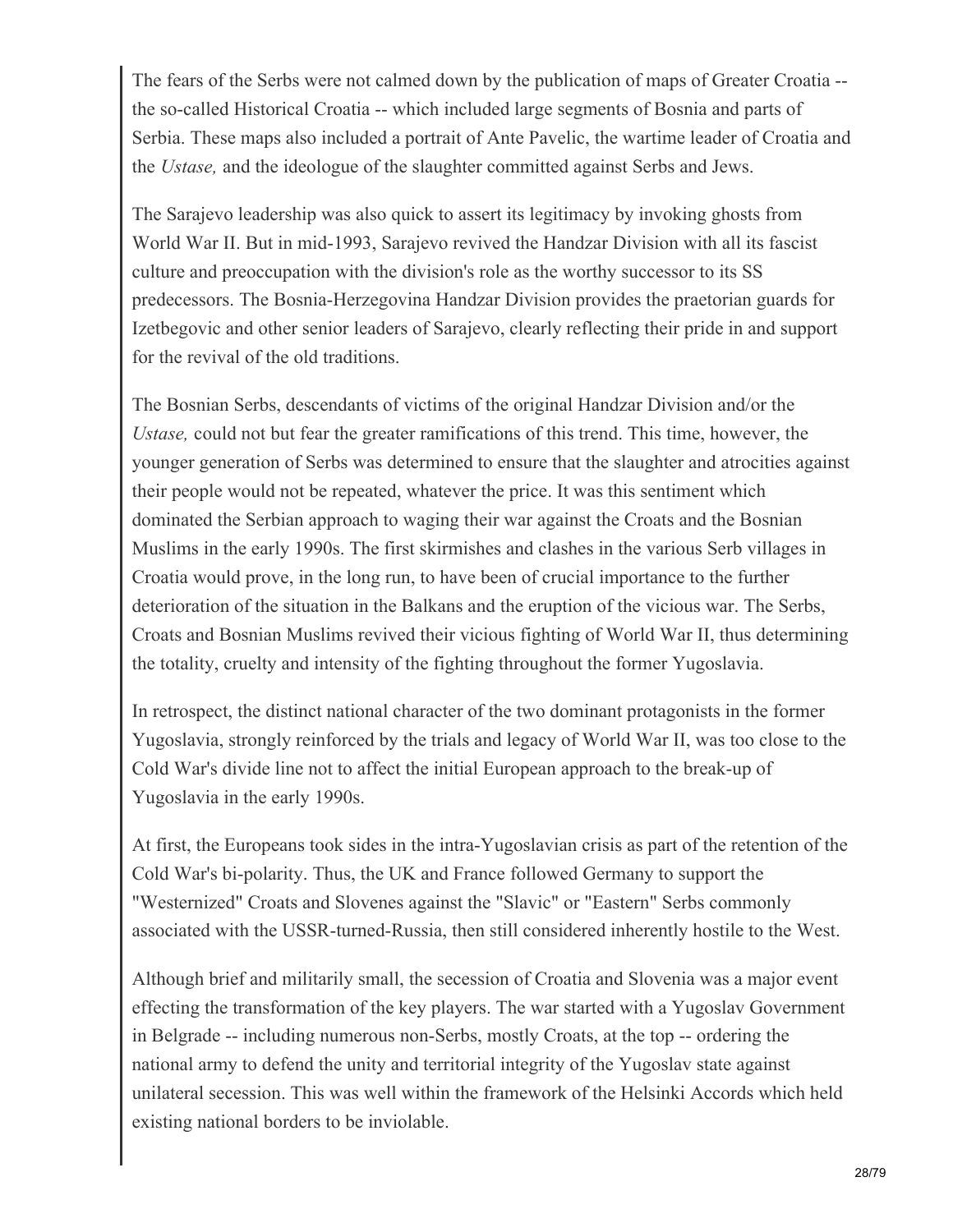The fears of the Serbs were not calmed down by the publication of maps of Greater Croatia -- the so-called Historical Croatia -- which included large segments of Bosnia and parts of Serbia. These maps also included a portrait of Ante Pavelic, the wartime leader of Croatia and the *Ustase,* and the ideologue of the slaughter committed against Serbs and Jews.

The Sarajevo leadership was also quick to assert its legitimacy by invoking ghosts from World War II. But in mid-1993, Sarajevo revived the Handzar Division with all its fascist culture and preoccupation with the division's role as the worthy successor to its SS predecessors. The Bosnia-Herzegovina Handzar Division provides the praetorian guards for Izetbegovic and other senior leaders of Sarajevo, clearly reflecting their pride in and support for the revival of the old traditions.

The Bosnian Serbs, descendants of victims of the original Handzar Division and/or the *Ustase,* could not but fear the greater ramifications of this trend. This time, however, the younger generation of Serbs was determined to ensure that the slaughter and atrocities against their people would not be repeated, whatever the price. It was this sentiment which dominated the Serbian approach to waging their war against the Croats and the Bosnian Muslims in the early 1990s. The first skirmishes and clashes in the various Serb villages in Croatia would prove, in the long run, to have been of crucial importance to the further deterioration of the situation in the Balkans and the eruption of the vicious war. The Serbs, Croats and Bosnian Muslims revived their vicious fighting of World War II, thus determining the totality, cruelty and intensity of the fighting throughout the former Yugoslavia.

In retrospect, the distinct national character of the two dominant protagonists in the former Yugoslavia, strongly reinforced by the trials and legacy of World War II, was too close to the Cold War's divide line not to affect the initial European approach to the break-up of Yugoslavia in the early 1990s.

At first, the Europeans took sides in the intra-Yugoslavian crisis as part of the retention of the Cold War's bi-polarity. Thus, the UK and France followed Germany to support the "Westernized" Croats and Slovenes against the "Slavic" or "Eastern" Serbs commonly associated with the USSR-turned-Russia, then still considered inherently hostile to the West.

Although brief and militarily small, the secession of Croatia and Slovenia was a major event effecting the transformation of the key players. The war started with a Yugoslav Government in Belgrade -- including numerous non-Serbs, mostly Croats, at the top -- ordering the national army to defend the unity and territorial integrity of the Yugoslav state against unilateral secession. This was well within the framework of the Helsinki Accords which held existing national borders to be inviolable.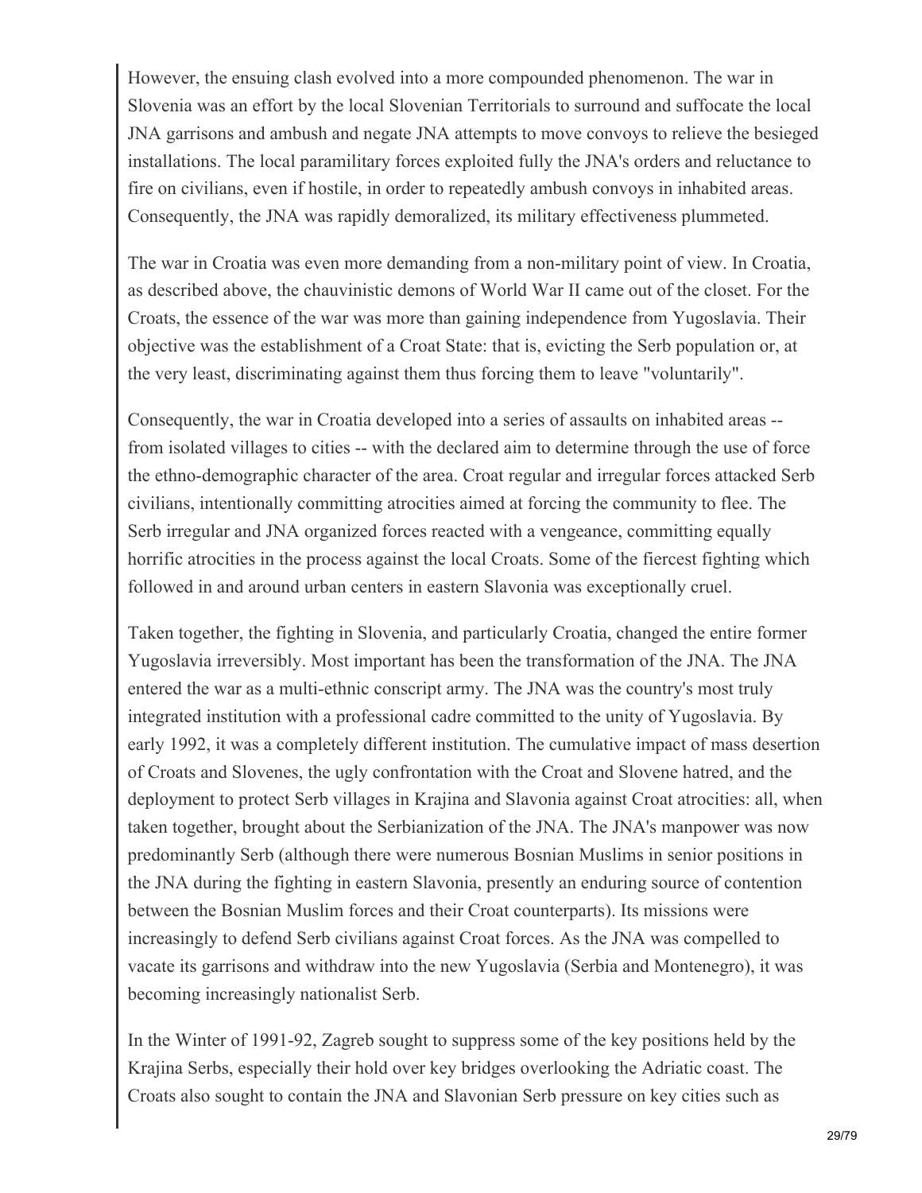However, the ensuing clash evolved into a more compounded phenomenon. The war in Slovenia was an effort by the local Slovenian Territorials to surround and suffocate the local JNA garrisons and ambush and negate JNA attempts to move convoys to relieve the besieged installations. The local paramilitary forces exploited fully the JNA's orders and reluctance to fire on civilians, even if hostile, in order to repeatedly ambush convoys in inhabited areas. Consequently, the JNA was rapidly demoralized, its military effectiveness plummeted.

The war in Croatia was even more demanding from a non-military point of view. In Croatia, as described above, the chauvinistic demons of World War II came out of the closet. For the Croats, the essence of the war was more than gaining independence from Yugoslavia. Their objective was the establishment of a Croat State: that is, evicting the Serb population or, at the very least, discriminating against them thus forcing them to leave "voluntarily".

Consequently, the war in Croatia developed into a series of assaults on inhabited areas -- from isolated villages to cities -- with the declared aim to determine through the use of force the ethno-demographic character of the area. Croat regular and irregular forces attacked Serb civilians, intentionally committing atrocities aimed at forcing the community to flee. The Serb irregular and JNA organized forces reacted with a vengeance, committing equally horrific atrocities in the process against the local Croats. Some of the fiercest fighting which followed in and around urban centers in eastern Slavonia was exceptionally cruel.

Taken together, the fighting in Slovenia, and particularly Croatia, changed the entire former Yugoslavia irreversibly. Most important has been the transformation of the JNA. The JNA entered the war as a multi-ethnic conscript army. The JNA was the country's most truly integrated institution with a professional cadre committed to the unity of Yugoslavia. By early 1992, it was a completely different institution. The cumulative impact of mass desertion of Croats and Slovenes, the ugly confrontation with the Croat and Slovene hatred, and the deployment to protect Serb villages in Krajina and Slavonia against Croat atrocities: all, when taken together, brought about the Serbianization of the JNA. The JNA's manpower was now predominantly Serb (although there were numerous Bosnian Muslims in senior positions in the JNA during the fighting in eastern Slavonia, presently an enduring source of contention between the Bosnian Muslim forces and their Croat counterparts). Its missions were increasingly to defend Serb civilians against Croat forces. As the JNA was compelled to vacate its garrisons and withdraw into the new Yugoslavia (Serbia and Montenegro), it was becoming increasingly nationalist Serb.

In the Winter of 1991-92, Zagreb sought to suppress some of the key positions held by the Krajina Serbs, especially their hold over key bridges overlooking the Adriatic coast. The Croats also sought to contain the JNA and Slavonian Serb pressure on key cities such as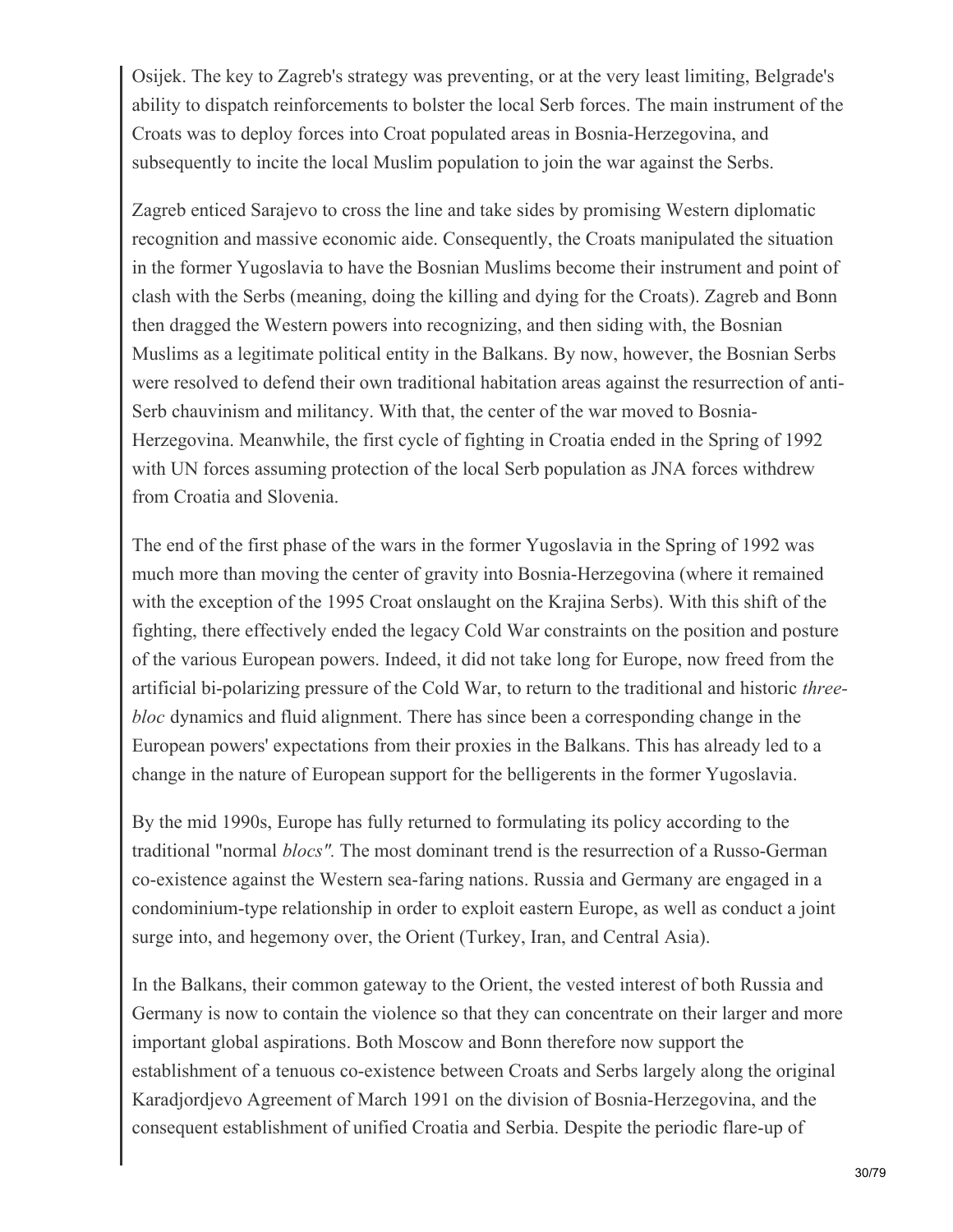Osijek. The key to Zagreb's strategy was preventing, or at the very least limiting, Belgrade's ability to dispatch reinforcements to bolster the local Serb forces. The main instrument of the Croats was to deploy forces into Croat populated areas in Bosnia-Herzegovina, and subsequently to incite the local Muslim population to join the war against the Serbs.

Zagreb enticed Sarajevo to cross the line and take sides by promising Western diplomatic recognition and massive economic aide. Consequently, the Croats manipulated the situation in the former Yugoslavia to have the Bosnian Muslims become their instrument and point of clash with the Serbs (meaning, doing the killing and dying for the Croats). Zagreb and Bonn then dragged the Western powers into recognizing, and then siding with, the Bosnian Muslims as a legitimate political entity in the Balkans. By now, however, the Bosnian Serbs were resolved to defend their own traditional habitation areas against the resurrection of anti-Serb chauvinism and militancy. With that, the center of the war moved to Bosnia-Herzegovina. Meanwhile, the first cycle of fighting in Croatia ended in the Spring of 1992 with UN forces assuming protection of the local Serb population as JNA forces withdrew from Croatia and Slovenia.

The end of the first phase of the wars in the former Yugoslavia in the Spring of 1992 was much more than moving the center of gravity into Bosnia-Herzegovina (where it remained with the exception of the 1995 Croat onslaught on the Krajina Serbs). With this shift of the fighting, there effectively ended the legacy Cold War constraints on the position and posture of the various European powers. Indeed, it did not take long for Europe, now freed from the artificial bi-polarizing pressure of the Cold War, to return to the traditional and historic *three-bloc* dynamics and fluid alignment. There has since been a corresponding change in the European powers' expectations from their proxies in the Balkans. This has already led to a change in the nature of European support for the belligerents in the former Yugoslavia.

By the mid 1990s, Europe has fully returned to formulating its policy according to the traditional "normal *blocs".* The most dominant trend is the resurrection of a Russo-German co-existence against the Western sea-faring nations. Russia and Germany are engaged in a condominium-type relationship in order to exploit eastern Europe, as well as conduct a joint surge into, and hegemony over, the Orient (Turkey, Iran, and Central Asia).

In the Balkans, their common gateway to the Orient, the vested interest of both Russia and Germany is now to contain the violence so that they can concentrate on their larger and more important global aspirations. Both Moscow and Bonn therefore now support the establishment of a tenuous co-existence between Croats and Serbs largely along the original Karadjordjevo Agreement of March 1991 on the division of Bosnia-Herzegovina, and the consequent establishment of unified Croatia and Serbia. Despite the periodic flare-up of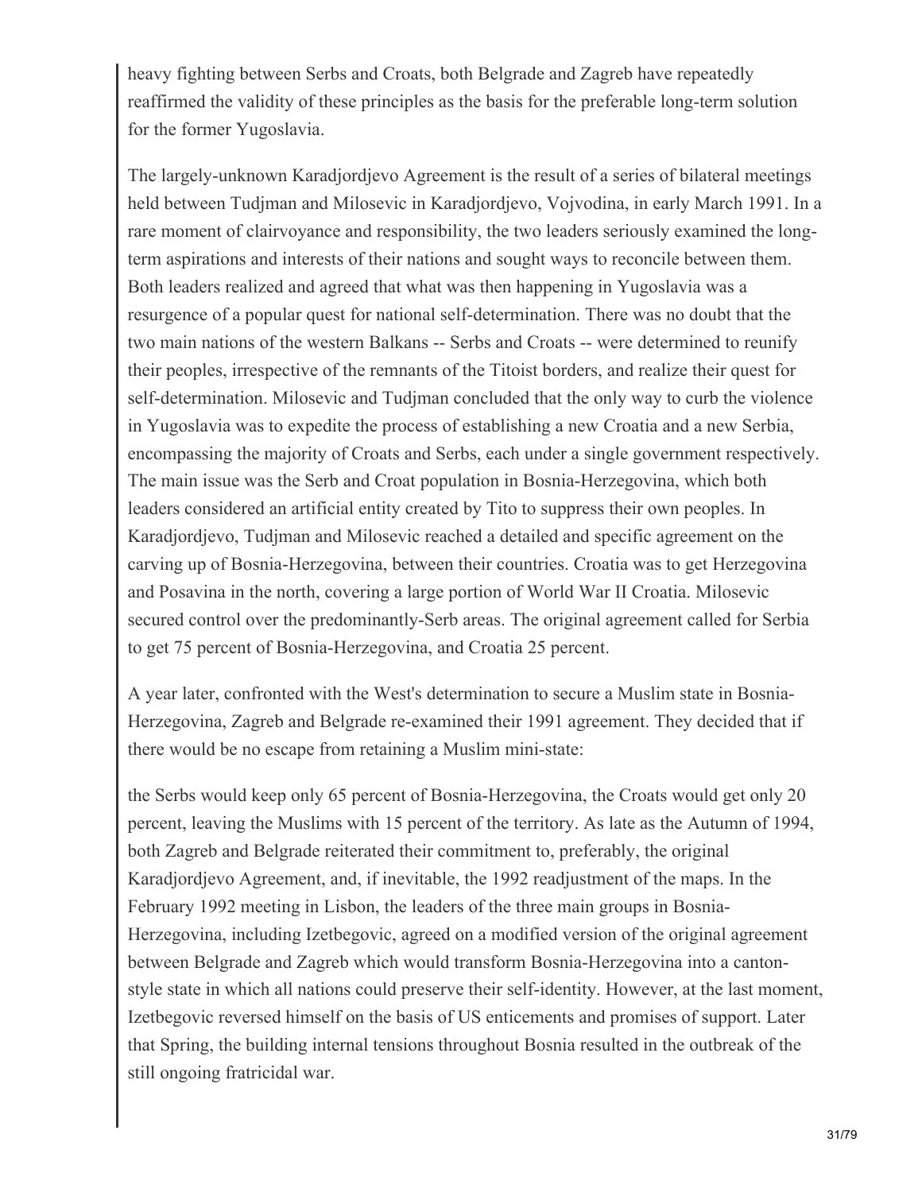heavy fighting between Serbs and Croats, both Belgrade and Zagreb have repeatedly reaffirmed the validity of these principles as the basis for the preferable long-term solution for the former Yugoslavia.

The largely-unknown Karadjordjevo Agreement is the result of a series of bilateral meetings held between Tudjman and Milosevic in Karadjordjevo, Vojvodina, in early March 1991. In a rare moment of clairvoyance and responsibility, the two leaders seriously examined the long-term aspirations and interests of their nations and sought ways to reconcile between them. Both leaders realized and agreed that what was then happening in Yugoslavia was a resurgence of a popular quest for national self-determination. There was no doubt that the two main nations of the western Balkans -- Serbs and Croats -- were determined to reunify their peoples, irrespective of the remnants of the Titoist borders, and realize their quest for self-determination. Milosevic and Tudjman concluded that the only way to curb the violence in Yugoslavia was to expedite the process of establishing a new Croatia and a new Serbia, encompassing the majority of Croats and Serbs, each under a single government respectively. The main issue was the Serb and Croat population in Bosnia-Herzegovina, which both leaders considered an artificial entity created by Tito to suppress their own peoples. In Karadjordjevo, Tudjman and Milosevic reached a detailed and specific agreement on the carving up of Bosnia-Herzegovina, between their countries. Croatia was to get Herzegovina and Posavina in the north, covering a large portion of World War II Croatia. Milosevic secured control over the predominantly-Serb areas. The original agreement called for Serbia to get 75 percent of Bosnia-Herzegovina, and Croatia 25 percent.

A year later, confronted with the West's determination to secure a Muslim state in Bosnia-Herzegovina, Zagreb and Belgrade re-examined their 1991 agreement. They decided that if there would be no escape from retaining a Muslim mini-state:

the Serbs would keep only 65 percent of Bosnia-Herzegovina, the Croats would get only 20 percent, leaving the Muslims with 15 percent of the territory. As late as the Autumn of 1994, both Zagreb and Belgrade reiterated their commitment to, preferably, the original Karadjordjevo Agreement, and, if inevitable, the 1992 readjustment of the maps. In the February 1992 meeting in Lisbon, the leaders of the three main groups in Bosnia-Herzegovina, including Izetbegovic, agreed on a modified version of the original agreement between Belgrade and Zagreb which would transform Bosnia-Herzegovina into a canton-style state in which all nations could preserve their self-identity. However, at the last moment, Izetbegovic reversed himself on the basis of US enticements and promises of support. Later that Spring, the building internal tensions throughout Bosnia resulted in the outbreak of the still ongoing fratricidal war.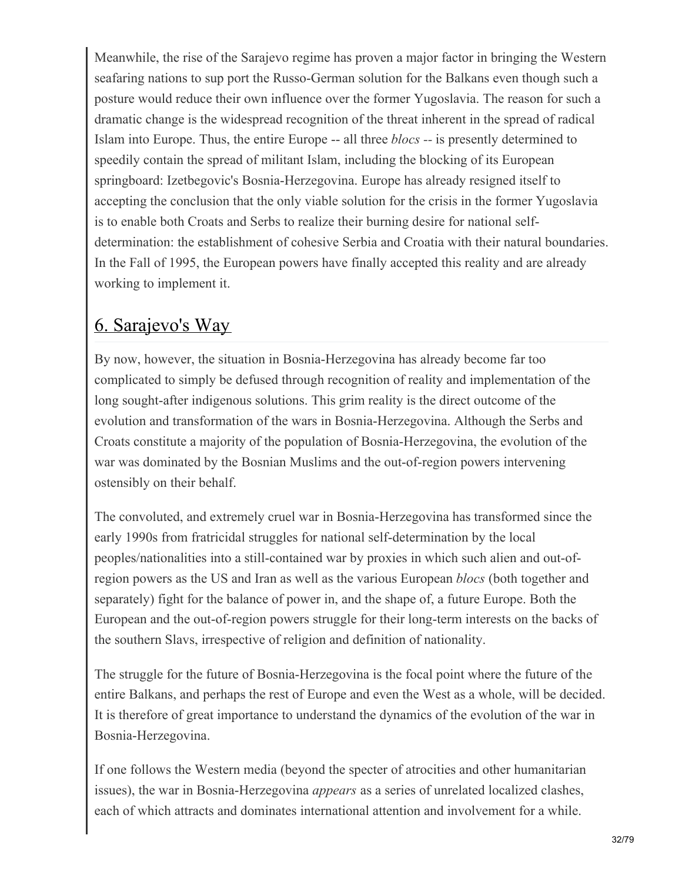Meanwhile, the rise of the Sarajevo regime has proven a major factor in bringing the Western seafaring nations to sup port the Russo-German solution for the Balkans even though such a posture would reduce their own influence over the former Yugoslavia. The reason for such a dramatic change is the widespread recognition of the threat inherent in the spread of radical Islam into Europe. Thus, the entire Europe -- all three *blocs --* is presently determined to speedily contain the spread of militant Islam, including the blocking of its European springboard: Izetbegovic's Bosnia-Herzegovina. Europe has already resigned itself to accepting the conclusion that the only viable solution for the crisis in the former Yugoslavia is to enable both Croats and Serbs to realize their burning desire for national self-determination: the establishment of cohesive Serbia and Croatia with their natural boundaries. In the Fall of 1995, the European powers have finally accepted this reality and are already working to implement it.

## 6. Sarajevo's Way

By now, however, the situation in Bosnia-Herzegovina has already become far too complicated to simply be defused through recognition of reality and implementation of the long sought-after indigenous solutions. This grim reality is the direct outcome of the evolution and transformation of the wars in Bosnia-Herzegovina. Although the Serbs and Croats constitute a majority of the population of Bosnia-Herzegovina, the evolution of the war was dominated by the Bosnian Muslims and the out-of-region powers intervening ostensibly on their behalf.

The convoluted, and extremely cruel war in Bosnia-Herzegovina has transformed since the early 1990s from fratricidal struggles for national self-determination by the local peoples/nationalities into a still-contained war by proxies in which such alien and out-of-region powers as the US and Iran as well as the various European *blocs* (both together and separately) fight for the balance of power in, and the shape of, a future Europe. Both the European and the out-of-region powers struggle for their long-term interests on the backs of the southern Slavs, irrespective of religion and definition of nationality.

The struggle for the future of Bosnia-Herzegovina is the focal point where the future of the entire Balkans, and perhaps the rest of Europe and even the West as a whole, will be decided. It is therefore of great importance to understand the dynamics of the evolution of the war in Bosnia-Herzegovina.

If one follows the Western media (beyond the specter of atrocities and other humanitarian issues), the war in Bosnia-Herzegovina *appears* as a series of unrelated localized clashes, each of which attracts and dominates international attention and involvement for a while.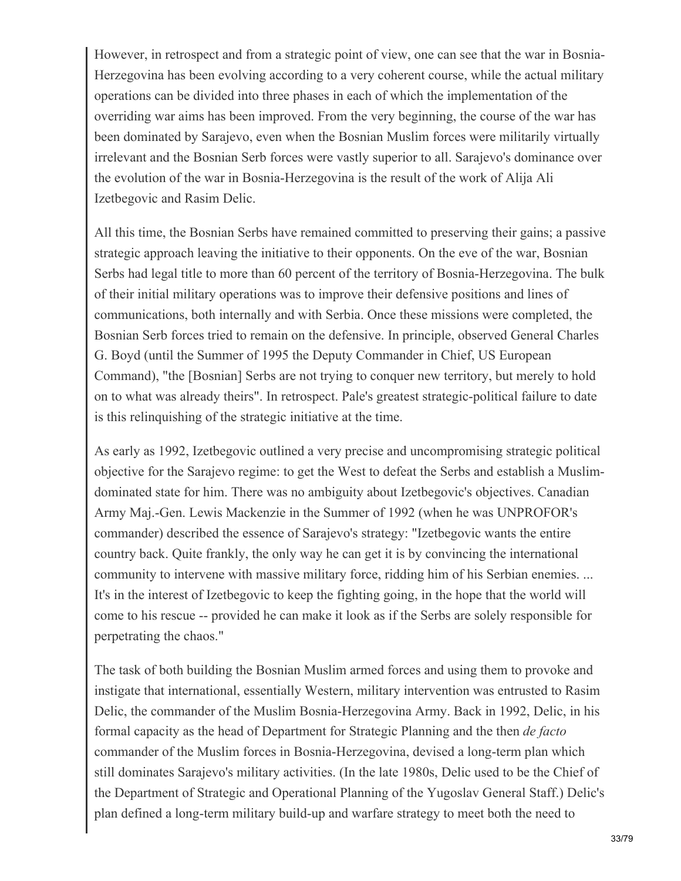However, in retrospect and from a strategic point of view, one can see that the war in Bosnia-Herzegovina has been evolving according to a very coherent course, while the actual military operations can be divided into three phases in each of which the implementation of the overriding war aims has been improved. From the very beginning, the course of the war has been dominated by Sarajevo, even when the Bosnian Muslim forces were militarily virtually irrelevant and the Bosnian Serb forces were vastly superior to all. Sarajevo's dominance over the evolution of the war in Bosnia-Herzegovina is the result of the work of Alija Ali Izetbegovic and Rasim Delic.

All this time, the Bosnian Serbs have remained committed to preserving their gains; a passive strategic approach leaving the initiative to their opponents. On the eve of the war, Bosnian Serbs had legal title to more than 60 percent of the territory of Bosnia-Herzegovina. The bulk of their initial military operations was to improve their defensive positions and lines of communications, both internally and with Serbia. Once these missions were completed, the Bosnian Serb forces tried to remain on the defensive. In principle, observed General Charles G. Boyd (until the Summer of 1995 the Deputy Commander in Chief, US European Command), "the [Bosnian] Serbs are not trying to conquer new territory, but merely to hold on to what was already theirs". In retrospect. Pale's greatest strategic-political failure to date is this relinquishing of the strategic initiative at the time.

As early as 1992, Izetbegovic outlined a very precise and uncompromising strategic political objective for the Sarajevo regime: to get the West to defeat the Serbs and establish a Muslim-dominated state for him. There was no ambiguity about Izetbegovic's objectives. Canadian Army Maj.-Gen. Lewis Mackenzie in the Summer of 1992 (when he was UNPROFOR's commander) described the essence of Sarajevo's strategy: "Izetbegovic wants the entire country back. Quite frankly, the only way he can get it is by convincing the international community to intervene with massive military force, ridding him of his Serbian enemies. ... It's in the interest of Izetbegovic to keep the fighting going, in the hope that the world will come to his rescue -- provided he can make it look as if the Serbs are solely responsible for perpetrating the chaos."

The task of both building the Bosnian Muslim armed forces and using them to provoke and instigate that international, essentially Western, military intervention was entrusted to Rasim Delic, the commander of the Muslim Bosnia-Herzegovina Army. Back in 1992, Delic, in his formal capacity as the head of Department for Strategic Planning and the then *de facto* commander of the Muslim forces in Bosnia-Herzegovina, devised a long-term plan which still dominates Sarajevo's military activities. (In the late 1980s, Delic used to be the Chief of the Department of Strategic and Operational Planning of the Yugoslav General Staff.) Delic's plan defined a long-term military build-up and warfare strategy to meet both the need to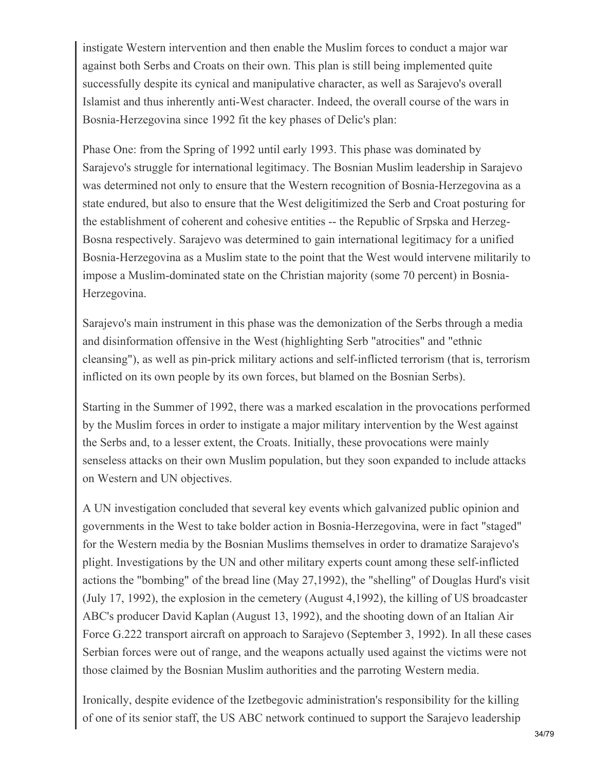instigate Western intervention and then enable the Muslim forces to conduct a major war against both Serbs and Croats on their own. This plan is still being implemented quite successfully despite its cynical and manipulative character, as well as Sarajevo's overall Islamist and thus inherently anti-West character. Indeed, the overall course of the wars in Bosnia-Herzegovina since 1992 fit the key phases of Delic's plan:

Phase One: from the Spring of 1992 until early 1993. This phase was dominated by Sarajevo's struggle for international legitimacy. The Bosnian Muslim leadership in Sarajevo was determined not only to ensure that the Western recognition of Bosnia-Herzegovina as a state endured, but also to ensure that the West deligitimized the Serb and Croat posturing for the establishment of coherent and cohesive entities -- the Republic of Srpska and Herzeg-Bosna respectively. Sarajevo was determined to gain international legitimacy for a unified Bosnia-Herzegovina as a Muslim state to the point that the West would intervene militarily to impose a Muslim-dominated state on the Christian majority (some 70 percent) in Bosnia-Herzegovina.

Sarajevo's main instrument in this phase was the demonization of the Serbs through a media and disinformation offensive in the West (highlighting Serb "atrocities" and "ethnic cleansing"), as well as pin-prick military actions and self-inflicted terrorism (that is, terrorism inflicted on its own people by its own forces, but blamed on the Bosnian Serbs).

Starting in the Summer of 1992, there was a marked escalation in the provocations performed by the Muslim forces in order to instigate a major military intervention by the West against the Serbs and, to a lesser extent, the Croats. Initially, these provocations were mainly senseless attacks on their own Muslim population, but they soon expanded to include attacks on Western and UN objectives.

A UN investigation concluded that several key events which galvanized public opinion and governments in the West to take bolder action in Bosnia-Herzegovina, were in fact "staged" for the Western media by the Bosnian Muslims themselves in order to dramatize Sarajevo's plight. Investigations by the UN and other military experts count among these self-inflicted actions the "bombing" of the bread line (May 27,1992), the "shelling" of Douglas Hurd's visit (July 17, 1992), the explosion in the cemetery (August 4,1992), the killing of US broadcaster ABC's producer David Kaplan (August 13, 1992), and the shooting down of an Italian Air Force G.222 transport aircraft on approach to Sarajevo (September 3, 1992). In all these cases Serbian forces were out of range, and the weapons actually used against the victims were not those claimed by the Bosnian Muslim authorities and the parroting Western media.

Ironically, despite evidence of the Izetbegovic administration's responsibility for the killing of one of its senior staff, the US ABC network continued to support the Sarajevo leadership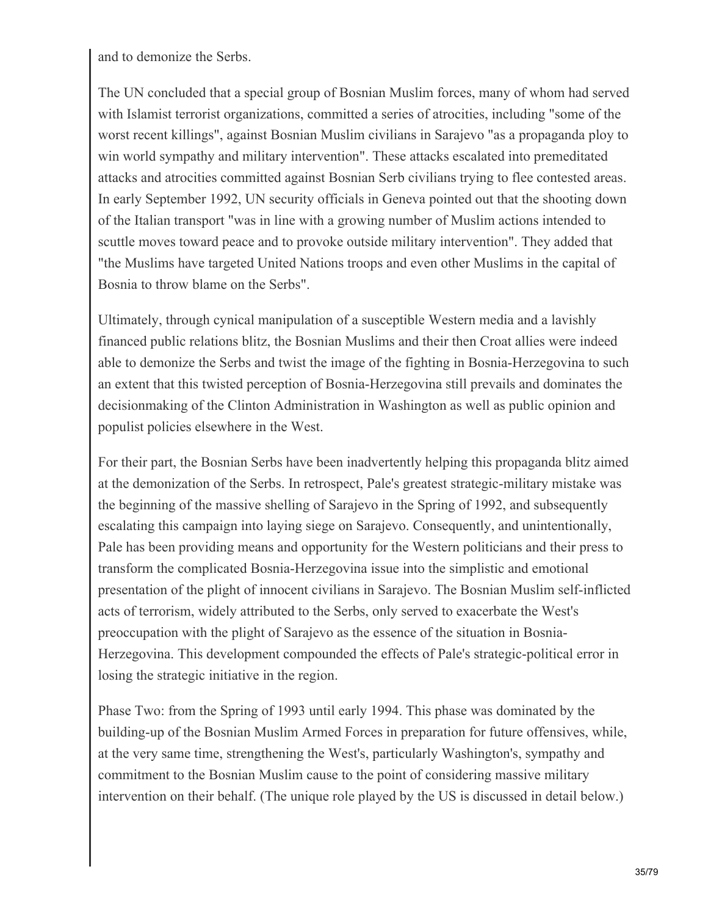and to demonize the Serbs.

The UN concluded that a special group of Bosnian Muslim forces, many of whom had served with Islamist terrorist organizations, committed a series of atrocities, including "some of the worst recent killings", against Bosnian Muslim civilians in Sarajevo "as a propaganda ploy to win world sympathy and military intervention". These attacks escalated into premeditated attacks and atrocities committed against Bosnian Serb civilians trying to flee contested areas. In early September 1992, UN security officials in Geneva pointed out that the shooting down of the Italian transport "was in line with a growing number of Muslim actions intended to scuttle moves toward peace and to provoke outside military intervention". They added that "the Muslims have targeted United Nations troops and even other Muslims in the capital of Bosnia to throw blame on the Serbs".

Ultimately, through cynical manipulation of a susceptible Western media and a lavishly financed public relations blitz, the Bosnian Muslims and their then Croat allies were indeed able to demonize the Serbs and twist the image of the fighting in Bosnia-Herzegovina to such an extent that this twisted perception of Bosnia-Herzegovina still prevails and dominates the decisionmaking of the Clinton Administration in Washington as well as public opinion and populist policies elsewhere in the West.

For their part, the Bosnian Serbs have been inadvertently helping this propaganda blitz aimed at the demonization of the Serbs. In retrospect, Pale's greatest strategic-military mistake was the beginning of the massive shelling of Sarajevo in the Spring of 1992, and subsequently escalating this campaign into laying siege on Sarajevo. Consequently, and unintentionally, Pale has been providing means and opportunity for the Western politicians and their press to transform the complicated Bosnia-Herzegovina issue into the simplistic and emotional presentation of the plight of innocent civilians in Sarajevo. The Bosnian Muslim self-inflicted acts of terrorism, widely attributed to the Serbs, only served to exacerbate the West's preoccupation with the plight of Sarajevo as the essence of the situation in Bosnia-Herzegovina. This development compounded the effects of Pale's strategic-political error in losing the strategic initiative in the region.

Phase Two: from the Spring of 1993 until early 1994. This phase was dominated by the building-up of the Bosnian Muslim Armed Forces in preparation for future offensives, while, at the very same time, strengthening the West's, particularly Washington's, sympathy and commitment to the Bosnian Muslim cause to the point of considering massive military intervention on their behalf. (The unique role played by the US is discussed in detail below.)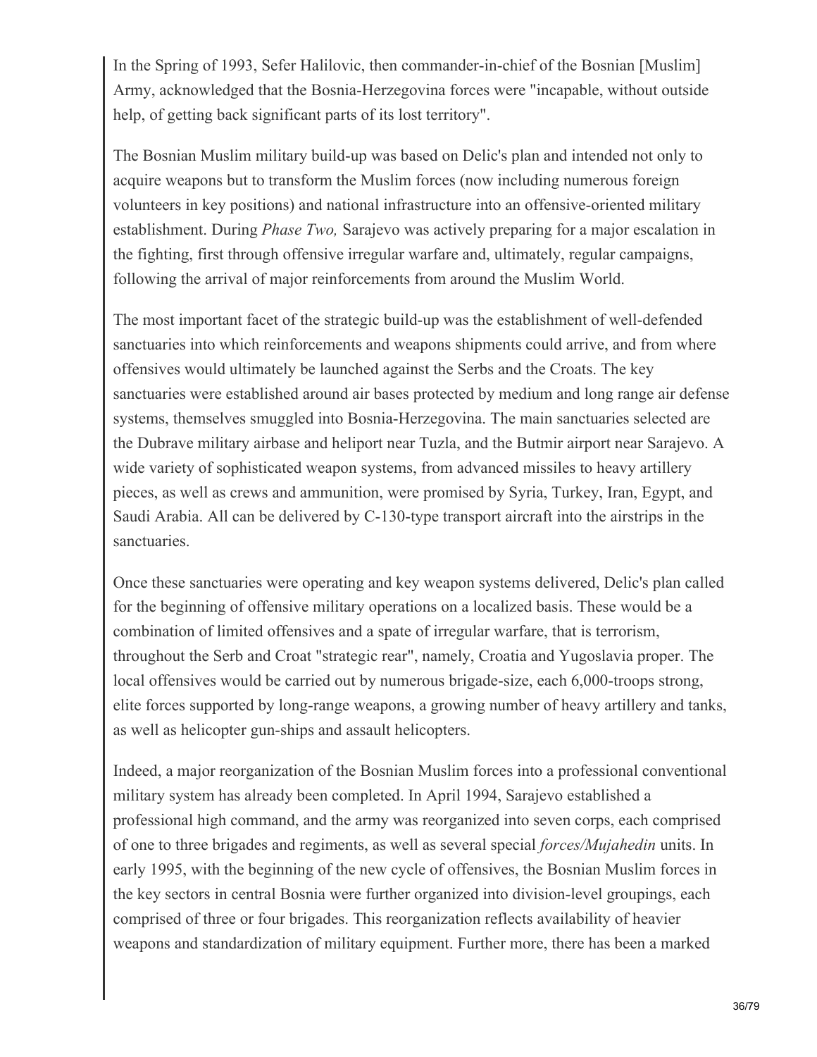In the Spring of 1993, Sefer Halilovic, then commander-in-chief of the Bosnian [Muslim] Army, acknowledged that the Bosnia-Herzegovina forces were "incapable, without outside help, of getting back significant parts of its lost territory".

The Bosnian Muslim military build-up was based on Delic's plan and intended not only to acquire weapons but to transform the Muslim forces (now including numerous foreign volunteers in key positions) and national infrastructure into an offensive-oriented military establishment. During *Phase Two,* Sarajevo was actively preparing for a major escalation in the fighting, first through offensive irregular warfare and, ultimately, regular campaigns, following the arrival of major reinforcements from around the Muslim World.

The most important facet of the strategic build-up was the establishment of well-defended sanctuaries into which reinforcements and weapons shipments could arrive, and from where offensives would ultimately be launched against the Serbs and the Croats. The key sanctuaries were established around air bases protected by medium and long range air defense systems, themselves smuggled into Bosnia-Herzegovina. The main sanctuaries selected are the Dubrave military airbase and heliport near Tuzla, and the Butmir airport near Sarajevo. A wide variety of sophisticated weapon systems, from advanced missiles to heavy artillery pieces, as well as crews and ammunition, were promised by Syria, Turkey, Iran, Egypt, and Saudi Arabia. All can be delivered by C-130-type transport aircraft into the airstrips in the sanctuaries.

Once these sanctuaries were operating and key weapon systems delivered, Delic's plan called for the beginning of offensive military operations on a localized basis. These would be a combination of limited offensives and a spate of irregular warfare, that is terrorism, throughout the Serb and Croat "strategic rear", namely, Croatia and Yugoslavia proper. The local offensives would be carried out by numerous brigade-size, each 6,000-troops strong, elite forces supported by long-range weapons, a growing number of heavy artillery and tanks, as well as helicopter gun-ships and assault helicopters.

Indeed, a major reorganization of the Bosnian Muslim forces into a professional conventional military system has already been completed. In April 1994, Sarajevo established a professional high command, and the army was reorganized into seven corps, each comprised of one to three brigades and regiments, as well as several special *forces/Mujahedin* units. In early 1995, with the beginning of the new cycle of offensives, the Bosnian Muslim forces in the key sectors in central Bosnia were further organized into division-level groupings, each comprised of three or four brigades. This reorganization reflects availability of heavier weapons and standardization of military equipment. Further more, there has been a marked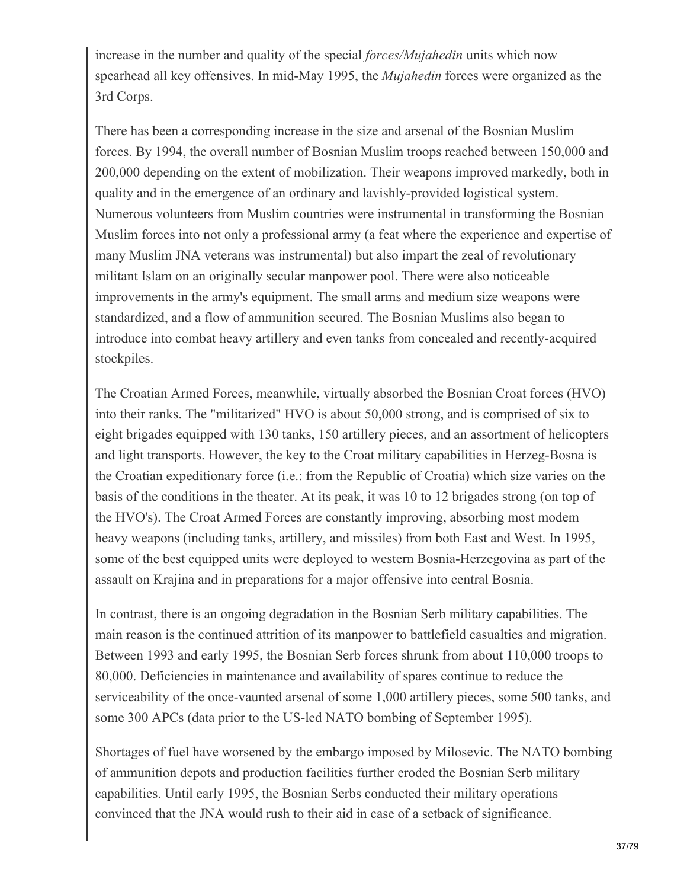increase in the number and quality of the special *forces/Mujahedin* units which now spearhead all key offensives. In mid-May 1995, the *Mujahedin* forces were organized as the 3rd Corps.

There has been a corresponding increase in the size and arsenal of the Bosnian Muslim forces. By 1994, the overall number of Bosnian Muslim troops reached between 150,000 and 200,000 depending on the extent of mobilization. Their weapons improved markedly, both in quality and in the emergence of an ordinary and lavishly-provided logistical system. Numerous volunteers from Muslim countries were instrumental in transforming the Bosnian Muslim forces into not only a professional army (a feat where the experience and expertise of many Muslim JNA veterans was instrumental) but also impart the zeal of revolutionary militant Islam on an originally secular manpower pool. There were also noticeable improvements in the army's equipment. The small arms and medium size weapons were standardized, and a flow of ammunition secured. The Bosnian Muslims also began to introduce into combat heavy artillery and even tanks from concealed and recently-acquired stockpiles.

The Croatian Armed Forces, meanwhile, virtually absorbed the Bosnian Croat forces (HVO) into their ranks. The "militarized" HVO is about 50,000 strong, and is comprised of six to eight brigades equipped with 130 tanks, 150 artillery pieces, and an assortment of helicopters and light transports. However, the key to the Croat military capabilities in Herzeg-Bosna is the Croatian expeditionary force (i.e.: from the Republic of Croatia) which size varies on the basis of the conditions in the theater. At its peak, it was 10 to 12 brigades strong (on top of the HVO's). The Croat Armed Forces are constantly improving, absorbing most modem heavy weapons (including tanks, artillery, and missiles) from both East and West. In 1995, some of the best equipped units were deployed to western Bosnia-Herzegovina as part of the assault on Krajina and in preparations for a major offensive into central Bosnia.

In contrast, there is an ongoing degradation in the Bosnian Serb military capabilities. The main reason is the continued attrition of its manpower to battlefield casualties and migration. Between 1993 and early 1995, the Bosnian Serb forces shrunk from about 110,000 troops to 80,000. Deficiencies in maintenance and availability of spares continue to reduce the serviceability of the once-vaunted arsenal of some 1,000 artillery pieces, some 500 tanks, and some 300 APCs (data prior to the US-led NATO bombing of September 1995).

Shortages of fuel have worsened by the embargo imposed by Milosevic. The NATO bombing of ammunition depots and production facilities further eroded the Bosnian Serb military capabilities. Until early 1995, the Bosnian Serbs conducted their military operations convinced that the JNA would rush to their aid in case of a setback of significance.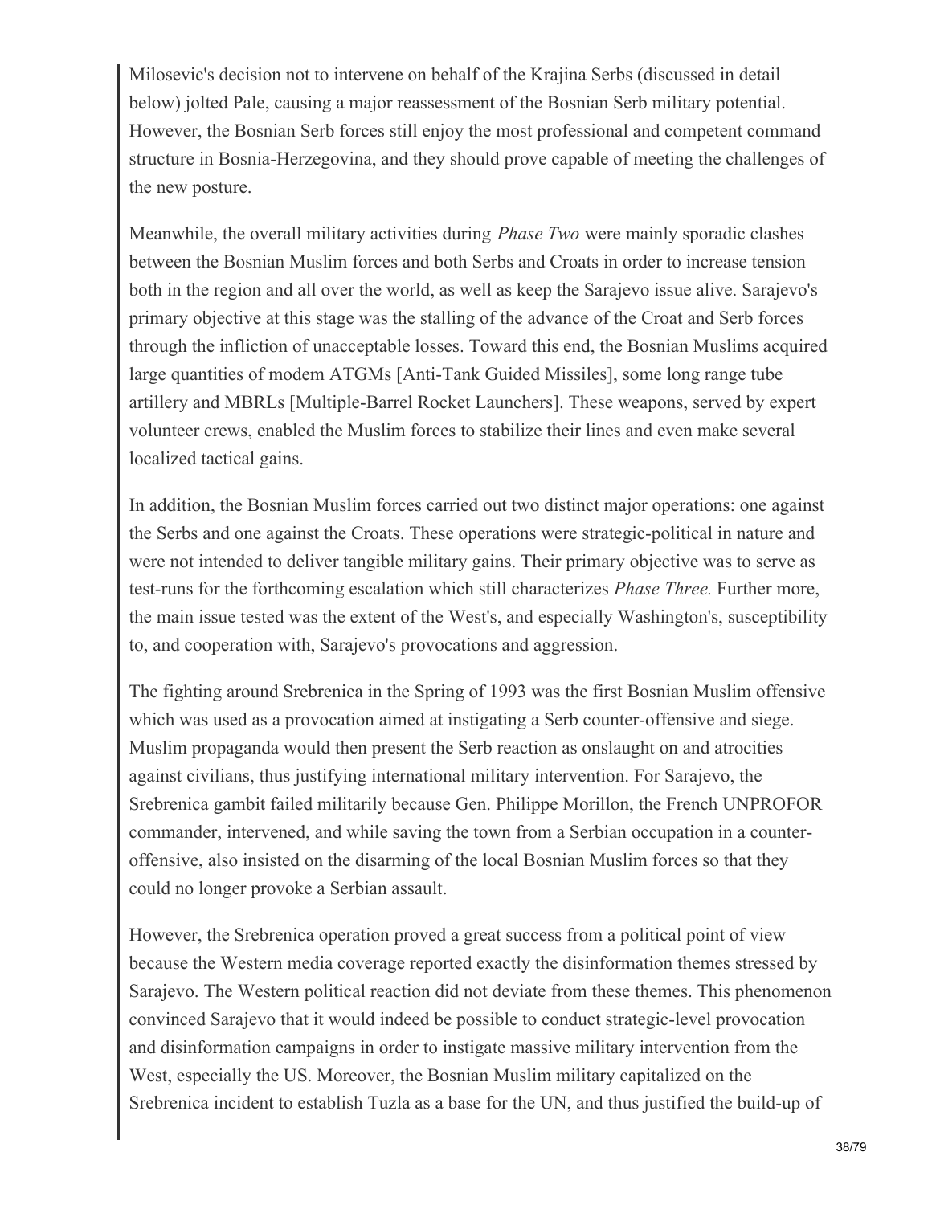Milosevic's decision not to intervene on behalf of the Krajina Serbs (discussed in detail below) jolted Pale, causing a major reassessment of the Bosnian Serb military potential. However, the Bosnian Serb forces still enjoy the most professional and competent command structure in Bosnia-Herzegovina, and they should prove capable of meeting the challenges of the new posture.

Meanwhile, the overall military activities during *Phase Two* were mainly sporadic clashes between the Bosnian Muslim forces and both Serbs and Croats in order to increase tension both in the region and all over the world, as well as keep the Sarajevo issue alive. Sarajevo's primary objective at this stage was the stalling of the advance of the Croat and Serb forces through the infliction of unacceptable losses. Toward this end, the Bosnian Muslims acquired large quantities of modem ATGMs [Anti-Tank Guided Missiles], some long range tube artillery and MBRLs [Multiple-Barrel Rocket Launchers]. These weapons, served by expert volunteer crews, enabled the Muslim forces to stabilize their lines and even make several localized tactical gains.

In addition, the Bosnian Muslim forces carried out two distinct major operations: one against the Serbs and one against the Croats. These operations were strategic-political in nature and were not intended to deliver tangible military gains. Their primary objective was to serve as test-runs for the forthcoming escalation which still characterizes *Phase Three.* Further more, the main issue tested was the extent of the West's, and especially Washington's, susceptibility to, and cooperation with, Sarajevo's provocations and aggression.

The fighting around Srebrenica in the Spring of 1993 was the first Bosnian Muslim offensive which was used as a provocation aimed at instigating a Serb counter-offensive and siege. Muslim propaganda would then present the Serb reaction as onslaught on and atrocities against civilians, thus justifying international military intervention. For Sarajevo, the Srebrenica gambit failed militarily because Gen. Philippe Morillon, the French UNPROFOR commander, intervened, and while saving the town from a Serbian occupation in a counter-offensive, also insisted on the disarming of the local Bosnian Muslim forces so that they could no longer provoke a Serbian assault.

However, the Srebrenica operation proved a great success from a political point of view because the Western media coverage reported exactly the disinformation themes stressed by Sarajevo. The Western political reaction did not deviate from these themes. This phenomenon convinced Sarajevo that it would indeed be possible to conduct strategic-level provocation and disinformation campaigns in order to instigate massive military intervention from the West, especially the US. Moreover, the Bosnian Muslim military capitalized on the Srebrenica incident to establish Tuzla as a base for the UN, and thus justified the build-up of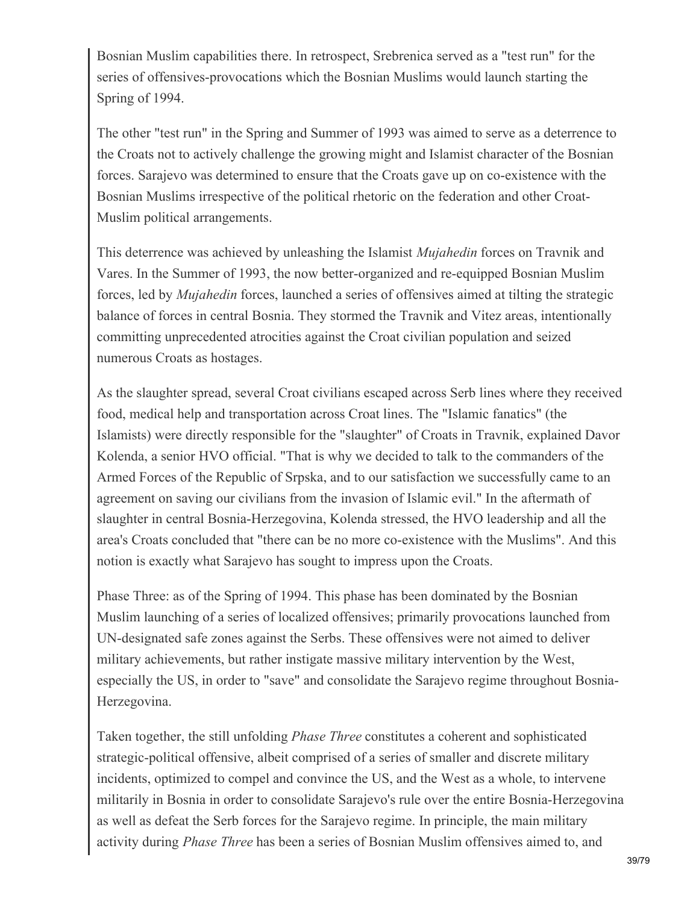Bosnian Muslim capabilities there. In retrospect, Srebrenica served as a "test run" for the series of offensives-provocations which the Bosnian Muslims would launch starting the Spring of 1994.

The other "test run" in the Spring and Summer of 1993 was aimed to serve as a deterrence to the Croats not to actively challenge the growing might and Islamist character of the Bosnian forces. Sarajevo was determined to ensure that the Croats gave up on co-existence with the Bosnian Muslims irrespective of the political rhetoric on the federation and other Croat-Muslim political arrangements.

This deterrence was achieved by unleashing the Islamist *Mujahedin* forces on Travnik and Vares. In the Summer of 1993, the now better-organized and re-equipped Bosnian Muslim forces, led by *Mujahedin* forces, launched a series of offensives aimed at tilting the strategic balance of forces in central Bosnia. They stormed the Travnik and Vitez areas, intentionally committing unprecedented atrocities against the Croat civilian population and seized numerous Croats as hostages.

As the slaughter spread, several Croat civilians escaped across Serb lines where they received food, medical help and transportation across Croat lines. The "Islamic fanatics" (the Islamists) were directly responsible for the "slaughter" of Croats in Travnik, explained Davor Kolenda, a senior HVO official. "That is why we decided to talk to the commanders of the Armed Forces of the Republic of Srpska, and to our satisfaction we successfully came to an agreement on saving our civilians from the invasion of Islamic evil." In the aftermath of slaughter in central Bosnia-Herzegovina, Kolenda stressed, the HVO leadership and all the area's Croats concluded that "there can be no more co-existence with the Muslims". And this notion is exactly what Sarajevo has sought to impress upon the Croats.

Phase Three: as of the Spring of 1994. This phase has been dominated by the Bosnian Muslim launching of a series of localized offensives; primarily provocations launched from UN-designated safe zones against the Serbs. These offensives were not aimed to deliver military achievements, but rather instigate massive military intervention by the West, especially the US, in order to "save" and consolidate the Sarajevo regime throughout Bosnia-Herzegovina.

Taken together, the still unfolding *Phase Three* constitutes a coherent and sophisticated strategic-political offensive, albeit comprised of a series of smaller and discrete military incidents, optimized to compel and convince the US, and the West as a whole, to intervene militarily in Bosnia in order to consolidate Sarajevo's rule over the entire Bosnia-Herzegovina as well as defeat the Serb forces for the Sarajevo regime. In principle, the main military activity during *Phase Three* has been a series of Bosnian Muslim offensives aimed to, and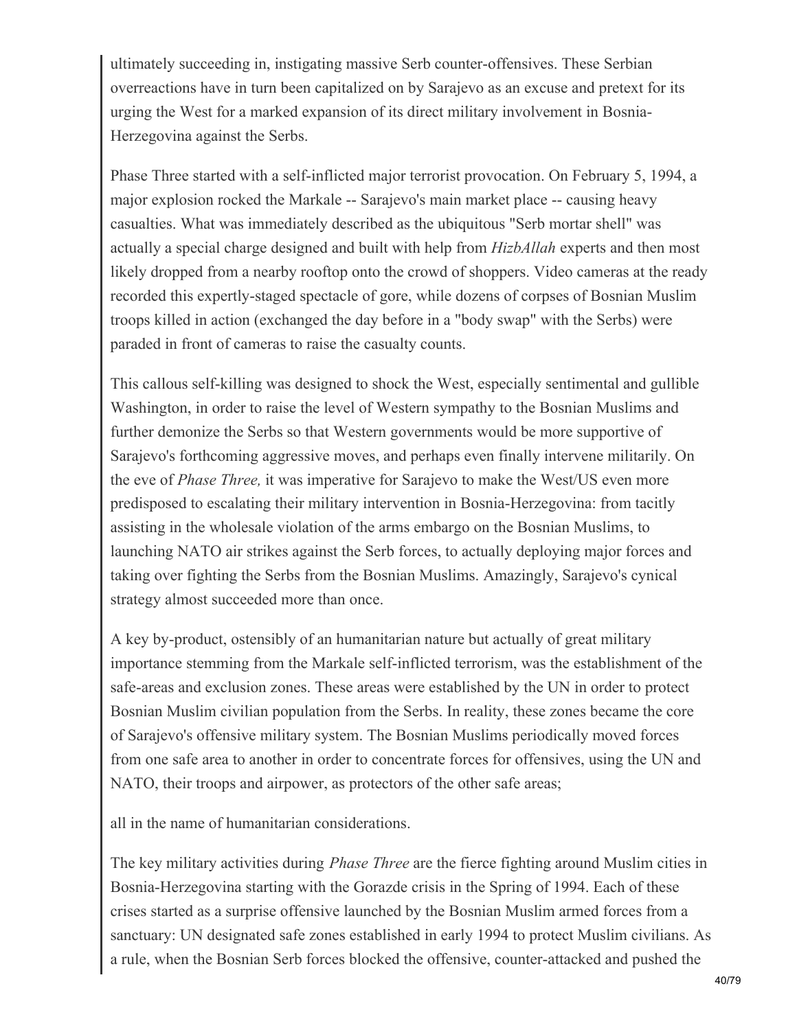ultimately succeeding in, instigating massive Serb counter-offensives. These Serbian overreactions have in turn been capitalized on by Sarajevo as an excuse and pretext for its urging the West for a marked expansion of its direct military involvement in Bosnia-Herzegovina against the Serbs.

Phase Three started with a self-inflicted major terrorist provocation. On February 5, 1994, a major explosion rocked the Markale -- Sarajevo's main market place -- causing heavy casualties. What was immediately described as the ubiquitous "Serb mortar shell" was actually a special charge designed and built with help from *HizbAllah* experts and then most likely dropped from a nearby rooftop onto the crowd of shoppers. Video cameras at the ready recorded this expertly-staged spectacle of gore, while dozens of corpses of Bosnian Muslim troops killed in action (exchanged the day before in a "body swap" with the Serbs) were paraded in front of cameras to raise the casualty counts.

This callous self-killing was designed to shock the West, especially sentimental and gullible Washington, in order to raise the level of Western sympathy to the Bosnian Muslims and further demonize the Serbs so that Western governments would be more supportive of Sarajevo's forthcoming aggressive moves, and perhaps even finally intervene militarily. On the eve of *Phase Three,* it was imperative for Sarajevo to make the West/US even more predisposed to escalating their military intervention in Bosnia-Herzegovina: from tacitly assisting in the wholesale violation of the arms embargo on the Bosnian Muslims, to launching NATO air strikes against the Serb forces, to actually deploying major forces and taking over fighting the Serbs from the Bosnian Muslims. Amazingly, Sarajevo's cynical strategy almost succeeded more than once.

A key by-product, ostensibly of an humanitarian nature but actually of great military importance stemming from the Markale self-inflicted terrorism, was the establishment of the safe-areas and exclusion zones. These areas were established by the UN in order to protect Bosnian Muslim civilian population from the Serbs. In reality, these zones became the core of Sarajevo's offensive military system. The Bosnian Muslims periodically moved forces from one safe area to another in order to concentrate forces for offensives, using the UN and NATO, their troops and airpower, as protectors of the other safe areas;

all in the name of humanitarian considerations.

The key military activities during *Phase Three* are the fierce fighting around Muslim cities in Bosnia-Herzegovina starting with the Gorazde crisis in the Spring of 1994. Each of these crises started as a surprise offensive launched by the Bosnian Muslim armed forces from a sanctuary: UN designated safe zones established in early 1994 to protect Muslim civilians. As a rule, when the Bosnian Serb forces blocked the offensive, counter-attacked and pushed the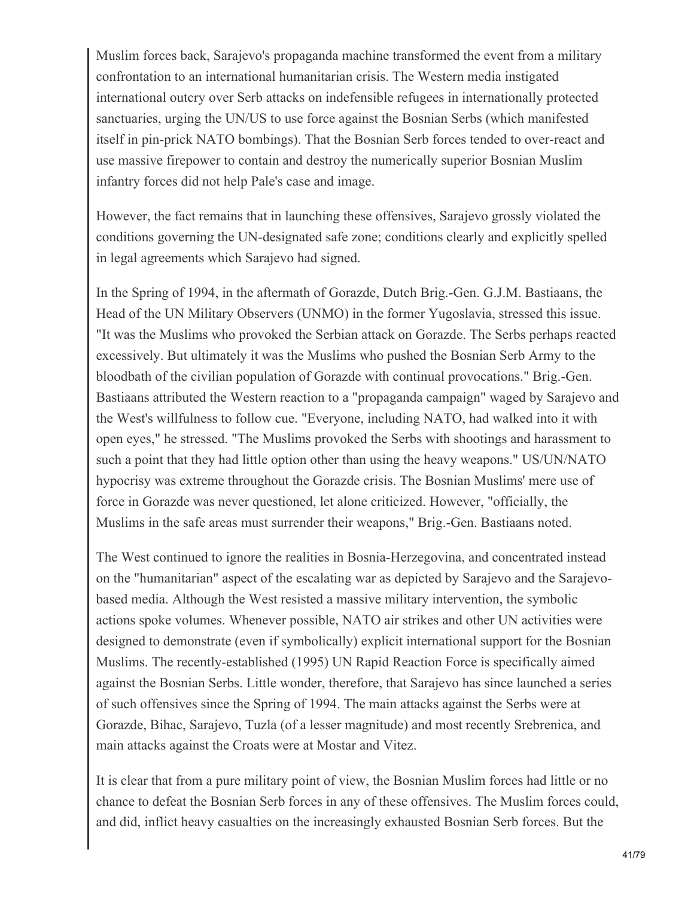Muslim forces back, Sarajevo's propaganda machine transformed the event from a military confrontation to an international humanitarian crisis. The Western media instigated international outcry over Serb attacks on indefensible refugees in internationally protected sanctuaries, urging the UN/US to use force against the Bosnian Serbs (which manifested itself in pin-prick NATO bombings). That the Bosnian Serb forces tended to over-react and use massive firepower to contain and destroy the numerically superior Bosnian Muslim infantry forces did not help Pale's case and image.

However, the fact remains that in launching these offensives, Sarajevo grossly violated the conditions governing the UN-designated safe zone; conditions clearly and explicitly spelled in legal agreements which Sarajevo had signed.

In the Spring of 1994, in the aftermath of Gorazde, Dutch Brig.-Gen. G.J.M. Bastiaans, the Head of the UN Military Observers (UNMO) in the former Yugoslavia, stressed this issue. "It was the Muslims who provoked the Serbian attack on Gorazde. The Serbs perhaps reacted excessively. But ultimately it was the Muslims who pushed the Bosnian Serb Army to the bloodbath of the civilian population of Gorazde with continual provocations." Brig.-Gen. Bastiaans attributed the Western reaction to a "propaganda campaign" waged by Sarajevo and the West's willfulness to follow cue. "Everyone, including NATO, had walked into it with open eyes," he stressed. "The Muslims provoked the Serbs with shootings and harassment to such a point that they had little option other than using the heavy weapons." US/UN/NATO hypocrisy was extreme throughout the Gorazde crisis. The Bosnian Muslims' mere use of force in Gorazde was never questioned, let alone criticized. However, "officially, the Muslims in the safe areas must surrender their weapons," Brig.-Gen. Bastiaans noted.

The West continued to ignore the realities in Bosnia-Herzegovina, and concentrated instead on the "humanitarian" aspect of the escalating war as depicted by Sarajevo and the Sarajevo-based media. Although the West resisted a massive military intervention, the symbolic actions spoke volumes. Whenever possible, NATO air strikes and other UN activities were designed to demonstrate (even if symbolically) explicit international support for the Bosnian Muslims. The recently-established (1995) UN Rapid Reaction Force is specifically aimed against the Bosnian Serbs. Little wonder, therefore, that Sarajevo has since launched a series of such offensives since the Spring of 1994. The main attacks against the Serbs were at Gorazde, Bihac, Sarajevo, Tuzla (of a lesser magnitude) and most recently Srebrenica, and main attacks against the Croats were at Mostar and Vitez.

It is clear that from a pure military point of view, the Bosnian Muslim forces had little or no chance to defeat the Bosnian Serb forces in any of these offensives. The Muslim forces could, and did, inflict heavy casualties on the increasingly exhausted Bosnian Serb forces. But the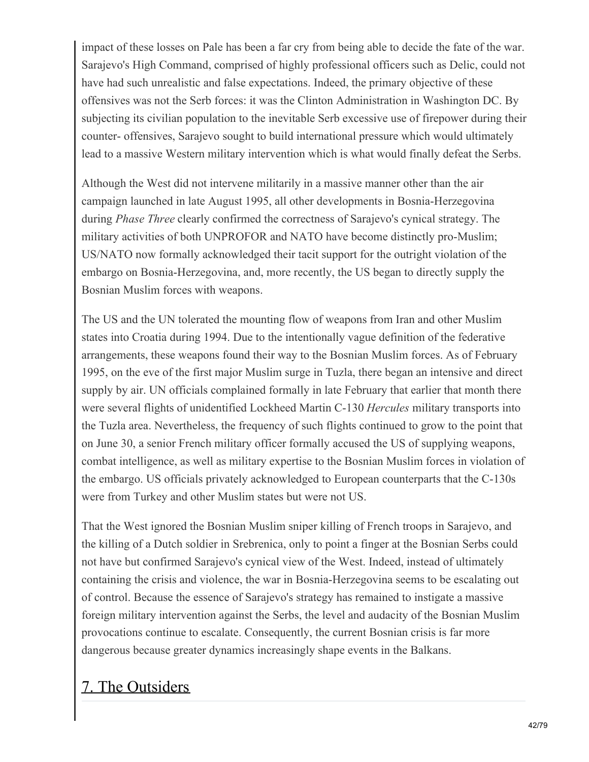impact of these losses on Pale has been a far cry from being able to decide the fate of the war. Sarajevo's High Command, comprised of highly professional officers such as Delic, could not have had such unrealistic and false expectations. Indeed, the primary objective of these offensives was not the Serb forces: it was the Clinton Administration in Washington DC. By subjecting its civilian population to the inevitable Serb excessive use of firepower during their counter- offensives, Sarajevo sought to build international pressure which would ultimately lead to a massive Western military intervention which is what would finally defeat the Serbs.

Although the West did not intervene militarily in a massive manner other than the air campaign launched in late August 1995, all other developments in Bosnia-Herzegovina during *Phase Three* clearly confirmed the correctness of Sarajevo's cynical strategy. The military activities of both UNPROFOR and NATO have become distinctly pro-Muslim; US/NATO now formally acknowledged their tacit support for the outright violation of the embargo on Bosnia-Herzegovina, and, more recently, the US began to directly supply the Bosnian Muslim forces with weapons.

The US and the UN tolerated the mounting flow of weapons from Iran and other Muslim states into Croatia during 1994. Due to the intentionally vague definition of the federative arrangements, these weapons found their way to the Bosnian Muslim forces. As of February 1995, on the eve of the first major Muslim surge in Tuzla, there began an intensive and direct supply by air. UN officials complained formally in late February that earlier that month there were several flights of unidentified Lockheed Martin C-130 *Hercules* military transports into the Tuzla area. Nevertheless, the frequency of such flights continued to grow to the point that on June 30, a senior French military officer formally accused the US of supplying weapons, combat intelligence, as well as military expertise to the Bosnian Muslim forces in violation of the embargo. US officials privately acknowledged to European counterparts that the C-130s were from Turkey and other Muslim states but were not US.

That the West ignored the Bosnian Muslim sniper killing of French troops in Sarajevo, and the killing of a Dutch soldier in Srebrenica, only to point a finger at the Bosnian Serbs could not have but confirmed Sarajevo's cynical view of the West. Indeed, instead of ultimately containing the crisis and violence, the war in Bosnia-Herzegovina seems to be escalating out of control. Because the essence of Sarajevo's strategy has remained to instigate a massive foreign military intervention against the Serbs, the level and audacity of the Bosnian Muslim provocations continue to escalate. Consequently, the current Bosnian crisis is far more dangerous because greater dynamics increasingly shape events in the Balkans.

## 7. The Outsiders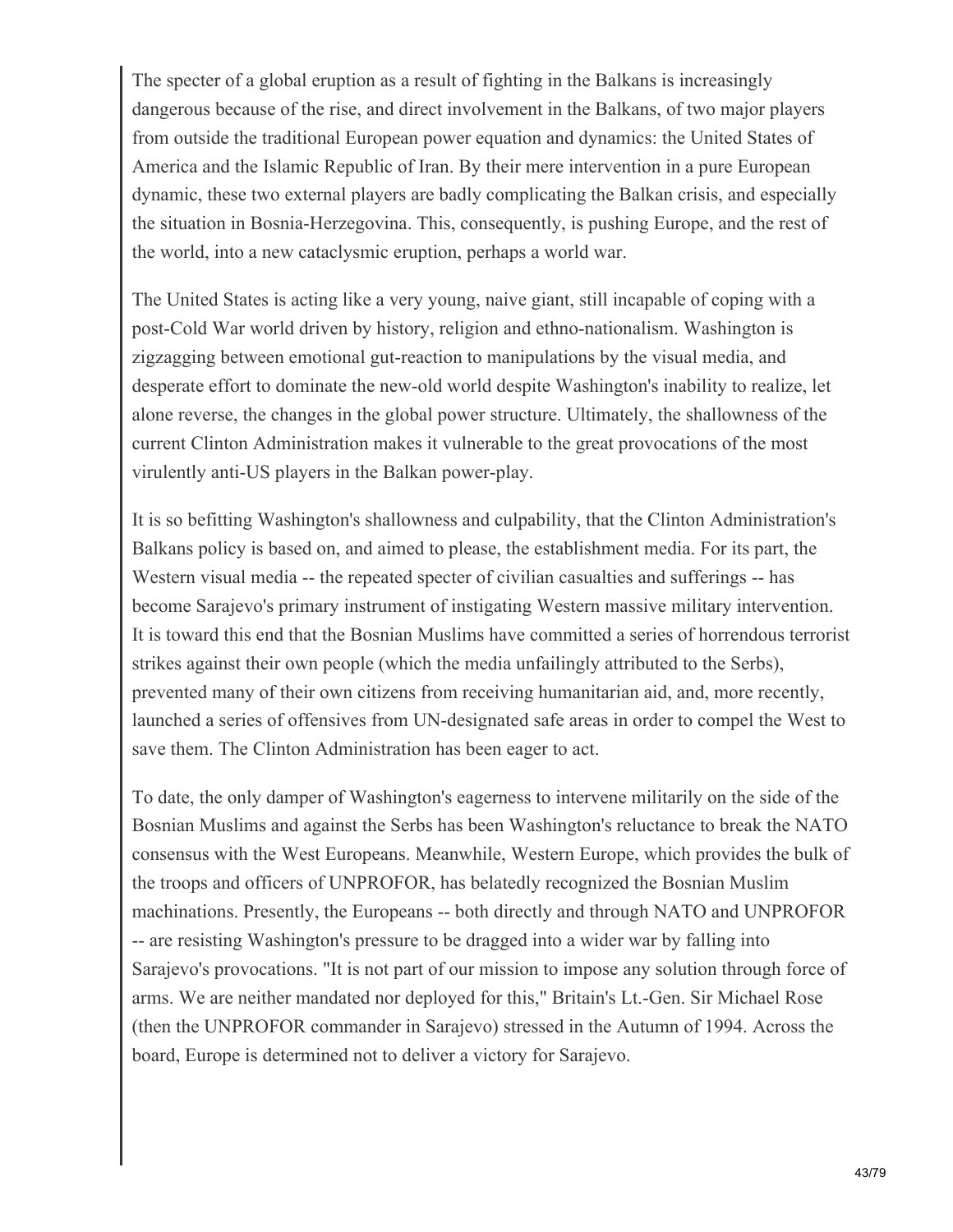The specter of a global eruption as a result of fighting in the Balkans is increasingly dangerous because of the rise, and direct involvement in the Balkans, of two major players from outside the traditional European power equation and dynamics: the United States of America and the Islamic Republic of Iran. By their mere intervention in a pure European dynamic, these two external players are badly complicating the Balkan crisis, and especially the situation in Bosnia-Herzegovina. This, consequently, is pushing Europe, and the rest of the world, into a new cataclysmic eruption, perhaps a world war.

The United States is acting like a very young, naive giant, still incapable of coping with a post-Cold War world driven by history, religion and ethno-nationalism. Washington is zigzagging between emotional gut-reaction to manipulations by the visual media, and desperate effort to dominate the new-old world despite Washington's inability to realize, let alone reverse, the changes in the global power structure. Ultimately, the shallowness of the current Clinton Administration makes it vulnerable to the great provocations of the most virulently anti-US players in the Balkan power-play.

It is so befitting Washington's shallowness and culpability, that the Clinton Administration's Balkans policy is based on, and aimed to please, the establishment media. For its part, the Western visual media -- the repeated specter of civilian casualties and sufferings -- has become Sarajevo's primary instrument of instigating Western massive military intervention. It is toward this end that the Bosnian Muslims have committed a series of horrendous terrorist strikes against their own people (which the media unfailingly attributed to the Serbs), prevented many of their own citizens from receiving humanitarian aid, and, more recently, launched a series of offensives from UN-designated safe areas in order to compel the West to save them. The Clinton Administration has been eager to act.

To date, the only damper of Washington's eagerness to intervene militarily on the side of the Bosnian Muslims and against the Serbs has been Washington's reluctance to break the NATO consensus with the West Europeans. Meanwhile, Western Europe, which provides the bulk of the troops and officers of UNPROFOR, has belatedly recognized the Bosnian Muslim machinations. Presently, the Europeans -- both directly and through NATO and UNPROFOR -- are resisting Washington's pressure to be dragged into a wider war by falling into Sarajevo's provocations. "It is not part of our mission to impose any solution through force of arms. We are neither mandated nor deployed for this," Britain's Lt.-Gen. Sir Michael Rose (then the UNPROFOR commander in Sarajevo) stressed in the Autumn of 1994. Across the board, Europe is determined not to deliver a victory for Sarajevo.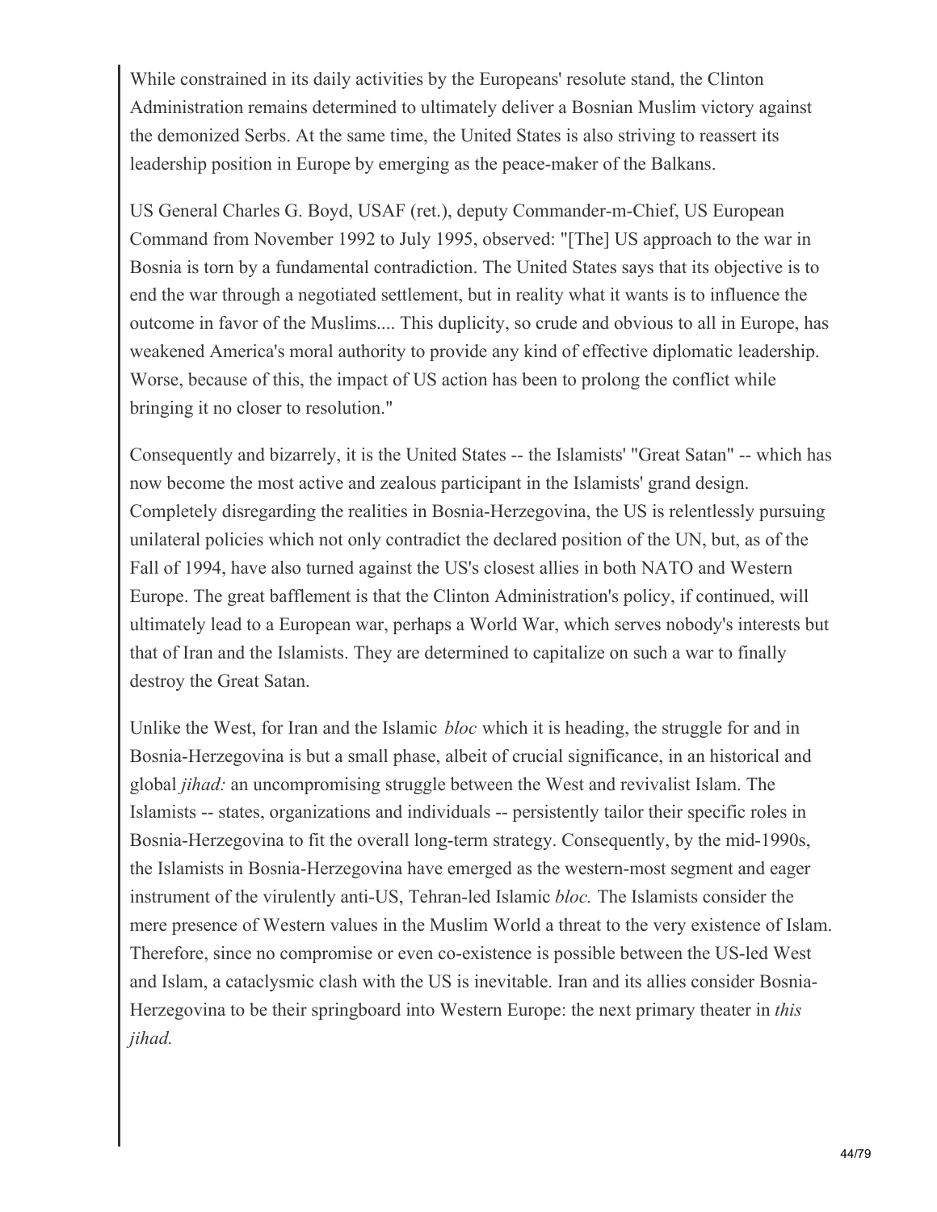While constrained in its daily activities by the Europeans' resolute stand, the Clinton Administration remains determined to ultimately deliver a Bosnian Muslim victory against the demonized Serbs. At the same time, the United States is also striving to reassert its leadership position in Europe by emerging as the peace-maker of the Balkans.

US General Charles G. Boyd, USAF (ret.), deputy Commander-m-Chief, US European Command from November 1992 to July 1995, observed: "[The] US approach to the war in Bosnia is torn by a fundamental contradiction. The United States says that its objective is to end the war through a negotiated settlement, but in reality what it wants is to influence the outcome in favor of the Muslims.... This duplicity, so crude and obvious to all in Europe, has weakened America's moral authority to provide any kind of effective diplomatic leadership. Worse, because of this, the impact of US action has been to prolong the conflict while bringing it no closer to resolution."

Consequently and bizarrely, it is the United States -- the Islamists' "Great Satan" -- which has now become the most active and zealous participant in the Islamists' grand design. Completely disregarding the realities in Bosnia-Herzegovina, the US is relentlessly pursuing unilateral policies which not only contradict the declared position of the UN, but, as of the Fall of 1994, have also turned against the US's closest allies in both NATO and Western Europe. The great bafflement is that the Clinton Administration's policy, if continued, will ultimately lead to a European war, perhaps a World War, which serves nobody's interests but that of Iran and the Islamists. They are determined to capitalize on such a war to finally destroy the Great Satan.

Unlike the West, for Iran and the Islamic *bloc* which it is heading, the struggle for and in Bosnia-Herzegovina is but a small phase, albeit of crucial significance, in an historical and global *jihad:* an uncompromising struggle between the West and revivalist Islam. The Islamists -- states, organizations and individuals -- persistently tailor their specific roles in Bosnia-Herzegovina to fit the overall long-term strategy. Consequently, by the mid-1990s, the Islamists in Bosnia-Herzegovina have emerged as the western-most segment and eager instrument of the virulently anti-US, Tehran-led Islamic *bloc.* The Islamists consider the mere presence of Western values in the Muslim World a threat to the very existence of Islam. Therefore, since no compromise or even co-existence is possible between the US-led West and Islam, a cataclysmic clash with the US is inevitable. Iran and its allies consider Bosnia-Herzegovina to be their springboard into Western Europe: the next primary theater in *this jihad.*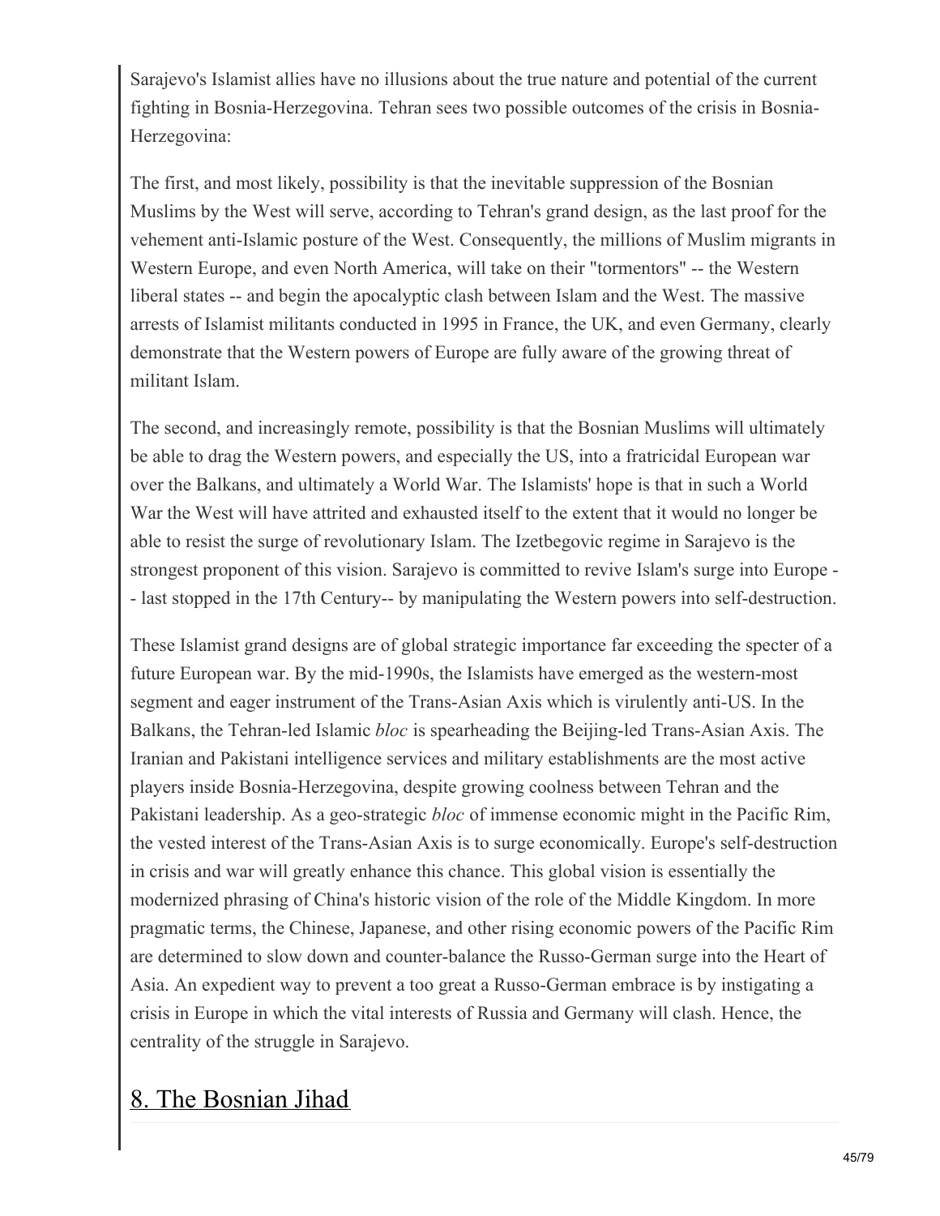Sarajevo's Islamist allies have no illusions about the true nature and potential of the current fighting in Bosnia-Herzegovina. Tehran sees two possible outcomes of the crisis in Bosnia-Herzegovina:

The first, and most likely, possibility is that the inevitable suppression of the Bosnian Muslims by the West will serve, according to Tehran's grand design, as the last proof for the vehement anti-Islamic posture of the West. Consequently, the millions of Muslim migrants in Western Europe, and even North America, will take on their "tormentors" -- the Western liberal states -- and begin the apocalyptic clash between Islam and the West. The massive arrests of Islamist militants conducted in 1995 in France, the UK, and even Germany, clearly demonstrate that the Western powers of Europe are fully aware of the growing threat of militant Islam.

The second, and increasingly remote, possibility is that the Bosnian Muslims will ultimately be able to drag the Western powers, and especially the US, into a fratricidal European war over the Balkans, and ultimately a World War. The Islamists' hope is that in such a World War the West will have attrited and exhausted itself to the extent that it would no longer be able to resist the surge of revolutionary Islam. The Izetbegovic regime in Sarajevo is the strongest proponent of this vision. Sarajevo is committed to revive Islam's surge into Europe -- last stopped in the 17th Century-- by manipulating the Western powers into self-destruction.

These Islamist grand designs are of global strategic importance far exceeding the specter of a future European war. By the mid-1990s, the Islamists have emerged as the western-most segment and eager instrument of the Trans-Asian Axis which is virulently anti-US. In the Balkans, the Tehran-led Islamic *bloc* is spearheading the Beijing-led Trans-Asian Axis. The Iranian and Pakistani intelligence services and military establishments are the most active players inside Bosnia-Herzegovina, despite growing coolness between Tehran and the Pakistani leadership. As a geo-strategic *bloc* of immense economic might in the Pacific Rim, the vested interest of the Trans-Asian Axis is to surge economically. Europe's self-destruction in crisis and war will greatly enhance this chance. This global vision is essentially the modernized phrasing of China's historic vision of the role of the Middle Kingdom. In more pragmatic terms, the Chinese, Japanese, and other rising economic powers of the Pacific Rim are determined to slow down and counter-balance the Russo-German surge into the Heart of Asia. An expedient way to prevent a too great a Russo-German embrace is by instigating a crisis in Europe in which the vital interests of Russia and Germany will clash. Hence, the centrality of the struggle in Sarajevo.

## 8. The Bosnian Jihad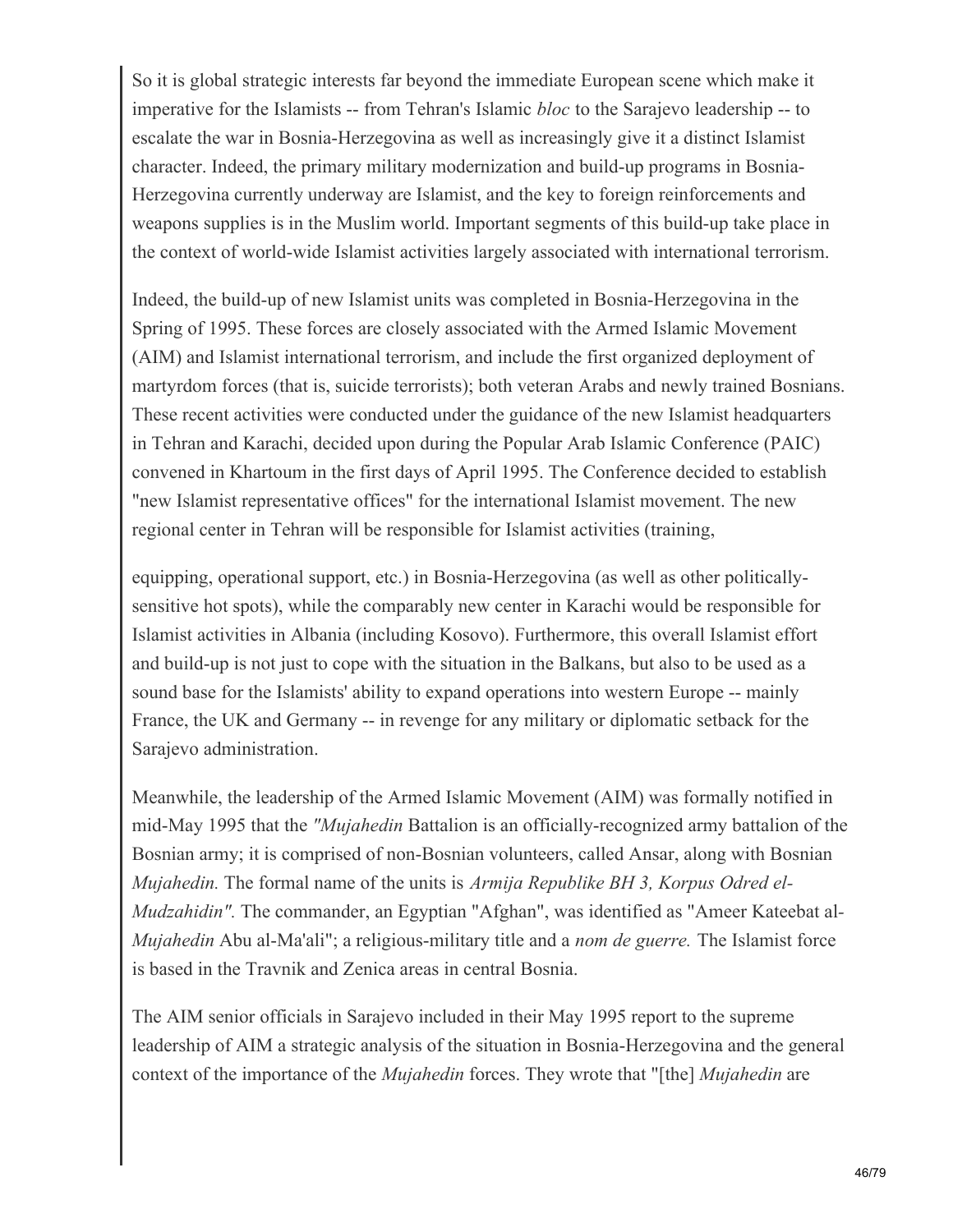So it is global strategic interests far beyond the immediate European scene which make it imperative for the Islamists -- from Tehran's Islamic *bloc* to the Sarajevo leadership -- to escalate the war in Bosnia-Herzegovina as well as increasingly give it a distinct Islamist character. Indeed, the primary military modernization and build-up programs in Bosnia-Herzegovina currently underway are Islamist, and the key to foreign reinforcements and weapons supplies is in the Muslim world. Important segments of this build-up take place in the context of world-wide Islamist activities largely associated with international terrorism.

Indeed, the build-up of new Islamist units was completed in Bosnia-Herzegovina in the Spring of 1995. These forces are closely associated with the Armed Islamic Movement (AIM) and Islamist international terrorism, and include the first organized deployment of martyrdom forces (that is, suicide terrorists); both veteran Arabs and newly trained Bosnians. These recent activities were conducted under the guidance of the new Islamist headquarters in Tehran and Karachi, decided upon during the Popular Arab Islamic Conference (PAIC) convened in Khartoum in the first days of April 1995. The Conference decided to establish "new Islamist representative offices" for the international Islamist movement. The new regional center in Tehran will be responsible for Islamist activities (training, equipping, operational support, etc.) in Bosnia-Herzegovina (as well as other politically-sensitive hot spots), while the comparably new center in Karachi would be responsible for Islamist activities in Albania (including Kosovo). Furthermore, this overall Islamist effort and build-up is not just to cope with the situation in the Balkans, but also to be used as a sound base for the Islamists' ability to expand operations into western Europe -- mainly France, the UK and Germany -- in revenge for any military or diplomatic setback for the Sarajevo administration.

Meanwhile, the leadership of the Armed Islamic Movement (AIM) was formally notified in mid-May 1995 that the *"Mujahedin* Battalion is an officially-recognized army battalion of the Bosnian army; it is comprised of non-Bosnian volunteers, called Ansar, along with Bosnian *Mujahedin.* The formal name of the units is *Armija Republike BH 3, Korpus Odred el-Mudzahidin".* The commander, an Egyptian "Afghan", was identified as "Ameer Kateebat al-*Mujahedin* Abu al-Ma'ali"; a religious-military title and a *nom de guerre.* The Islamist force is based in the Travnik and Zenica areas in central Bosnia.

The AIM senior officials in Sarajevo included in their May 1995 report to the supreme leadership of AIM a strategic analysis of the situation in Bosnia-Herzegovina and the general context of the importance of the *Mujahedin* forces. They wrote that "[the] *Mujahedin* are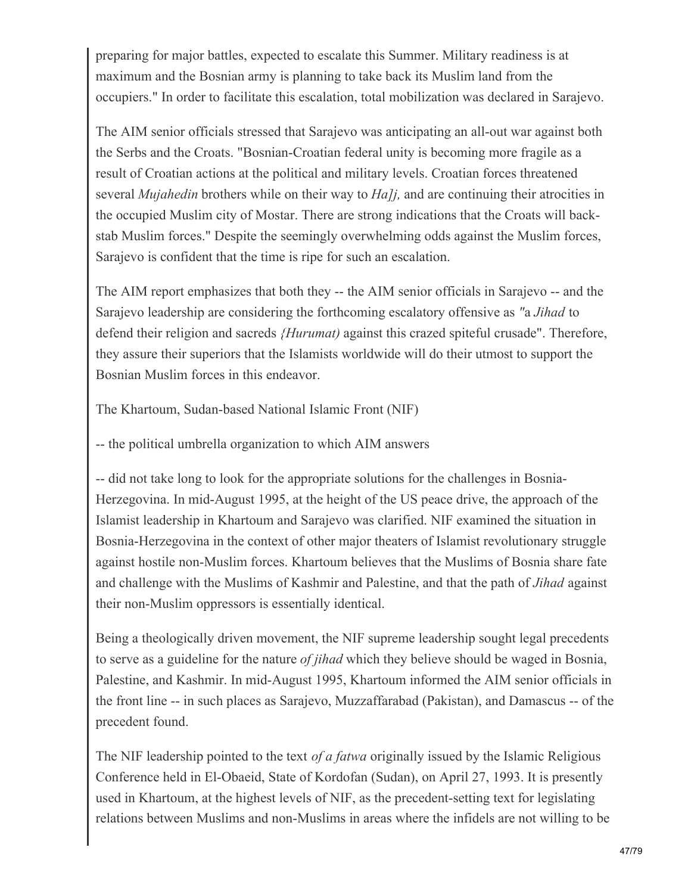preparing for major battles, expected to escalate this Summer. Military readiness is at maximum and the Bosnian army is planning to take back its Muslim land from the occupiers." In order to facilitate this escalation, total mobilization was declared in Sarajevo.

The AIM senior officials stressed that Sarajevo was anticipating an all-out war against both the Serbs and the Croats. "Bosnian-Croatian federal unity is becoming more fragile as a result of Croatian actions at the political and military levels. Croatian forces threatened several *Mujahedin* brothers while on their way to *Ha]j,* and are continuing their atrocities in the occupied Muslim city of Mostar. There are strong indications that the Croats will back-stab Muslim forces." Despite the seemingly overwhelming odds against the Muslim forces, Sarajevo is confident that the time is ripe for such an escalation.

The AIM report emphasizes that both they -- the AIM senior officials in Sarajevo -- and the Sarajevo leadership are considering the forthcoming escalatory offensive as *"*a *Jihad* to defend their religion and sacreds *{Hurumat)* against this crazed spiteful crusade". Therefore, they assure their superiors that the Islamists worldwide will do their utmost to support the Bosnian Muslim forces in this endeavor.

The Khartoum, Sudan-based National Islamic Front (NIF)

-- the political umbrella organization to which AIM answers

-- did not take long to look for the appropriate solutions for the challenges in Bosnia-Herzegovina. In mid-August 1995, at the height of the US peace drive, the approach of the Islamist leadership in Khartoum and Sarajevo was clarified. NIF examined the situation in Bosnia-Herzegovina in the context of other major theaters of Islamist revolutionary struggle against hostile non-Muslim forces. Khartoum believes that the Muslims of Bosnia share fate and challenge with the Muslims of Kashmir and Palestine, and that the path of *Jihad* against their non-Muslim oppressors is essentially identical.

Being a theologically driven movement, the NIF supreme leadership sought legal precedents to serve as a guideline for the nature *of jihad* which they believe should be waged in Bosnia, Palestine, and Kashmir. In mid-August 1995, Khartoum informed the AIM senior officials in the front line -- in such places as Sarajevo, Muzzaffarabad (Pakistan), and Damascus -- of the precedent found.

The NIF leadership pointed to the text *of a fatwa* originally issued by the Islamic Religious Conference held in El-Obaeid, State of Kordofan (Sudan), on April 27, 1993. It is presently used in Khartoum, at the highest levels of NIF, as the precedent-setting text for legislating relations between Muslims and non-Muslims in areas where the infidels are not willing to be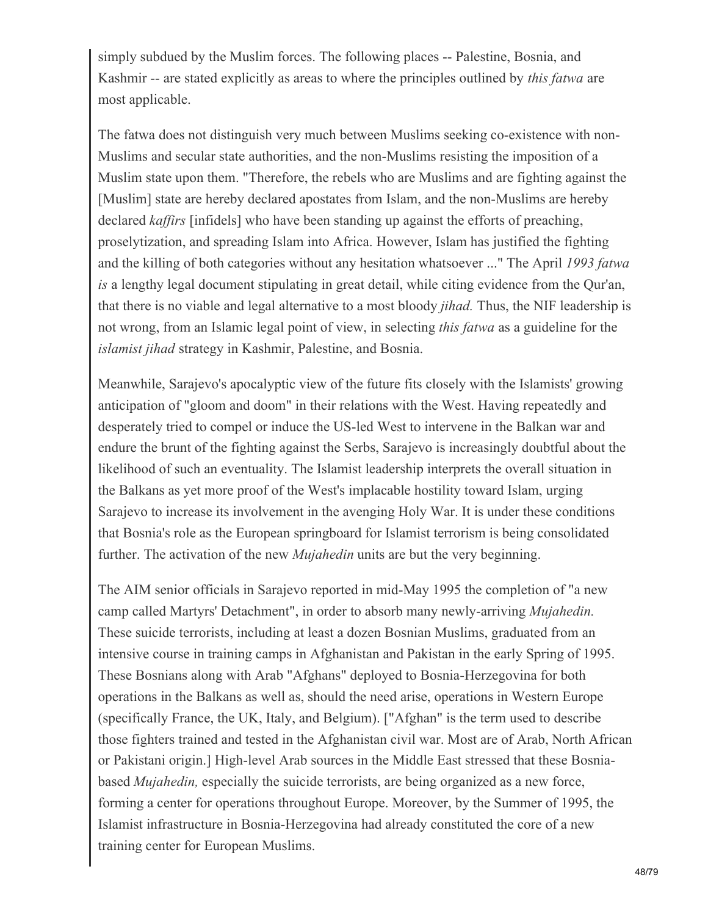simply subdued by the Muslim forces. The following places -- Palestine, Bosnia, and Kashmir -- are stated explicitly as areas to where the principles outlined by *this fatwa* are most applicable.

The fatwa does not distinguish very much between Muslims seeking co-existence with non-Muslims and secular state authorities, and the non-Muslims resisting the imposition of a Muslim state upon them. "Therefore, the rebels who are Muslims and are fighting against the [Muslim] state are hereby declared apostates from Islam, and the non-Muslims are hereby declared *kaffirs* [infidels] who have been standing up against the efforts of preaching, proselytization, and spreading Islam into Africa. However, Islam has justified the fighting and the killing of both categories without any hesitation whatsoever ..." The April *1993 fatwa is* a lengthy legal document stipulating in great detail, while citing evidence from the Qur'an, that there is no viable and legal alternative to a most bloody *jihad.* Thus, the NIF leadership is not wrong, from an Islamic legal point of view, in selecting *this fatwa* as a guideline for the *islamist jihad* strategy in Kashmir, Palestine, and Bosnia.

Meanwhile, Sarajevo's apocalyptic view of the future fits closely with the Islamists' growing anticipation of "gloom and doom" in their relations with the West. Having repeatedly and desperately tried to compel or induce the US-led West to intervene in the Balkan war and endure the brunt of the fighting against the Serbs, Sarajevo is increasingly doubtful about the likelihood of such an eventuality. The Islamist leadership interprets the overall situation in the Balkans as yet more proof of the West's implacable hostility toward Islam, urging Sarajevo to increase its involvement in the avenging Holy War. It is under these conditions that Bosnia's role as the European springboard for Islamist terrorism is being consolidated further. The activation of the new *Mujahedin* units are but the very beginning.

The AIM senior officials in Sarajevo reported in mid-May 1995 the completion of "a new camp called Martyrs' Detachment", in order to absorb many newly-arriving *Mujahedin.* These suicide terrorists, including at least a dozen Bosnian Muslims, graduated from an intensive course in training camps in Afghanistan and Pakistan in the early Spring of 1995. These Bosnians along with Arab "Afghans" deployed to Bosnia-Herzegovina for both operations in the Balkans as well as, should the need arise, operations in Western Europe (specifically France, the UK, Italy, and Belgium). ["Afghan" is the term used to describe those fighters trained and tested in the Afghanistan civil war. Most are of Arab, North African or Pakistani origin.] High-level Arab sources in the Middle East stressed that these Bosnia-based *Mujahedin,* especially the suicide terrorists, are being organized as a new force, forming a center for operations throughout Europe. Moreover, by the Summer of 1995, the Islamist infrastructure in Bosnia-Herzegovina had already constituted the core of a new training center for European Muslims.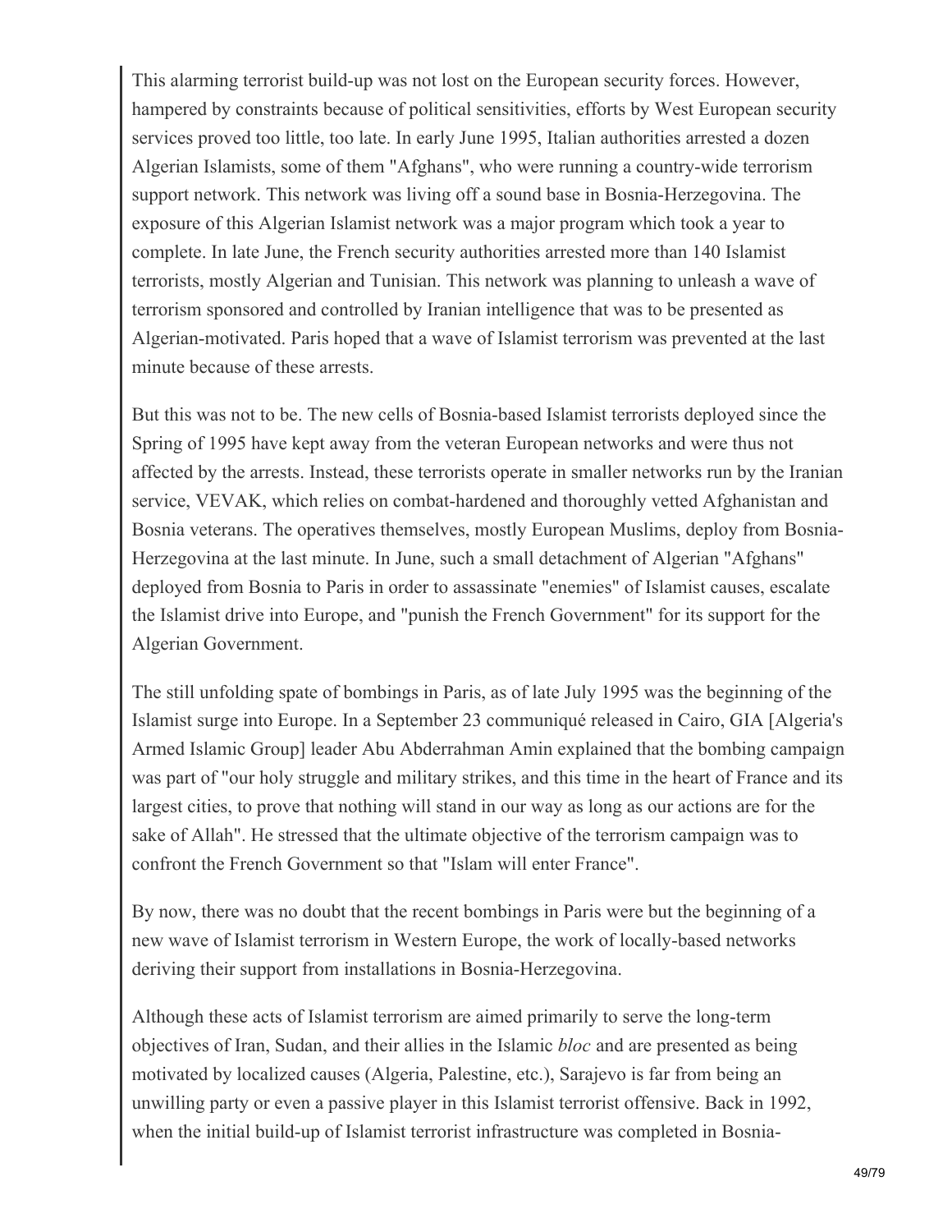This alarming terrorist build-up was not lost on the European security forces. However, hampered by constraints because of political sensitivities, efforts by West European security services proved too little, too late. In early June 1995, Italian authorities arrested a dozen Algerian Islamists, some of them "Afghans", who were running a country-wide terrorism support network. This network was living off a sound base in Bosnia-Herzegovina. The exposure of this Algerian Islamist network was a major program which took a year to complete. In late June, the French security authorities arrested more than 140 Islamist terrorists, mostly Algerian and Tunisian. This network was planning to unleash a wave of terrorism sponsored and controlled by Iranian intelligence that was to be presented as Algerian-motivated. Paris hoped that a wave of Islamist terrorism was prevented at the last minute because of these arrests.

But this was not to be. The new cells of Bosnia-based Islamist terrorists deployed since the Spring of 1995 have kept away from the veteran European networks and were thus not affected by the arrests. Instead, these terrorists operate in smaller networks run by the Iranian service, VEVAK, which relies on combat-hardened and thoroughly vetted Afghanistan and Bosnia veterans. The operatives themselves, mostly European Muslims, deploy from Bosnia-Herzegovina at the last minute. In June, such a small detachment of Algerian "Afghans" deployed from Bosnia to Paris in order to assassinate "enemies" of Islamist causes, escalate the Islamist drive into Europe, and "punish the French Government" for its support for the Algerian Government.

The still unfolding spate of bombings in Paris, as of late July 1995 was the beginning of the Islamist surge into Europe. In a September 23 communiqué released in Cairo, GIA [Algeria's Armed Islamic Group] leader Abu Abderrahman Amin explained that the bombing campaign was part of "our holy struggle and military strikes, and this time in the heart of France and its largest cities, to prove that nothing will stand in our way as long as our actions are for the sake of Allah". He stressed that the ultimate objective of the terrorism campaign was to confront the French Government so that "Islam will enter France".

By now, there was no doubt that the recent bombings in Paris were but the beginning of a new wave of Islamist terrorism in Western Europe, the work of locally-based networks deriving their support from installations in Bosnia-Herzegovina.

Although these acts of Islamist terrorism are aimed primarily to serve the long-term objectives of Iran, Sudan, and their allies in the Islamic *bloc* and are presented as being motivated by localized causes (Algeria, Palestine, etc.), Sarajevo is far from being an unwilling party or even a passive player in this Islamist terrorist offensive. Back in 1992, when the initial build-up of Islamist terrorist infrastructure was completed in Bosnia-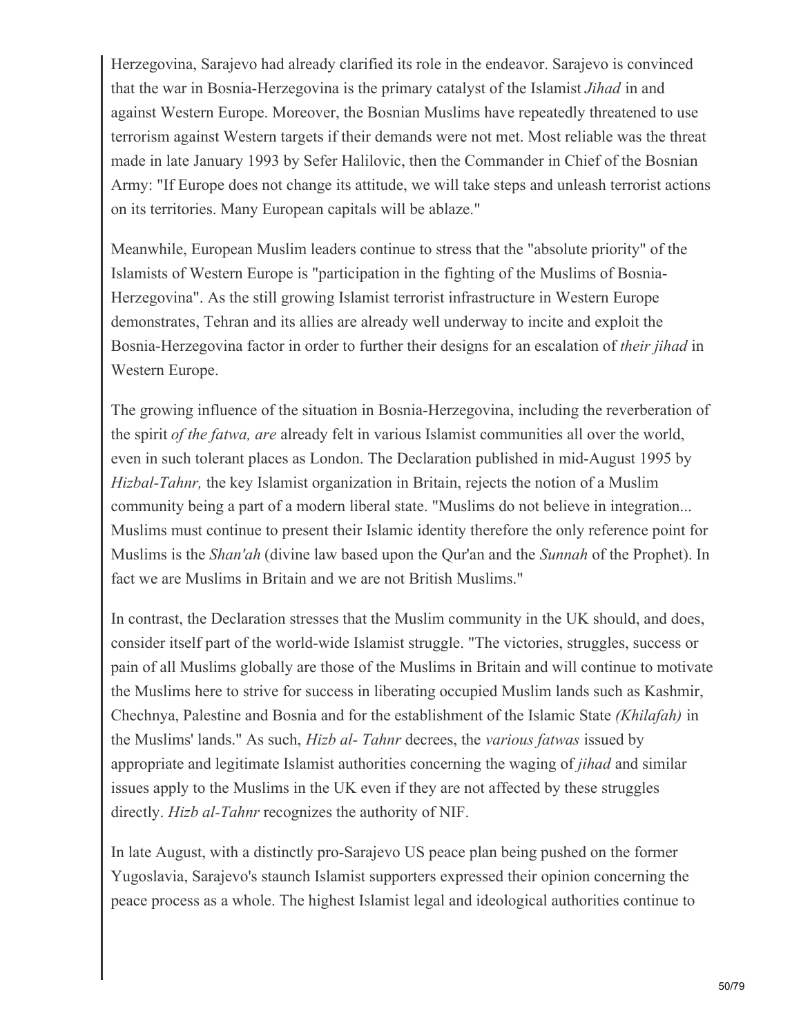Herzegovina, Sarajevo had already clarified its role in the endeavor. Sarajevo is convinced that the war in Bosnia-Herzegovina is the primary catalyst of the Islamist *Jihad* in and against Western Europe. Moreover, the Bosnian Muslims have repeatedly threatened to use terrorism against Western targets if their demands were not met. Most reliable was the threat made in late January 1993 by Sefer Halilovic, then the Commander in Chief of the Bosnian Army: "If Europe does not change its attitude, we will take steps and unleash terrorist actions on its territories. Many European capitals will be ablaze."

Meanwhile, European Muslim leaders continue to stress that the "absolute priority" of the Islamists of Western Europe is "participation in the fighting of the Muslims of Bosnia-Herzegovina". As the still growing Islamist terrorist infrastructure in Western Europe demonstrates, Tehran and its allies are already well underway to incite and exploit the Bosnia-Herzegovina factor in order to further their designs for an escalation of *their jihad* in Western Europe.

The growing influence of the situation in Bosnia-Herzegovina, including the reverberation of the spirit *of the fatwa, are* already felt in various Islamist communities all over the world, even in such tolerant places as London. The Declaration published in mid-August 1995 by *Hizbal-Tahnr,* the key Islamist organization in Britain, rejects the notion of a Muslim community being a part of a modern liberal state. "Muslims do not believe in integration... Muslims must continue to present their Islamic identity therefore the only reference point for Muslims is the *Shan'ah* (divine law based upon the Qur'an and the *Sunnah* of the Prophet). In fact we are Muslims in Britain and we are not British Muslims."

In contrast, the Declaration stresses that the Muslim community in the UK should, and does, consider itself part of the world-wide Islamist struggle. "The victories, struggles, success or pain of all Muslims globally are those of the Muslims in Britain and will continue to motivate the Muslims here to strive for success in liberating occupied Muslim lands such as Kashmir, Chechnya, Palestine and Bosnia and for the establishment of the Islamic State *(Khilafah)* in the Muslims' lands." As such, *Hizb al- Tahnr* decrees, the *various fatwas* issued by appropriate and legitimate Islamist authorities concerning the waging of *jihad* and similar issues apply to the Muslims in the UK even if they are not affected by these struggles directly. *Hizb al-Tahnr* recognizes the authority of NIF.

In late August, with a distinctly pro-Sarajevo US peace plan being pushed on the former Yugoslavia, Sarajevo's staunch Islamist supporters expressed their opinion concerning the peace process as a whole. The highest Islamist legal and ideological authorities continue to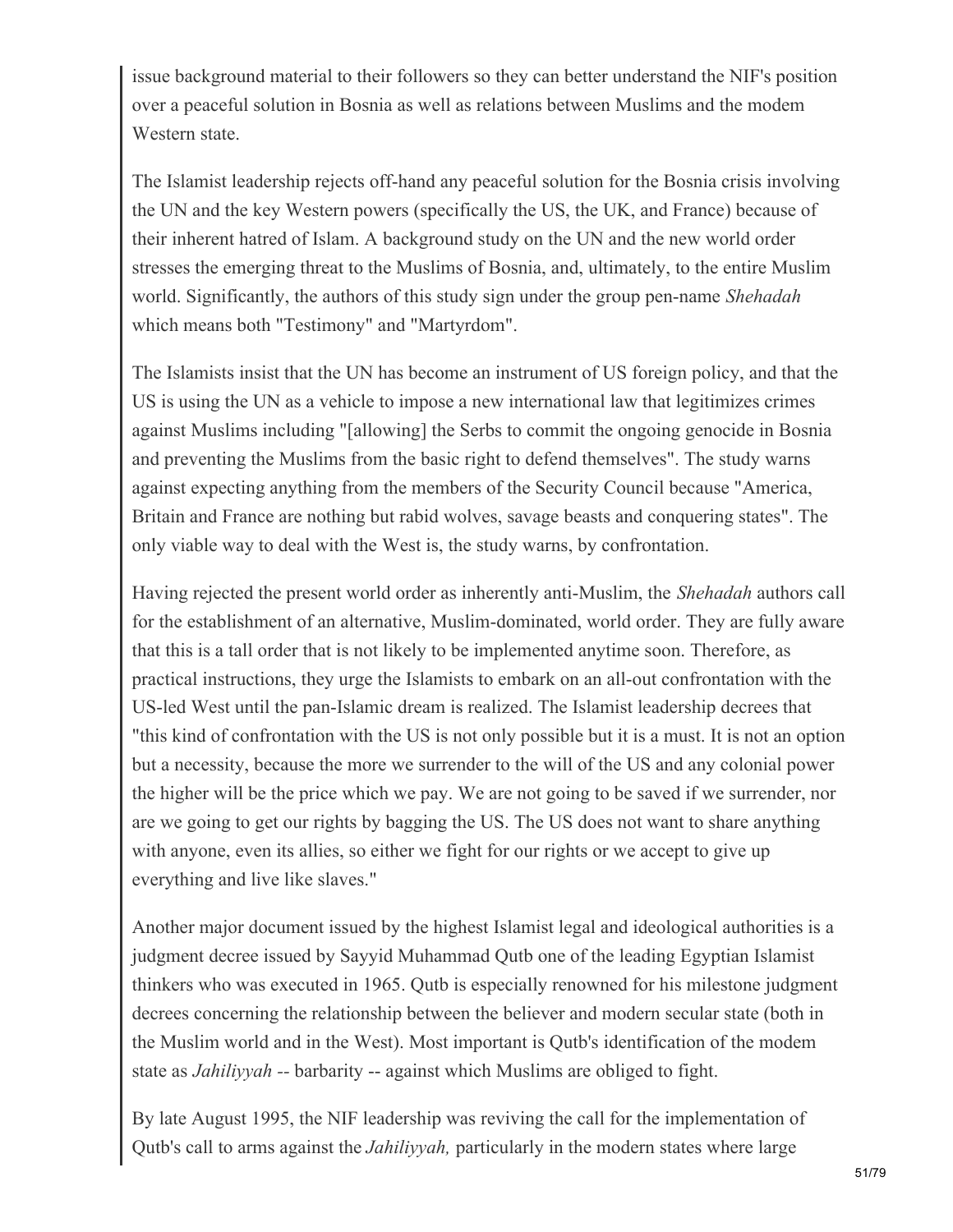issue background material to their followers so they can better understand the NIF's position over a peaceful solution in Bosnia as well as relations between Muslims and the modem Western state.

The Islamist leadership rejects off-hand any peaceful solution for the Bosnia crisis involving the UN and the key Western powers (specifically the US, the UK, and France) because of their inherent hatred of Islam. A background study on the UN and the new world order stresses the emerging threat to the Muslims of Bosnia, and, ultimately, to the entire Muslim world. Significantly, the authors of this study sign under the group pen-name *Shehadah* which means both "Testimony" and "Martyrdom".

The Islamists insist that the UN has become an instrument of US foreign policy, and that the US is using the UN as a vehicle to impose a new international law that legitimizes crimes against Muslims including "[allowing] the Serbs to commit the ongoing genocide in Bosnia and preventing the Muslims from the basic right to defend themselves". The study warns against expecting anything from the members of the Security Council because "America, Britain and France are nothing but rabid wolves, savage beasts and conquering states". The only viable way to deal with the West is, the study warns, by confrontation.

Having rejected the present world order as inherently anti-Muslim, the *Shehadah* authors call for the establishment of an alternative, Muslim-dominated, world order. They are fully aware that this is a tall order that is not likely to be implemented anytime soon. Therefore, as practical instructions, they urge the Islamists to embark on an all-out confrontation with the US-led West until the pan-Islamic dream is realized. The Islamist leadership decrees that "this kind of confrontation with the US is not only possible but it is a must. It is not an option but a necessity, because the more we surrender to the will of the US and any colonial power the higher will be the price which we pay. We are not going to be saved if we surrender, nor are we going to get our rights by bagging the US. The US does not want to share anything with anyone, even its allies, so either we fight for our rights or we accept to give up everything and live like slaves."

Another major document issued by the highest Islamist legal and ideological authorities is a judgment decree issued by Sayyid Muhammad Qutb one of the leading Egyptian Islamist thinkers who was executed in 1965. Qutb is especially renowned for his milestone judgment decrees concerning the relationship between the believer and modern secular state (both in the Muslim world and in the West). Most important is Qutb's identification of the modem state as *Jahiliyyah* -- barbarity -- against which Muslims are obliged to fight.

By late August 1995, the NIF leadership was reviving the call for the implementation of Qutb's call to arms against the *Jahiliyyah,* particularly in the modern states where large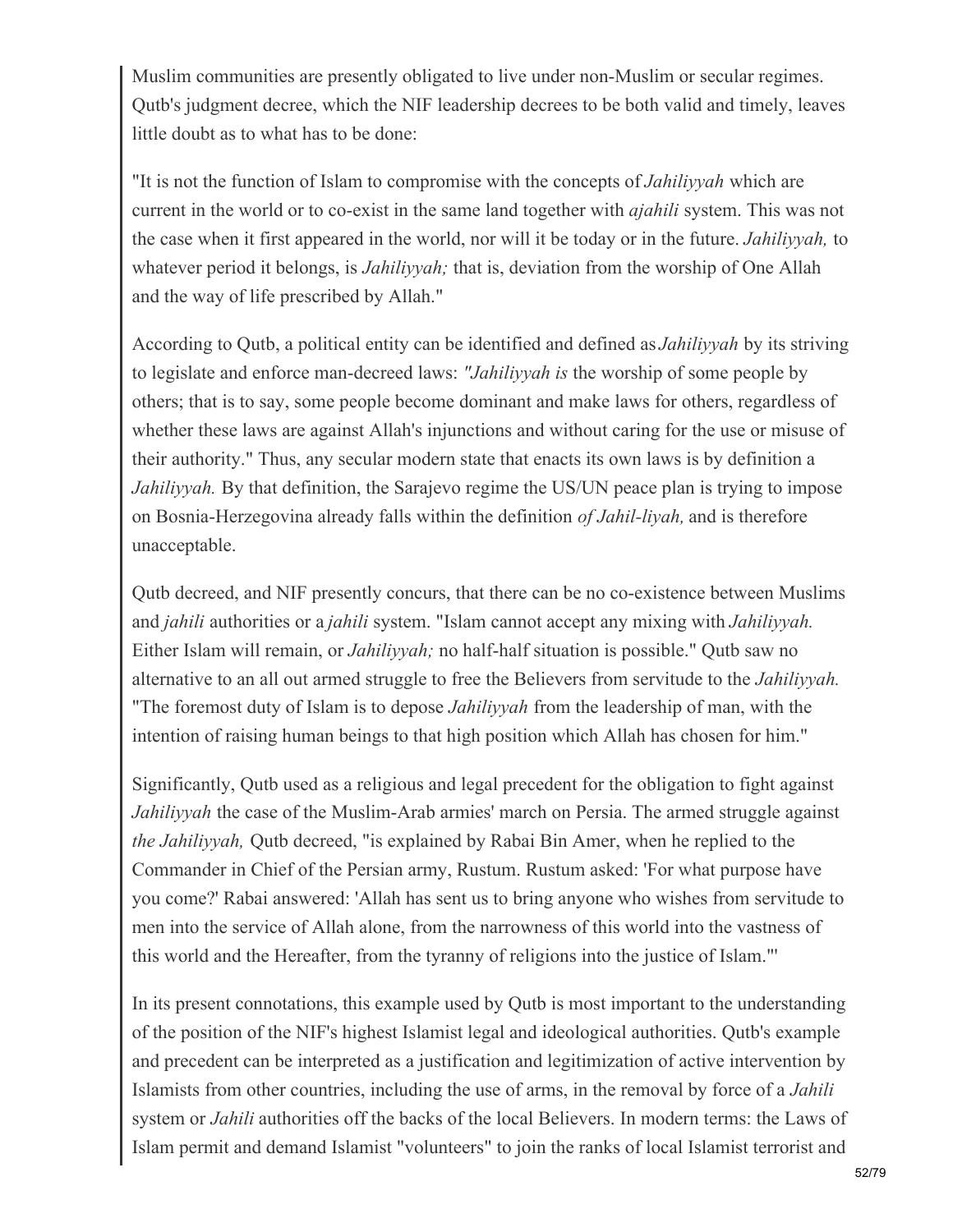Muslim communities are presently obligated to live under non-Muslim or secular regimes. Qutb's judgment decree, which the NIF leadership decrees to be both valid and timely, leaves little doubt as to what has to be done:

"It is not the function of Islam to compromise with the concepts of *Jahiliyyah* which are current in the world or to co-exist in the same land together with *ajahili* system. This was not the case when it first appeared in the world, nor will it be today or in the future. *Jahiliyyah,* to whatever period it belongs, is *Jahiliyyah;* that is, deviation from the worship of One Allah and the way of life prescribed by Allah."

According to Qutb, a political entity can be identified and defined as *Jahiliyyah* by its striving to legislate and enforce man-decreed laws: *"Jahiliyyah is* the worship of some people by others; that is to say, some people become dominant and make laws for others, regardless of whether these laws are against Allah's injunctions and without caring for the use or misuse of their authority." Thus, any secular modern state that enacts its own laws is by definition a *Jahiliyyah.* By that definition, the Sarajevo regime the US/UN peace plan is trying to impose on Bosnia-Herzegovina already falls within the definition *of Jahil-liyah,* and is therefore unacceptable.

Qutb decreed, and NIF presently concurs, that there can be no co-existence between Muslims and *jahili* authorities or a *jahili* system. "Islam cannot accept any mixing with *Jahiliyyah.* Either Islam will remain, or *Jahiliyyah;* no half-half situation is possible." Qutb saw no alternative to an all out armed struggle to free the Believers from servitude to the *Jahiliyyah.* "The foremost duty of Islam is to depose *Jahiliyyah* from the leadership of man, with the intention of raising human beings to that high position which Allah has chosen for him."

Significantly, Qutb used as a religious and legal precedent for the obligation to fight against *Jahiliyyah* the case of the Muslim-Arab armies' march on Persia. The armed struggle against *the Jahiliyyah,* Qutb decreed, "is explained by Rabai Bin Amer, when he replied to the Commander in Chief of the Persian army, Rustum. Rustum asked: 'For what purpose have you come?' Rabai answered: 'Allah has sent us to bring anyone who wishes from servitude to men into the service of Allah alone, from the narrowness of this world into the vastness of this world and the Hereafter, from the tyranny of religions into the justice of Islam.'"

In its present connotations, this example used by Qutb is most important to the understanding of the position of the NIF's highest Islamist legal and ideological authorities. Qutb's example and precedent can be interpreted as a justification and legitimization of active intervention by Islamists from other countries, including the use of arms, in the removal by force of a *Jahili* system or *Jahili* authorities off the backs of the local Believers. In modern terms: the Laws of Islam permit and demand Islamist "volunteers" to join the ranks of local Islamist terrorist and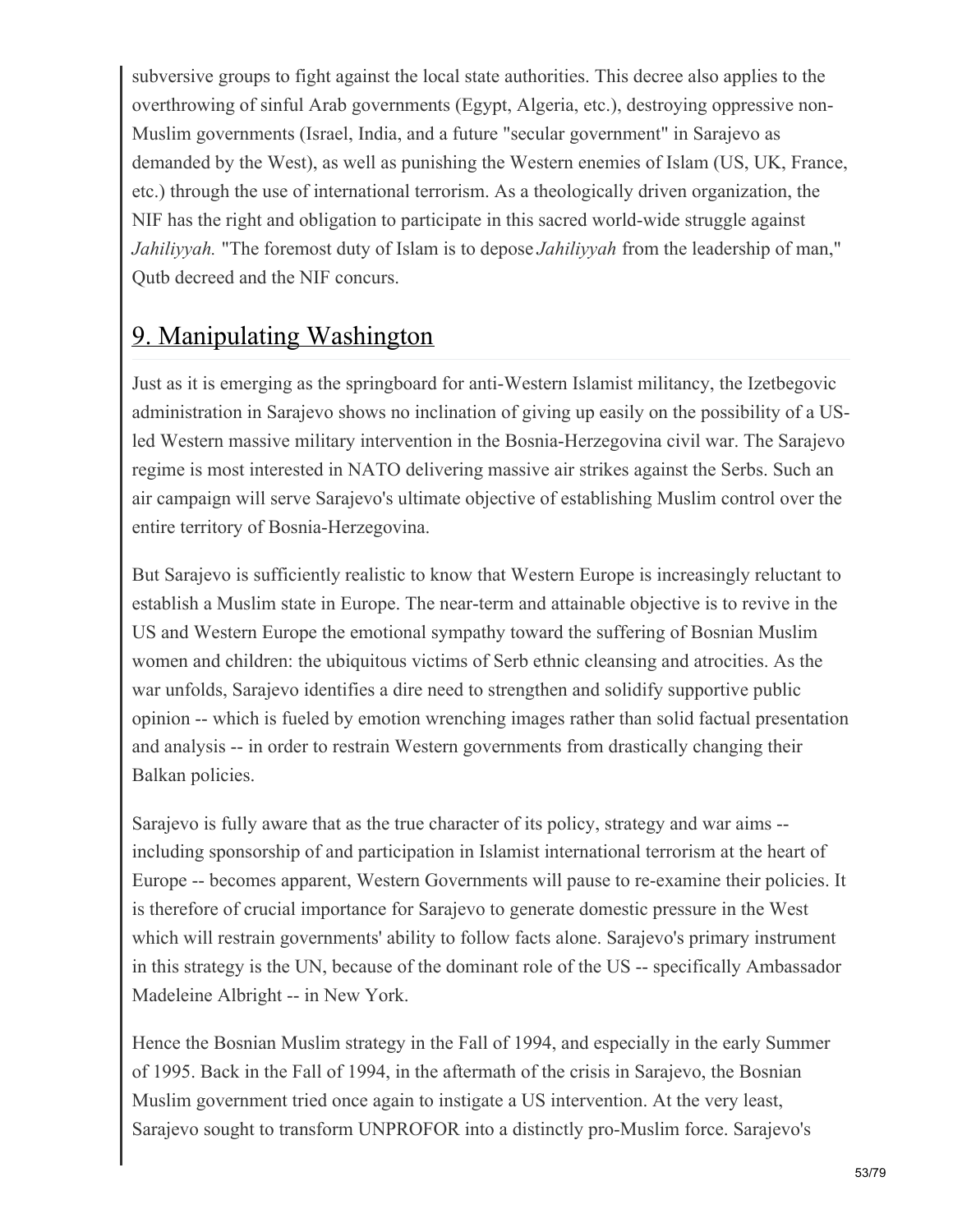subversive groups to fight against the local state authorities. This decree also applies to the overthrowing of sinful Arab governments (Egypt, Algeria, etc.), destroying oppressive non-Muslim governments (Israel, India, and a future "secular government" in Sarajevo as demanded by the West), as well as punishing the Western enemies of Islam (US, UK, France, etc.) through the use of international terrorism. As a theologically driven organization, the NIF has the right and obligation to participate in this sacred world-wide struggle against *Jahiliyyah.* "The foremost duty of Islam is to depose *Jahiliyyah* from the leadership of man," Qutb decreed and the NIF concurs.

## 9. Manipulating Washington

Just as it is emerging as the springboard for anti-Western Islamist militancy, the Izetbegovic administration in Sarajevo shows no inclination of giving up easily on the possibility of a US-led Western massive military intervention in the Bosnia-Herzegovina civil war. The Sarajevo regime is most interested in NATO delivering massive air strikes against the Serbs. Such an air campaign will serve Sarajevo's ultimate objective of establishing Muslim control over the entire territory of Bosnia-Herzegovina.

But Sarajevo is sufficiently realistic to know that Western Europe is increasingly reluctant to establish a Muslim state in Europe. The near-term and attainable objective is to revive in the US and Western Europe the emotional sympathy toward the suffering of Bosnian Muslim women and children: the ubiquitous victims of Serb ethnic cleansing and atrocities. As the war unfolds, Sarajevo identifies a dire need to strengthen and solidify supportive public opinion -- which is fueled by emotion wrenching images rather than solid factual presentation and analysis -- in order to restrain Western governments from drastically changing their Balkan policies.

Sarajevo is fully aware that as the true character of its policy, strategy and war aims -- including sponsorship of and participation in Islamist international terrorism at the heart of Europe -- becomes apparent, Western Governments will pause to re-examine their policies. It is therefore of crucial importance for Sarajevo to generate domestic pressure in the West which will restrain governments' ability to follow facts alone. Sarajevo's primary instrument in this strategy is the UN, because of the dominant role of the US -- specifically Ambassador Madeleine Albright -- in New York.

Hence the Bosnian Muslim strategy in the Fall of 1994, and especially in the early Summer of 1995. Back in the Fall of 1994, in the aftermath of the crisis in Sarajevo, the Bosnian Muslim government tried once again to instigate a US intervention. At the very least, Sarajevo sought to transform UNPROFOR into a distinctly pro-Muslim force. Sarajevo's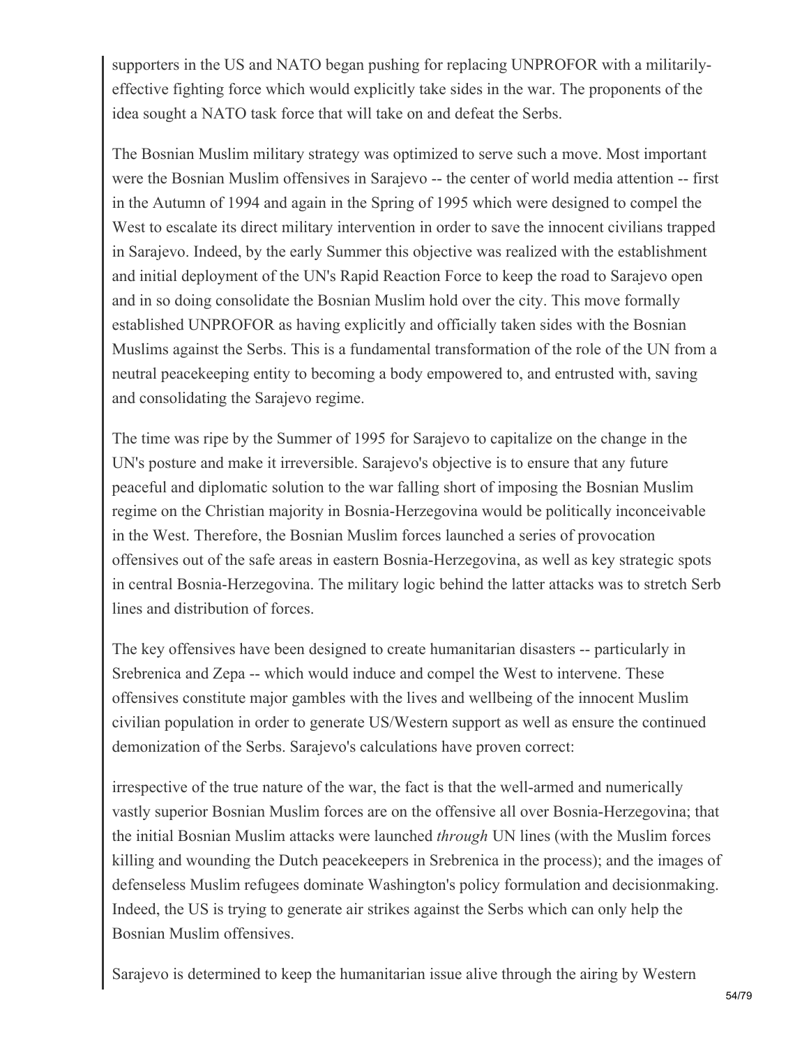supporters in the US and NATO began pushing for replacing UNPROFOR with a militarily-effective fighting force which would explicitly take sides in the war. The proponents of the idea sought a NATO task force that will take on and defeat the Serbs.

The Bosnian Muslim military strategy was optimized to serve such a move. Most important were the Bosnian Muslim offensives in Sarajevo -- the center of world media attention -- first in the Autumn of 1994 and again in the Spring of 1995 which were designed to compel the West to escalate its direct military intervention in order to save the innocent civilians trapped in Sarajevo. Indeed, by the early Summer this objective was realized with the establishment and initial deployment of the UN's Rapid Reaction Force to keep the road to Sarajevo open and in so doing consolidate the Bosnian Muslim hold over the city. This move formally established UNPROFOR as having explicitly and officially taken sides with the Bosnian Muslims against the Serbs. This is a fundamental transformation of the role of the UN from a neutral peacekeeping entity to becoming a body empowered to, and entrusted with, saving and consolidating the Sarajevo regime.

The time was ripe by the Summer of 1995 for Sarajevo to capitalize on the change in the UN's posture and make it irreversible. Sarajevo's objective is to ensure that any future peaceful and diplomatic solution to the war falling short of imposing the Bosnian Muslim regime on the Christian majority in Bosnia-Herzegovina would be politically inconceivable in the West. Therefore, the Bosnian Muslim forces launched a series of provocation offensives out of the safe areas in eastern Bosnia-Herzegovina, as well as key strategic spots in central Bosnia-Herzegovina. The military logic behind the latter attacks was to stretch Serb lines and distribution of forces.

The key offensives have been designed to create humanitarian disasters -- particularly in Srebrenica and Zepa -- which would induce and compel the West to intervene. These offensives constitute major gambles with the lives and wellbeing of the innocent Muslim civilian population in order to generate US/Western support as well as ensure the continued demonization of the Serbs. Sarajevo's calculations have proven correct:

irrespective of the true nature of the war, the fact is that the well-armed and numerically vastly superior Bosnian Muslim forces are on the offensive all over Bosnia-Herzegovina; that the initial Bosnian Muslim attacks were launched *through* UN lines (with the Muslim forces killing and wounding the Dutch peacekeepers in Srebrenica in the process); and the images of defenseless Muslim refugees dominate Washington's policy formulation and decisionmaking. Indeed, the US is trying to generate air strikes against the Serbs which can only help the Bosnian Muslim offensives.

Sarajevo is determined to keep the humanitarian issue alive through the airing by Western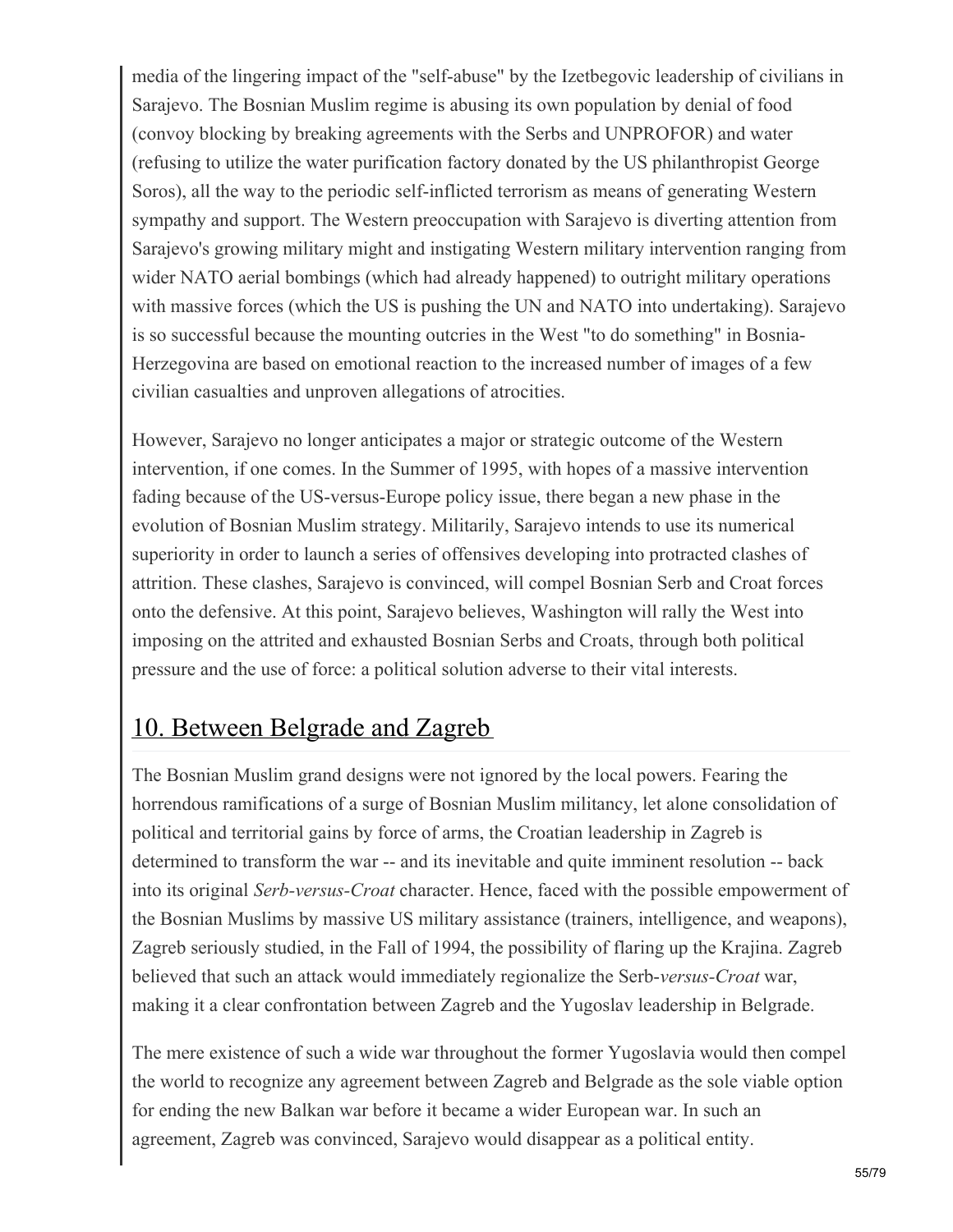media of the lingering impact of the "self-abuse" by the Izetbegovic leadership of civilians in Sarajevo. The Bosnian Muslim regime is abusing its own population by denial of food (convoy blocking by breaking agreements with the Serbs and UNPROFOR) and water (refusing to utilize the water purification factory donated by the US philanthropist George Soros), all the way to the periodic self-inflicted terrorism as means of generating Western sympathy and support. The Western preoccupation with Sarajevo is diverting attention from Sarajevo's growing military might and instigating Western military intervention ranging from wider NATO aerial bombings (which had already happened) to outright military operations with massive forces (which the US is pushing the UN and NATO into undertaking). Sarajevo is so successful because the mounting outcries in the West "to do something" in Bosnia-Herzegovina are based on emotional reaction to the increased number of images of a few civilian casualties and unproven allegations of atrocities.

However, Sarajevo no longer anticipates a major or strategic outcome of the Western intervention, if one comes. In the Summer of 1995, with hopes of a massive intervention fading because of the US-versus-Europe policy issue, there began a new phase in the evolution of Bosnian Muslim strategy. Militarily, Sarajevo intends to use its numerical superiority in order to launch a series of offensives developing into protracted clashes of attrition. These clashes, Sarajevo is convinced, will compel Bosnian Serb and Croat forces onto the defensive. At this point, Sarajevo believes, Washington will rally the West into imposing on the attrited and exhausted Bosnian Serbs and Croats, through both political pressure and the use of force: a political solution adverse to their vital interests.

## 10. Between Belgrade and Zagreb

The Bosnian Muslim grand designs were not ignored by the local powers. Fearing the horrendous ramifications of a surge of Bosnian Muslim militancy, let alone consolidation of political and territorial gains by force of arms, the Croatian leadership in Zagreb is determined to transform the war -- and its inevitable and quite imminent resolution -- back into its original *Serb-versus-Croat* character. Hence, faced with the possible empowerment of the Bosnian Muslims by massive US military assistance (trainers, intelligence, and weapons), Zagreb seriously studied, in the Fall of 1994, the possibility of flaring up the Krajina. Zagreb believed that such an attack would immediately regionalize the Serb-*versus-Croat* war, making it a clear confrontation between Zagreb and the Yugoslav leadership in Belgrade.

The mere existence of such a wide war throughout the former Yugoslavia would then compel the world to recognize any agreement between Zagreb and Belgrade as the sole viable option for ending the new Balkan war before it became a wider European war. In such an agreement, Zagreb was convinced, Sarajevo would disappear as a political entity.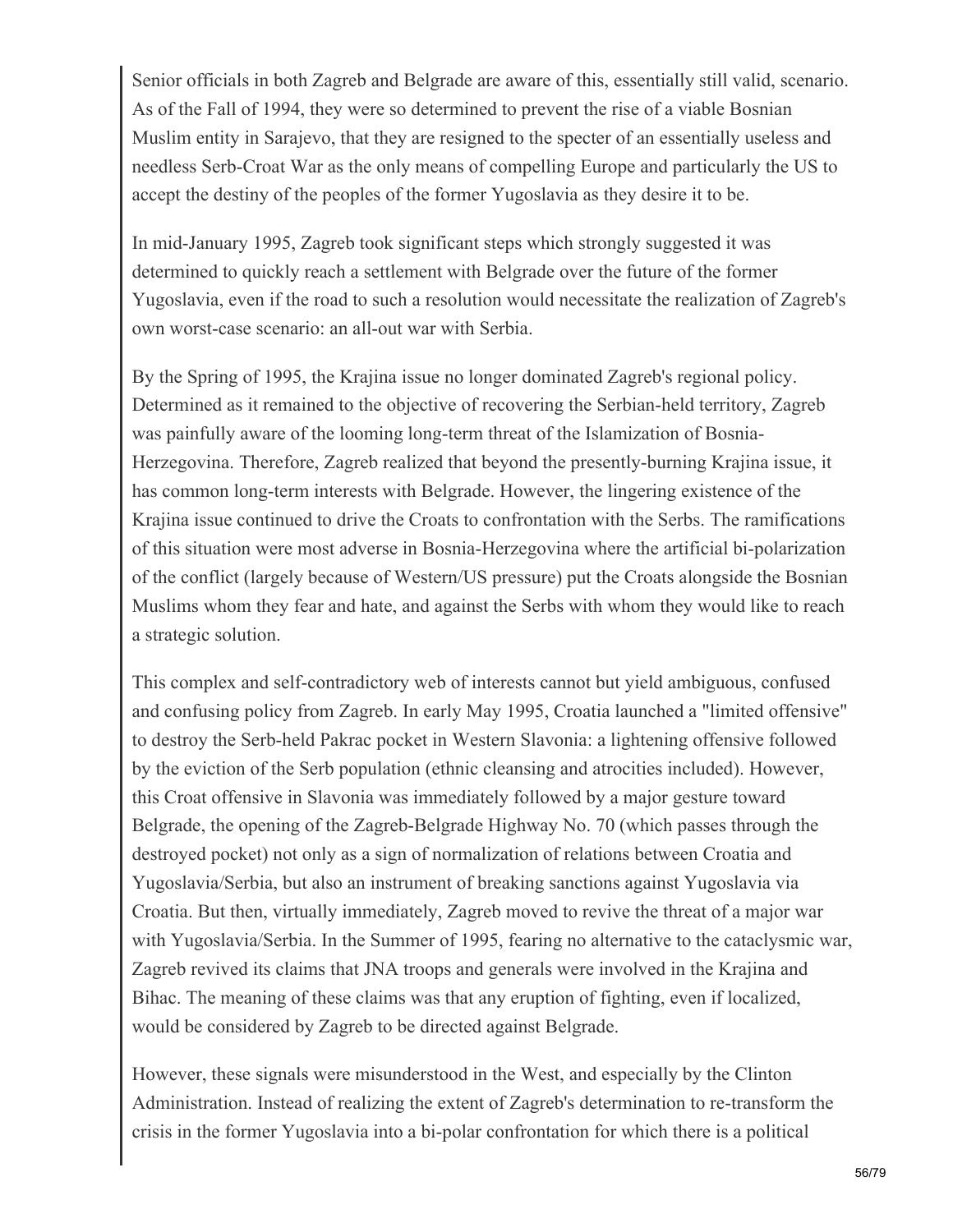Senior officials in both Zagreb and Belgrade are aware of this, essentially still valid, scenario. As of the Fall of 1994, they were so determined to prevent the rise of a viable Bosnian Muslim entity in Sarajevo, that they are resigned to the specter of an essentially useless and needless Serb-Croat War as the only means of compelling Europe and particularly the US to accept the destiny of the peoples of the former Yugoslavia as they desire it to be.

In mid-January 1995, Zagreb took significant steps which strongly suggested it was determined to quickly reach a settlement with Belgrade over the future of the former Yugoslavia, even if the road to such a resolution would necessitate the realization of Zagreb's own worst-case scenario: an all-out war with Serbia.

By the Spring of 1995, the Krajina issue no longer dominated Zagreb's regional policy. Determined as it remained to the objective of recovering the Serbian-held territory, Zagreb was painfully aware of the looming long-term threat of the Islamization of Bosnia-Herzegovina. Therefore, Zagreb realized that beyond the presently-burning Krajina issue, it has common long-term interests with Belgrade. However, the lingering existence of the Krajina issue continued to drive the Croats to confrontation with the Serbs. The ramifications of this situation were most adverse in Bosnia-Herzegovina where the artificial bi-polarization of the conflict (largely because of Western/US pressure) put the Croats alongside the Bosnian Muslims whom they fear and hate, and against the Serbs with whom they would like to reach a strategic solution.

This complex and self-contradictory web of interests cannot but yield ambiguous, confused and confusing policy from Zagreb. In early May 1995, Croatia launched a "limited offensive" to destroy the Serb-held Pakrac pocket in Western Slavonia: a lightening offensive followed by the eviction of the Serb population (ethnic cleansing and atrocities included). However, this Croat offensive in Slavonia was immediately followed by a major gesture toward Belgrade, the opening of the Zagreb-Belgrade Highway No. 70 (which passes through the destroyed pocket) not only as a sign of normalization of relations between Croatia and Yugoslavia/Serbia, but also an instrument of breaking sanctions against Yugoslavia via Croatia. But then, virtually immediately, Zagreb moved to revive the threat of a major war with Yugoslavia/Serbia. In the Summer of 1995, fearing no alternative to the cataclysmic war, Zagreb revived its claims that JNA troops and generals were involved in the Krajina and Bihac. The meaning of these claims was that any eruption of fighting, even if localized, would be considered by Zagreb to be directed against Belgrade.

However, these signals were misunderstood in the West, and especially by the Clinton Administration. Instead of realizing the extent of Zagreb's determination to re-transform the crisis in the former Yugoslavia into a bi-polar confrontation for which there is a political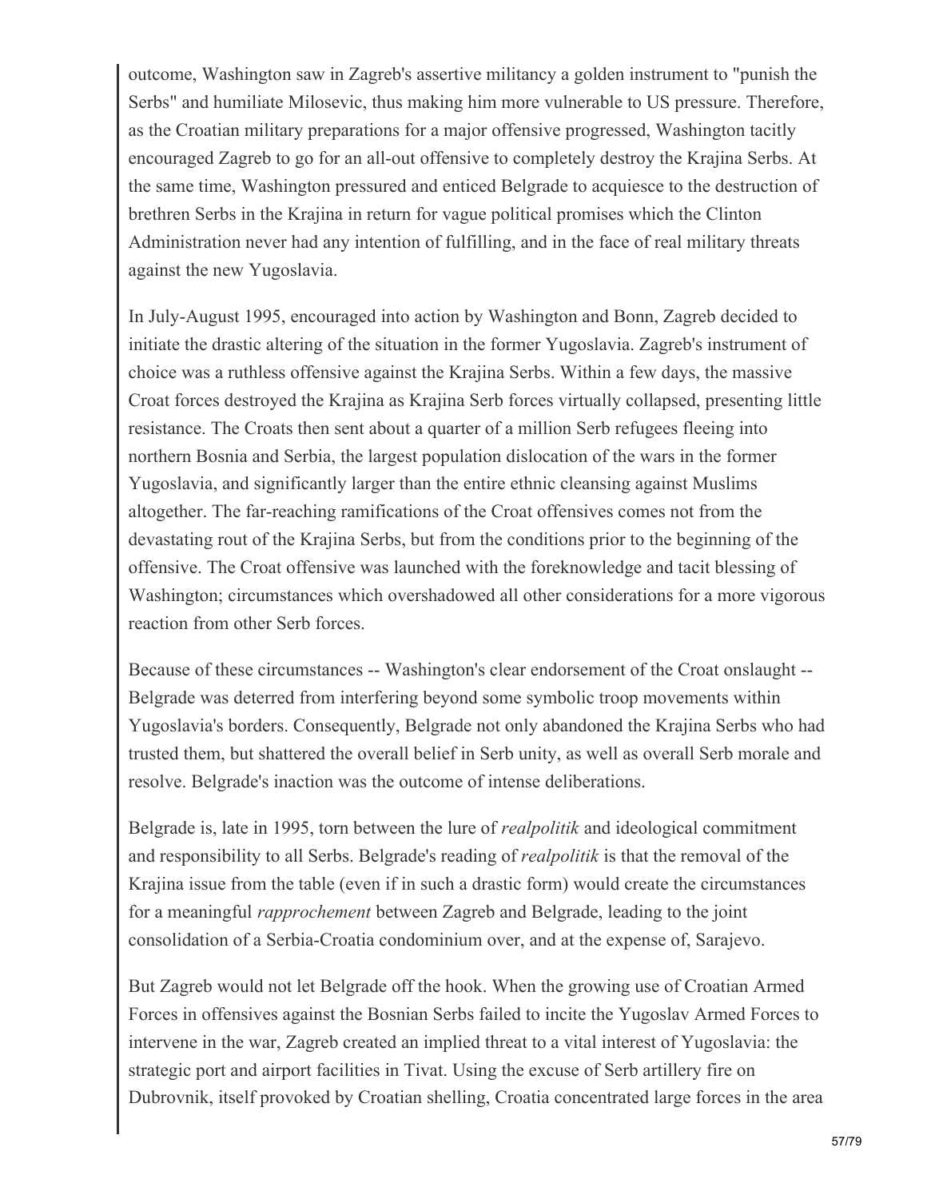outcome, Washington saw in Zagreb's assertive militancy a golden instrument to "punish the Serbs" and humiliate Milosevic, thus making him more vulnerable to US pressure. Therefore, as the Croatian military preparations for a major offensive progressed, Washington tacitly encouraged Zagreb to go for an all-out offensive to completely destroy the Krajina Serbs. At the same time, Washington pressured and enticed Belgrade to acquiesce to the destruction of brethren Serbs in the Krajina in return for vague political promises which the Clinton Administration never had any intention of fulfilling, and in the face of real military threats against the new Yugoslavia.

In July-August 1995, encouraged into action by Washington and Bonn, Zagreb decided to initiate the drastic altering of the situation in the former Yugoslavia. Zagreb's instrument of choice was a ruthless offensive against the Krajina Serbs. Within a few days, the massive Croat forces destroyed the Krajina as Krajina Serb forces virtually collapsed, presenting little resistance. The Croats then sent about a quarter of a million Serb refugees fleeing into northern Bosnia and Serbia, the largest population dislocation of the wars in the former Yugoslavia, and significantly larger than the entire ethnic cleansing against Muslims altogether. The far-reaching ramifications of the Croat offensives comes not from the devastating rout of the Krajina Serbs, but from the conditions prior to the beginning of the offensive. The Croat offensive was launched with the foreknowledge and tacit blessing of Washington; circumstances which overshadowed all other considerations for a more vigorous reaction from other Serb forces.

Because of these circumstances -- Washington's clear endorsement of the Croat onslaught -- Belgrade was deterred from interfering beyond some symbolic troop movements within Yugoslavia's borders. Consequently, Belgrade not only abandoned the Krajina Serbs who had trusted them, but shattered the overall belief in Serb unity, as well as overall Serb morale and resolve. Belgrade's inaction was the outcome of intense deliberations.

Belgrade is, late in 1995, torn between the lure of *realpolitik* and ideological commitment and responsibility to all Serbs. Belgrade's reading of *realpolitik* is that the removal of the Krajina issue from the table (even if in such a drastic form) would create the circumstances for a meaningful *rapprochement* between Zagreb and Belgrade, leading to the joint consolidation of a Serbia-Croatia condominium over, and at the expense of, Sarajevo.

But Zagreb would not let Belgrade off the hook. When the growing use of Croatian Armed Forces in offensives against the Bosnian Serbs failed to incite the Yugoslav Armed Forces to intervene in the war, Zagreb created an implied threat to a vital interest of Yugoslavia: the strategic port and airport facilities in Tivat. Using the excuse of Serb artillery fire on Dubrovnik, itself provoked by Croatian shelling, Croatia concentrated large forces in the area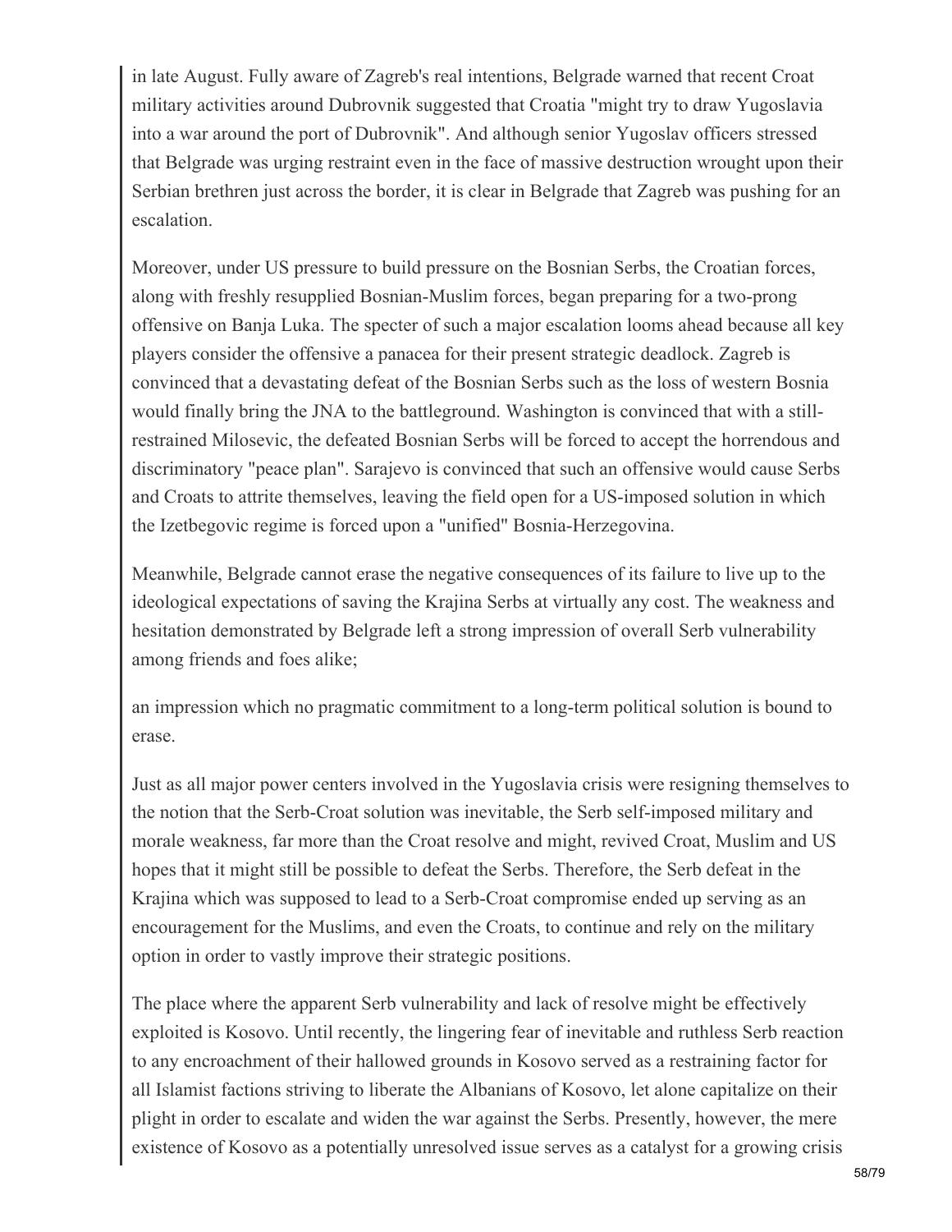in late August. Fully aware of Zagreb's real intentions, Belgrade warned that recent Croat military activities around Dubrovnik suggested that Croatia "might try to draw Yugoslavia into a war around the port of Dubrovnik". And although senior Yugoslav officers stressed that Belgrade was urging restraint even in the face of massive destruction wrought upon their Serbian brethren just across the border, it is clear in Belgrade that Zagreb was pushing for an escalation.

Moreover, under US pressure to build pressure on the Bosnian Serbs, the Croatian forces, along with freshly resupplied Bosnian-Muslim forces, began preparing for a two-prong offensive on Banja Luka. The specter of such a major escalation looms ahead because all key players consider the offensive a panacea for their present strategic deadlock. Zagreb is convinced that a devastating defeat of the Bosnian Serbs such as the loss of western Bosnia would finally bring the JNA to the battleground. Washington is convinced that with a still-restrained Milosevic, the defeated Bosnian Serbs will be forced to accept the horrendous and discriminatory "peace plan". Sarajevo is convinced that such an offensive would cause Serbs and Croats to attrite themselves, leaving the field open for a US-imposed solution in which the Izetbegovic regime is forced upon a "unified" Bosnia-Herzegovina.

Meanwhile, Belgrade cannot erase the negative consequences of its failure to live up to the ideological expectations of saving the Krajina Serbs at virtually any cost. The weakness and hesitation demonstrated by Belgrade left a strong impression of overall Serb vulnerability among friends and foes alike;

an impression which no pragmatic commitment to a long-term political solution is bound to erase.

Just as all major power centers involved in the Yugoslavia crisis were resigning themselves to the notion that the Serb-Croat solution was inevitable, the Serb self-imposed military and morale weakness, far more than the Croat resolve and might, revived Croat, Muslim and US hopes that it might still be possible to defeat the Serbs. Therefore, the Serb defeat in the Krajina which was supposed to lead to a Serb-Croat compromise ended up serving as an encouragement for the Muslims, and even the Croats, to continue and rely on the military option in order to vastly improve their strategic positions.

The place where the apparent Serb vulnerability and lack of resolve might be effectively exploited is Kosovo. Until recently, the lingering fear of inevitable and ruthless Serb reaction to any encroachment of their hallowed grounds in Kosovo served as a restraining factor for all Islamist factions striving to liberate the Albanians of Kosovo, let alone capitalize on their plight in order to escalate and widen the war against the Serbs. Presently, however, the mere existence of Kosovo as a potentially unresolved issue serves as a catalyst for a growing crisis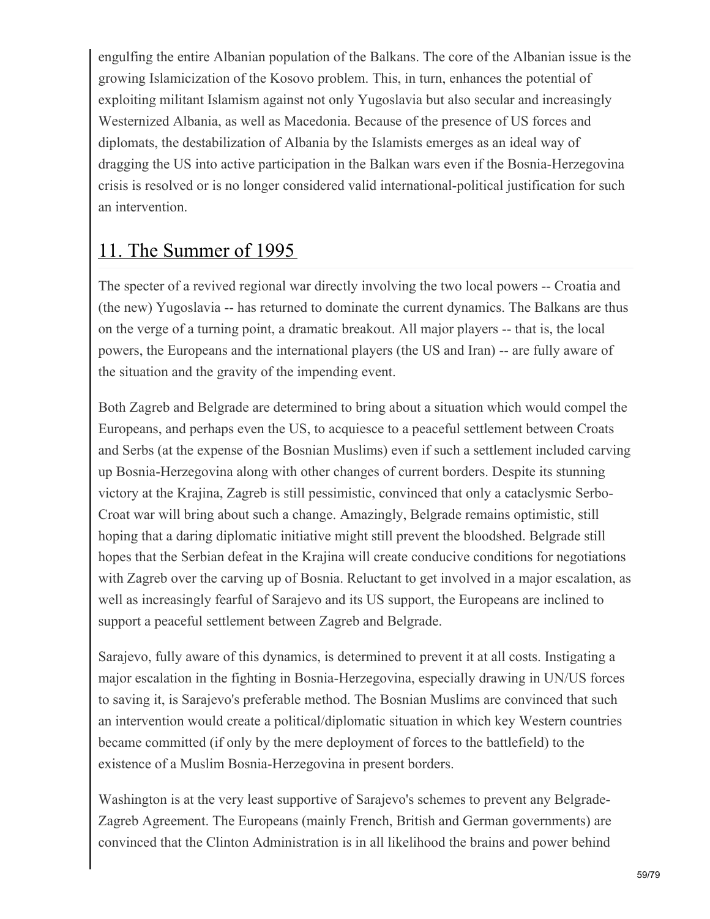engulfing the entire Albanian population of the Balkans. The core of the Albanian issue is the growing Islamicization of the Kosovo problem. This, in turn, enhances the potential of exploiting militant Islamism against not only Yugoslavia but also secular and increasingly Westernized Albania, as well as Macedonia. Because of the presence of US forces and diplomats, the destabilization of Albania by the Islamists emerges as an ideal way of dragging the US into active participation in the Balkan wars even if the Bosnia-Herzegovina crisis is resolved or is no longer considered valid international-political justification for such an intervention.

## 11. The Summer of 1995

The specter of a revived regional war directly involving the two local powers -- Croatia and (the new) Yugoslavia -- has returned to dominate the current dynamics. The Balkans are thus on the verge of a turning point, a dramatic breakout. All major players -- that is, the local powers, the Europeans and the international players (the US and Iran) -- are fully aware of the situation and the gravity of the impending event.

Both Zagreb and Belgrade are determined to bring about a situation which would compel the Europeans, and perhaps even the US, to acquiesce to a peaceful settlement between Croats and Serbs (at the expense of the Bosnian Muslims) even if such a settlement included carving up Bosnia-Herzegovina along with other changes of current borders. Despite its stunning victory at the Krajina, Zagreb is still pessimistic, convinced that only a cataclysmic Serbo-Croat war will bring about such a change. Amazingly, Belgrade remains optimistic, still hoping that a daring diplomatic initiative might still prevent the bloodshed. Belgrade still hopes that the Serbian defeat in the Krajina will create conducive conditions for negotiations with Zagreb over the carving up of Bosnia. Reluctant to get involved in a major escalation, as well as increasingly fearful of Sarajevo and its US support, the Europeans are inclined to support a peaceful settlement between Zagreb and Belgrade.

Sarajevo, fully aware of this dynamics, is determined to prevent it at all costs. Instigating a major escalation in the fighting in Bosnia-Herzegovina, especially drawing in UN/US forces to saving it, is Sarajevo's preferable method. The Bosnian Muslims are convinced that such an intervention would create a political/diplomatic situation in which key Western countries became committed (if only by the mere deployment of forces to the battlefield) to the existence of a Muslim Bosnia-Herzegovina in present borders.

Washington is at the very least supportive of Sarajevo's schemes to prevent any Belgrade-Zagreb Agreement. The Europeans (mainly French, British and German governments) are convinced that the Clinton Administration is in all likelihood the brains and power behind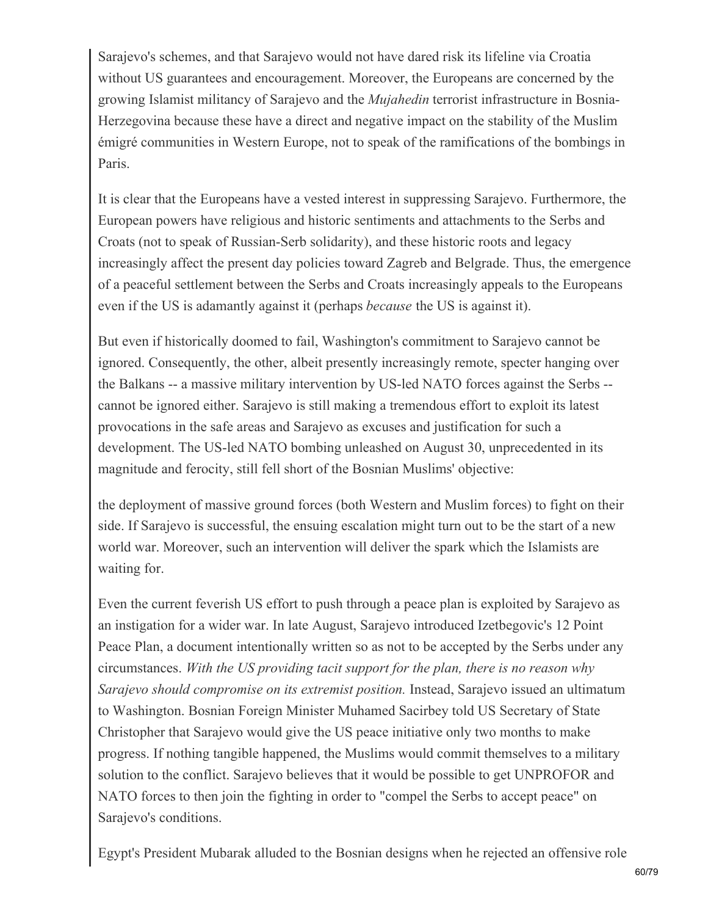Sarajevo's schemes, and that Sarajevo would not have dared risk its lifeline via Croatia without US guarantees and encouragement. Moreover, the Europeans are concerned by the growing Islamist militancy of Sarajevo and the *Mujahedin* terrorist infrastructure in Bosnia-Herzegovina because these have a direct and negative impact on the stability of the Muslim émigré communities in Western Europe, not to speak of the ramifications of the bombings in Paris.

It is clear that the Europeans have a vested interest in suppressing Sarajevo. Furthermore, the European powers have religious and historic sentiments and attachments to the Serbs and Croats (not to speak of Russian-Serb solidarity), and these historic roots and legacy increasingly affect the present day policies toward Zagreb and Belgrade. Thus, the emergence of a peaceful settlement between the Serbs and Croats increasingly appeals to the Europeans even if the US is adamantly against it (perhaps *because* the US is against it).

But even if historically doomed to fail, Washington's commitment to Sarajevo cannot be ignored. Consequently, the other, albeit presently increasingly remote, specter hanging over the Balkans -- a massive military intervention by US-led NATO forces against the Serbs -- cannot be ignored either. Sarajevo is still making a tremendous effort to exploit its latest provocations in the safe areas and Sarajevo as excuses and justification for such a development. The US-led NATO bombing unleashed on August 30, unprecedented in its magnitude and ferocity, still fell short of the Bosnian Muslims' objective:

the deployment of massive ground forces (both Western and Muslim forces) to fight on their side. If Sarajevo is successful, the ensuing escalation might turn out to be the start of a new world war. Moreover, such an intervention will deliver the spark which the Islamists are waiting for.

Even the current feverish US effort to push through a peace plan is exploited by Sarajevo as an instigation for a wider war. In late August, Sarajevo introduced Izetbegovic's 12 Point Peace Plan, a document intentionally written so as not to be accepted by the Serbs under any circumstances. *With the US providing tacit support for the plan, there is no reason why Sarajevo should compromise on its extremist position.* Instead, Sarajevo issued an ultimatum to Washington. Bosnian Foreign Minister Muhamed Sacirbey told US Secretary of State Christopher that Sarajevo would give the US peace initiative only two months to make progress. If nothing tangible happened, the Muslims would commit themselves to a military solution to the conflict. Sarajevo believes that it would be possible to get UNPROFOR and NATO forces to then join the fighting in order to "compel the Serbs to accept peace" on Sarajevo's conditions.

Egypt's President Mubarak alluded to the Bosnian designs when he rejected an offensive role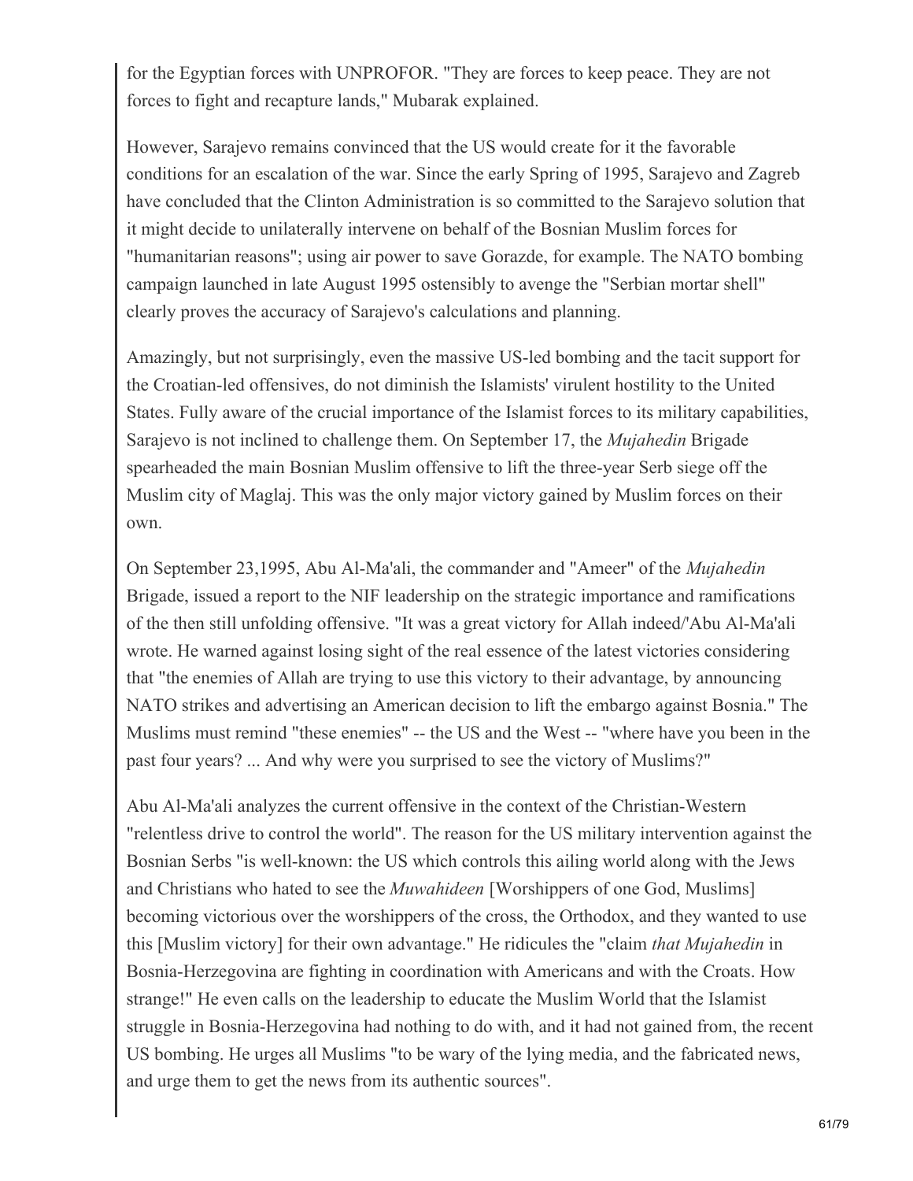for the Egyptian forces with UNPROFOR. "They are forces to keep peace. They are not forces to fight and recapture lands," Mubarak explained.

However, Sarajevo remains convinced that the US would create for it the favorable conditions for an escalation of the war. Since the early Spring of 1995, Sarajevo and Zagreb have concluded that the Clinton Administration is so committed to the Sarajevo solution that it might decide to unilaterally intervene on behalf of the Bosnian Muslim forces for "humanitarian reasons"; using air power to save Gorazde, for example. The NATO bombing campaign launched in late August 1995 ostensibly to avenge the "Serbian mortar shell" clearly proves the accuracy of Sarajevo's calculations and planning.

Amazingly, but not surprisingly, even the massive US-led bombing and the tacit support for the Croatian-led offensives, do not diminish the Islamists' virulent hostility to the United States. Fully aware of the crucial importance of the Islamist forces to its military capabilities, Sarajevo is not inclined to challenge them. On September 17, the *Mujahedin* Brigade spearheaded the main Bosnian Muslim offensive to lift the three-year Serb siege off the Muslim city of Maglaj. This was the only major victory gained by Muslim forces on their own.

On September 23,1995, Abu Al-Ma'ali, the commander and "Ameer" of the *Mujahedin* Brigade, issued a report to the NIF leadership on the strategic importance and ramifications of the then still unfolding offensive. "It was a great victory for Allah indeed/'Abu Al-Ma'ali wrote. He warned against losing sight of the real essence of the latest victories considering that "the enemies of Allah are trying to use this victory to their advantage, by announcing NATO strikes and advertising an American decision to lift the embargo against Bosnia." The Muslims must remind "these enemies" -- the US and the West -- "where have you been in the past four years? ... And why were you surprised to see the victory of Muslims?"

Abu Al-Ma'ali analyzes the current offensive in the context of the Christian-Western "relentless drive to control the world". The reason for the US military intervention against the Bosnian Serbs "is well-known: the US which controls this ailing world along with the Jews and Christians who hated to see the *Muwahideen* [Worshippers of one God, Muslims] becoming victorious over the worshippers of the cross, the Orthodox, and they wanted to use this [Muslim victory] for their own advantage." He ridicules the "claim *that Mujahedin* in Bosnia-Herzegovina are fighting in coordination with Americans and with the Croats. How strange!" He even calls on the leadership to educate the Muslim World that the Islamist struggle in Bosnia-Herzegovina had nothing to do with, and it had not gained from, the recent US bombing. He urges all Muslims "to be wary of the lying media, and the fabricated news, and urge them to get the news from its authentic sources".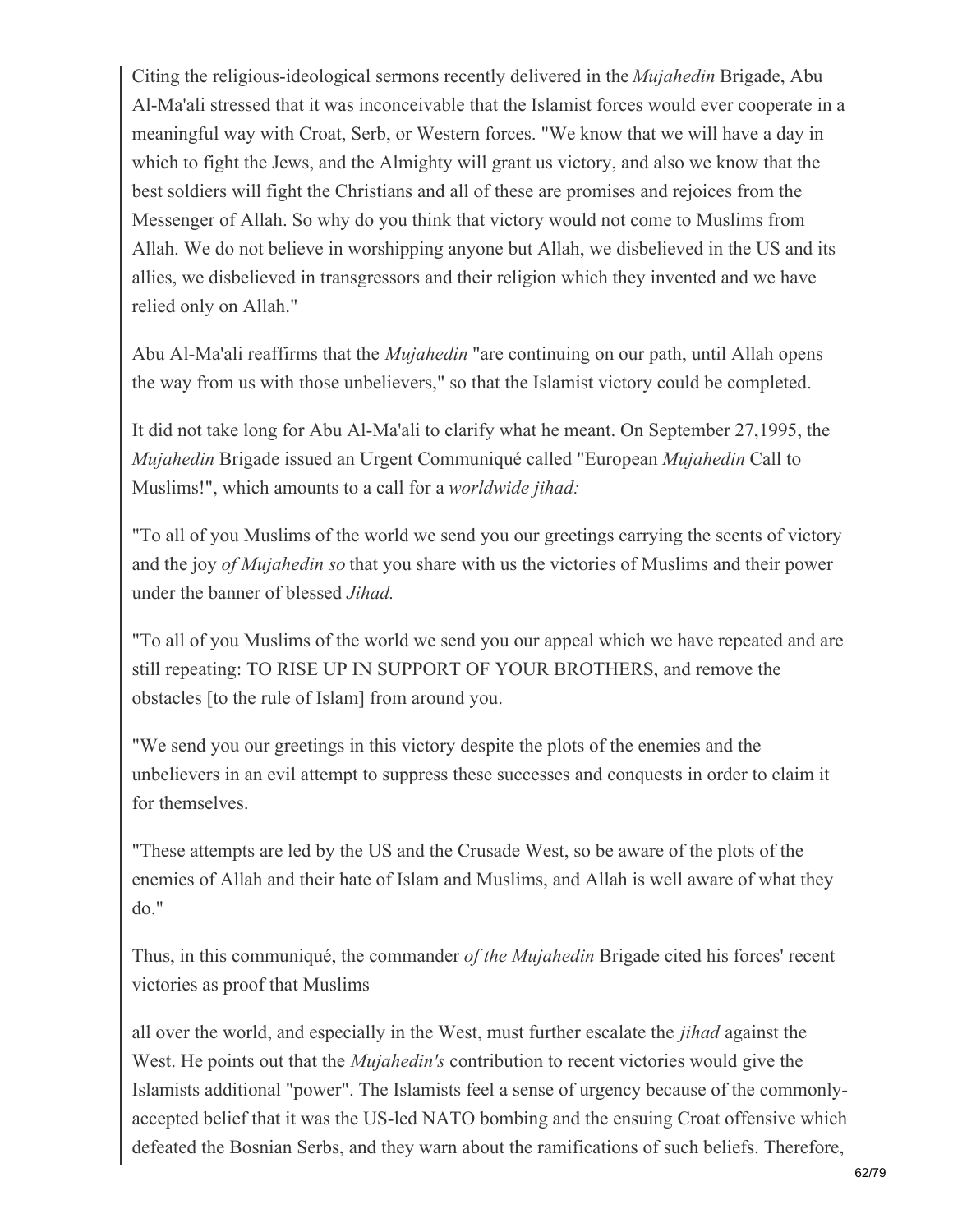Citing the religious-ideological sermons recently delivered in the *Mujahedin* Brigade, Abu Al-Ma'ali stressed that it was inconceivable that the Islamist forces would ever cooperate in a meaningful way with Croat, Serb, or Western forces. "We know that we will have a day in which to fight the Jews, and the Almighty will grant us victory, and also we know that the best soldiers will fight the Christians and all of these are promises and rejoices from the Messenger of Allah. So why do you think that victory would not come to Muslims from Allah. We do not believe in worshipping anyone but Allah, we disbelieved in the US and its allies, we disbelieved in transgressors and their religion which they invented and we have relied only on Allah."

Abu Al-Ma'ali reaffirms that the *Mujahedin* "are continuing on our path, until Allah opens the way from us with those unbelievers," so that the Islamist victory could be completed.

It did not take long for Abu Al-Ma'ali to clarify what he meant. On September 27,1995, the *Mujahedin* Brigade issued an Urgent Communiqué called "European *Mujahedin* Call to Muslims!", which amounts to a call for a *worldwide jihad:*

"To all of you Muslims of the world we send you our greetings carrying the scents of victory and the joy *of Mujahedin so* that you share with us the victories of Muslims and their power under the banner of blessed *Jihad.*

"To all of you Muslims of the world we send you our appeal which we have repeated and are still repeating: TO RISE UP IN SUPPORT OF YOUR BROTHERS, and remove the obstacles [to the rule of Islam] from around you.

"We send you our greetings in this victory despite the plots of the enemies and the unbelievers in an evil attempt to suppress these successes and conquests in order to claim it for themselves.

"These attempts are led by the US and the Crusade West, so be aware of the plots of the enemies of Allah and their hate of Islam and Muslims, and Allah is well aware of what they do."

Thus, in this communiqué, the commander *of the Mujahedin* Brigade cited his forces' recent victories as proof that Muslims all over the world, and especially in the West, must further escalate the *jihad* against the West. He points out that the *Mujahedin's* contribution to recent victories would give the Islamists additional "power". The Islamists feel a sense of urgency because of the commonly-accepted belief that it was the US-led NATO bombing and the ensuing Croat offensive which defeated the Bosnian Serbs, and they warn about the ramifications of such beliefs. Therefore,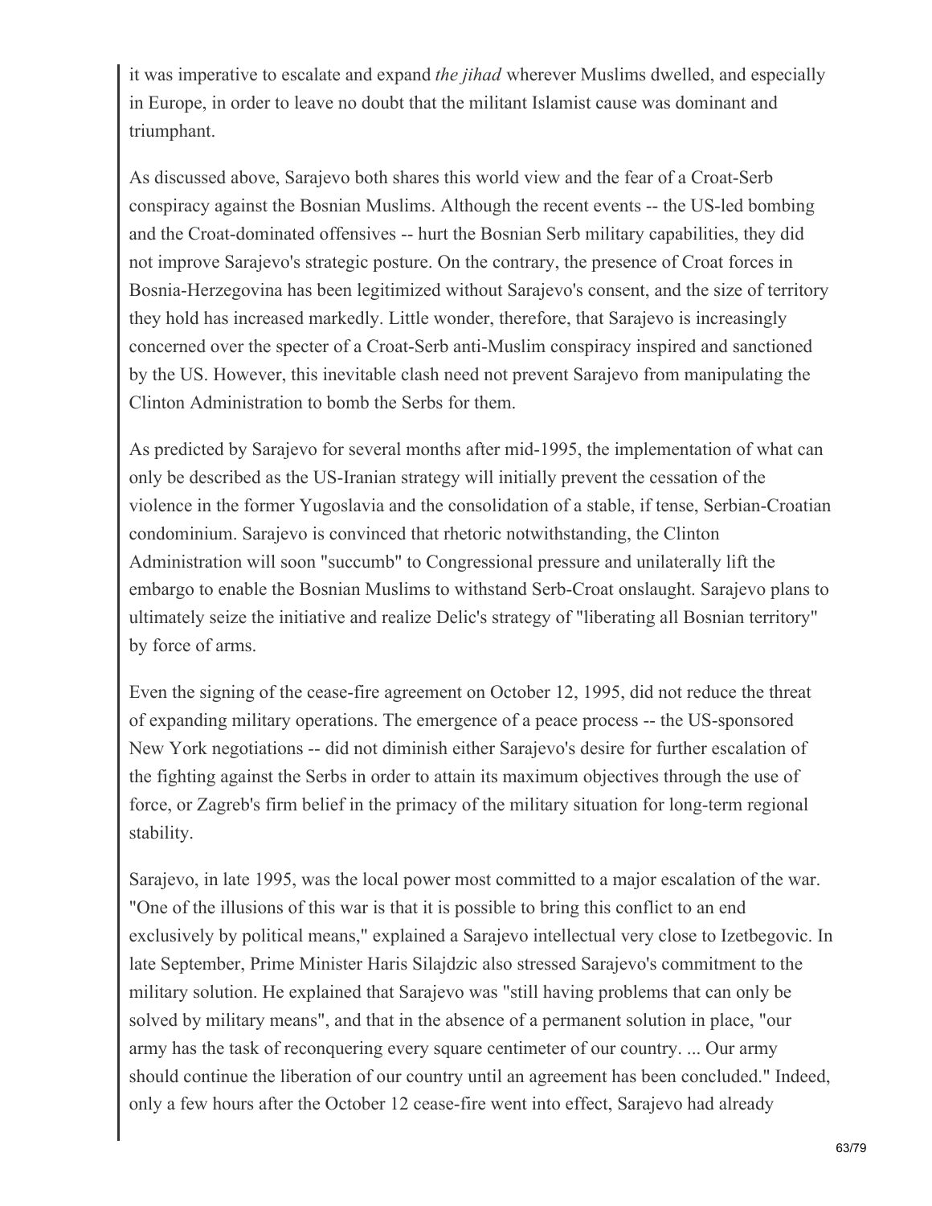it was imperative to escalate and expand *the jihad* wherever Muslims dwelled, and especially in Europe, in order to leave no doubt that the militant Islamist cause was dominant and triumphant.

As discussed above, Sarajevo both shares this world view and the fear of a Croat-Serb conspiracy against the Bosnian Muslims. Although the recent events -- the US-led bombing and the Croat-dominated offensives -- hurt the Bosnian Serb military capabilities, they did not improve Sarajevo's strategic posture. On the contrary, the presence of Croat forces in Bosnia-Herzegovina has been legitimized without Sarajevo's consent, and the size of territory they hold has increased markedly. Little wonder, therefore, that Sarajevo is increasingly concerned over the specter of a Croat-Serb anti-Muslim conspiracy inspired and sanctioned by the US. However, this inevitable clash need not prevent Sarajevo from manipulating the Clinton Administration to bomb the Serbs for them.

As predicted by Sarajevo for several months after mid-1995, the implementation of what can only be described as the US-Iranian strategy will initially prevent the cessation of the violence in the former Yugoslavia and the consolidation of a stable, if tense, Serbian-Croatian condominium. Sarajevo is convinced that rhetoric notwithstanding, the Clinton Administration will soon "succumb" to Congressional pressure and unilaterally lift the embargo to enable the Bosnian Muslims to withstand Serb-Croat onslaught. Sarajevo plans to ultimately seize the initiative and realize Delic's strategy of "liberating all Bosnian territory" by force of arms.

Even the signing of the cease-fire agreement on October 12, 1995, did not reduce the threat of expanding military operations. The emergence of a peace process -- the US-sponsored New York negotiations -- did not diminish either Sarajevo's desire for further escalation of the fighting against the Serbs in order to attain its maximum objectives through the use of force, or Zagreb's firm belief in the primacy of the military situation for long-term regional stability.

Sarajevo, in late 1995, was the local power most committed to a major escalation of the war. "One of the illusions of this war is that it is possible to bring this conflict to an end exclusively by political means," explained a Sarajevo intellectual very close to Izetbegovic. In late September, Prime Minister Haris Silajdzic also stressed Sarajevo's commitment to the military solution. He explained that Sarajevo was "still having problems that can only be solved by military means", and that in the absence of a permanent solution in place, "our army has the task of reconquering every square centimeter of our country. ... Our army should continue the liberation of our country until an agreement has been concluded." Indeed, only a few hours after the October 12 cease-fire went into effect, Sarajevo had already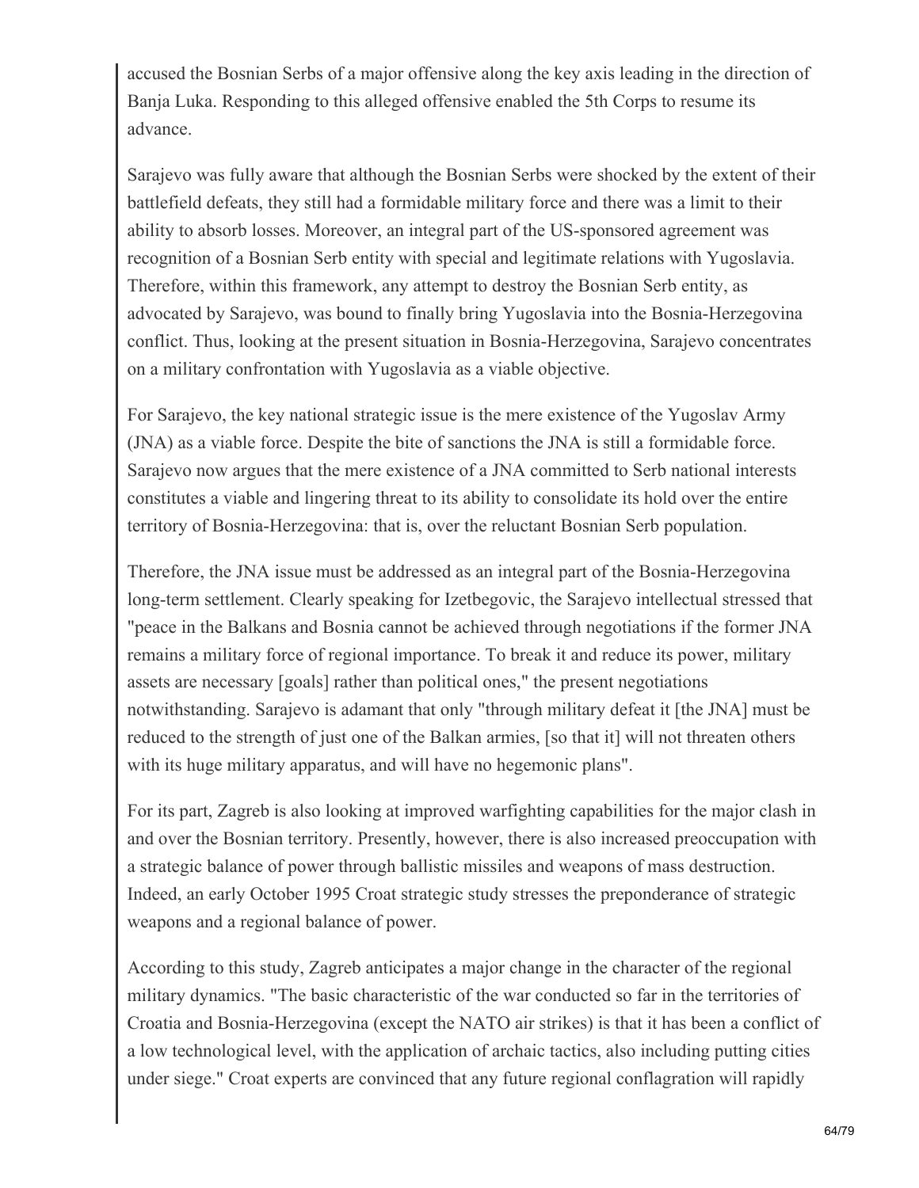accused the Bosnian Serbs of a major offensive along the key axis leading in the direction of Banja Luka. Responding to this alleged offensive enabled the 5th Corps to resume its advance.

Sarajevo was fully aware that although the Bosnian Serbs were shocked by the extent of their battlefield defeats, they still had a formidable military force and there was a limit to their ability to absorb losses. Moreover, an integral part of the US-sponsored agreement was recognition of a Bosnian Serb entity with special and legitimate relations with Yugoslavia. Therefore, within this framework, any attempt to destroy the Bosnian Serb entity, as advocated by Sarajevo, was bound to finally bring Yugoslavia into the Bosnia-Herzegovina conflict. Thus, looking at the present situation in Bosnia-Herzegovina, Sarajevo concentrates on a military confrontation with Yugoslavia as a viable objective.

For Sarajevo, the key national strategic issue is the mere existence of the Yugoslav Army (JNA) as a viable force. Despite the bite of sanctions the JNA is still a formidable force. Sarajevo now argues that the mere existence of a JNA committed to Serb national interests constitutes a viable and lingering threat to its ability to consolidate its hold over the entire territory of Bosnia-Herzegovina: that is, over the reluctant Bosnian Serb population.

Therefore, the JNA issue must be addressed as an integral part of the Bosnia-Herzegovina long-term settlement. Clearly speaking for Izetbegovic, the Sarajevo intellectual stressed that "peace in the Balkans and Bosnia cannot be achieved through negotiations if the former JNA remains a military force of regional importance. To break it and reduce its power, military assets are necessary [goals] rather than political ones," the present negotiations notwithstanding. Sarajevo is adamant that only "through military defeat it [the JNA] must be reduced to the strength of just one of the Balkan armies, [so that it] will not threaten others with its huge military apparatus, and will have no hegemonic plans".

For its part, Zagreb is also looking at improved warfighting capabilities for the major clash in and over the Bosnian territory. Presently, however, there is also increased preoccupation with a strategic balance of power through ballistic missiles and weapons of mass destruction. Indeed, an early October 1995 Croat strategic study stresses the preponderance of strategic weapons and a regional balance of power.

According to this study, Zagreb anticipates a major change in the character of the regional military dynamics. "The basic characteristic of the war conducted so far in the territories of Croatia and Bosnia-Herzegovina (except the NATO air strikes) is that it has been a conflict of a low technological level, with the application of archaic tactics, also including putting cities under siege." Croat experts are convinced that any future regional conflagration will rapidly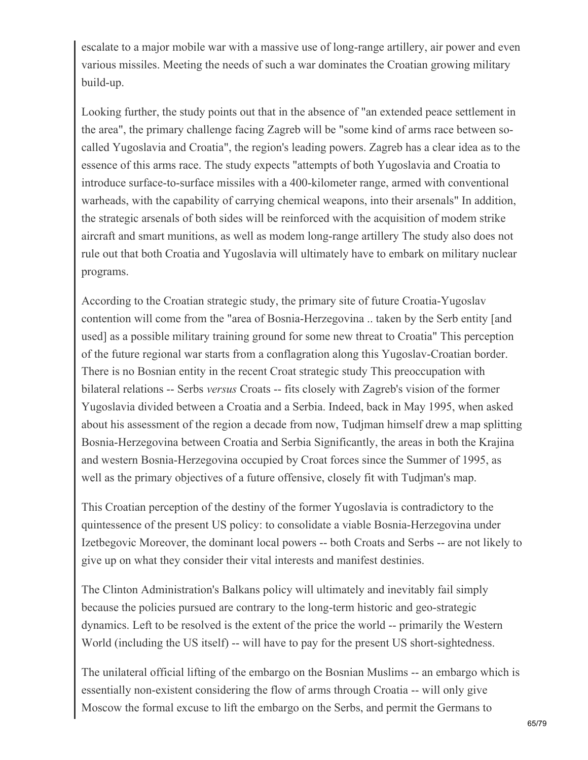escalate to a major mobile war with a massive use of long-range artillery, air power and even various missiles. Meeting the needs of such a war dominates the Croatian growing military build-up.

Looking further, the study points out that in the absence of "an extended peace settlement in the area", the primary challenge facing Zagreb will be "some kind of arms race between so-called Yugoslavia and Croatia", the region's leading powers. Zagreb has a clear idea as to the essence of this arms race. The study expects "attempts of both Yugoslavia and Croatia to introduce surface-to-surface missiles with a 400-kilometer range, armed with conventional warheads, with the capability of carrying chemical weapons, into their arsenals" In addition, the strategic arsenals of both sides will be reinforced with the acquisition of modem strike aircraft and smart munitions, as well as modem long-range artillery The study also does not rule out that both Croatia and Yugoslavia will ultimately have to embark on military nuclear programs.

According to the Croatian strategic study, the primary site of future Croatia-Yugoslav contention will come from the "area of Bosnia-Herzegovina .. taken by the Serb entity [and used] as a possible military training ground for some new threat to Croatia" This perception of the future regional war starts from a conflagration along this Yugoslav-Croatian border. There is no Bosnian entity in the recent Croat strategic study This preoccupation with bilateral relations -- Serbs *versus* Croats -- fits closely with Zagreb's vision of the former Yugoslavia divided between a Croatia and a Serbia. Indeed, back in May 1995, when asked about his assessment of the region a decade from now, Tudjman himself drew a map splitting Bosnia-Herzegovina between Croatia and Serbia Significantly, the areas in both the Krajina and western Bosnia-Herzegovina occupied by Croat forces since the Summer of 1995, as well as the primary objectives of a future offensive, closely fit with Tudjman's map.

This Croatian perception of the destiny of the former Yugoslavia is contradictory to the quintessence of the present US policy: to consolidate a viable Bosnia-Herzegovina under Izetbegovic Moreover, the dominant local powers -- both Croats and Serbs -- are not likely to give up on what they consider their vital interests and manifest destinies.

The Clinton Administration's Balkans policy will ultimately and inevitably fail simply because the policies pursued are contrary to the long-term historic and geo-strategic dynamics. Left to be resolved is the extent of the price the world -- primarily the Western World (including the US itself) -- will have to pay for the present US short-sightedness.

The unilateral official lifting of the embargo on the Bosnian Muslims -- an embargo which is essentially non-existent considering the flow of arms through Croatia -- will only give Moscow the formal excuse to lift the embargo on the Serbs, and permit the Germans to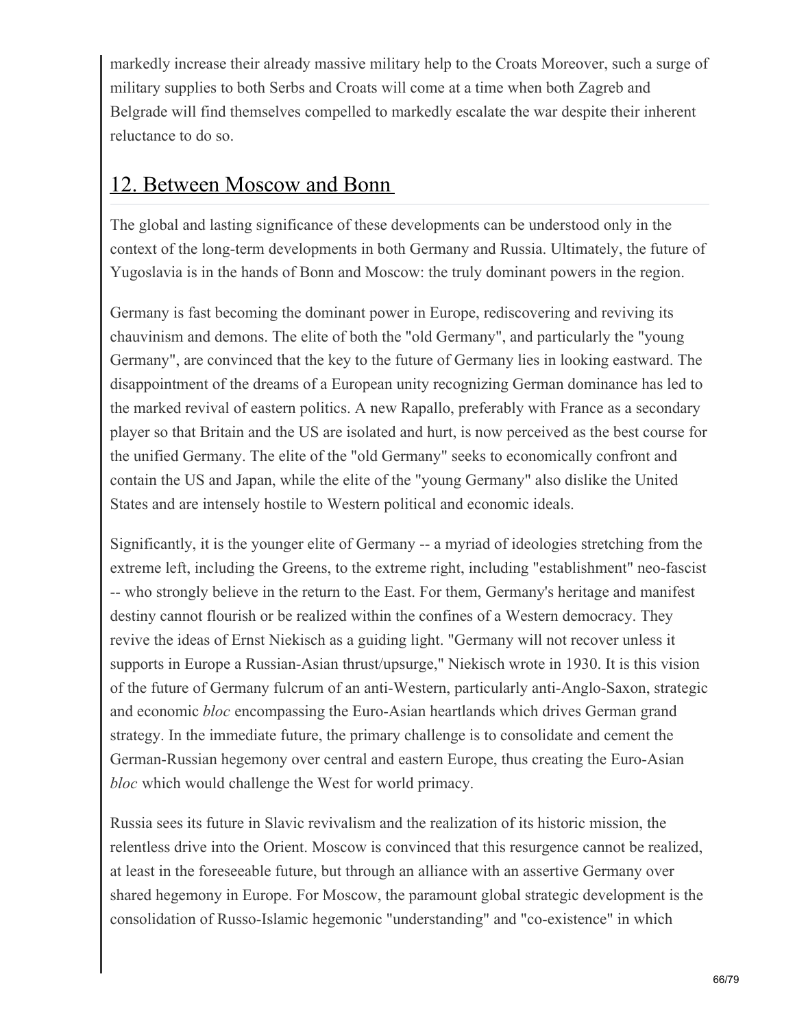markedly increase their already massive military help to the Croats Moreover, such a surge of military supplies to both Serbs and Croats will come at a time when both Zagreb and Belgrade will find themselves compelled to markedly escalate the war despite their inherent reluctance to do so.

## 12. Between Moscow and Bonn

The global and lasting significance of these developments can be understood only in the context of the long-term developments in both Germany and Russia. Ultimately, the future of Yugoslavia is in the hands of Bonn and Moscow: the truly dominant powers in the region.

Germany is fast becoming the dominant power in Europe, rediscovering and reviving its chauvinism and demons. The elite of both the "old Germany", and particularly the "young Germany", are convinced that the key to the future of Germany lies in looking eastward. The disappointment of the dreams of a European unity recognizing German dominance has led to the marked revival of eastern politics. A new Rapallo, preferably with France as a secondary player so that Britain and the US are isolated and hurt, is now perceived as the best course for the unified Germany. The elite of the "old Germany" seeks to economically confront and contain the US and Japan, while the elite of the "young Germany" also dislike the United States and are intensely hostile to Western political and economic ideals.

Significantly, it is the younger elite of Germany -- a myriad of ideologies stretching from the extreme left, including the Greens, to the extreme right, including "establishment" neo-fascist -- who strongly believe in the return to the East. For them, Germany's heritage and manifest destiny cannot flourish or be realized within the confines of a Western democracy. They revive the ideas of Ernst Niekisch as a guiding light. "Germany will not recover unless it supports in Europe a Russian-Asian thrust/upsurge," Niekisch wrote in 1930. It is this vision of the future of Germany fulcrum of an anti-Western, particularly anti-Anglo-Saxon, strategic and economic *bloc* encompassing the Euro-Asian heartlands which drives German grand strategy. In the immediate future, the primary challenge is to consolidate and cement the German-Russian hegemony over central and eastern Europe, thus creating the Euro-Asian *bloc* which would challenge the West for world primacy.

Russia sees its future in Slavic revivalism and the realization of its historic mission, the relentless drive into the Orient. Moscow is convinced that this resurgence cannot be realized, at least in the foreseeable future, but through an alliance with an assertive Germany over shared hegemony in Europe. For Moscow, the paramount global strategic development is the consolidation of Russo-Islamic hegemonic "understanding" and "co-existence" in which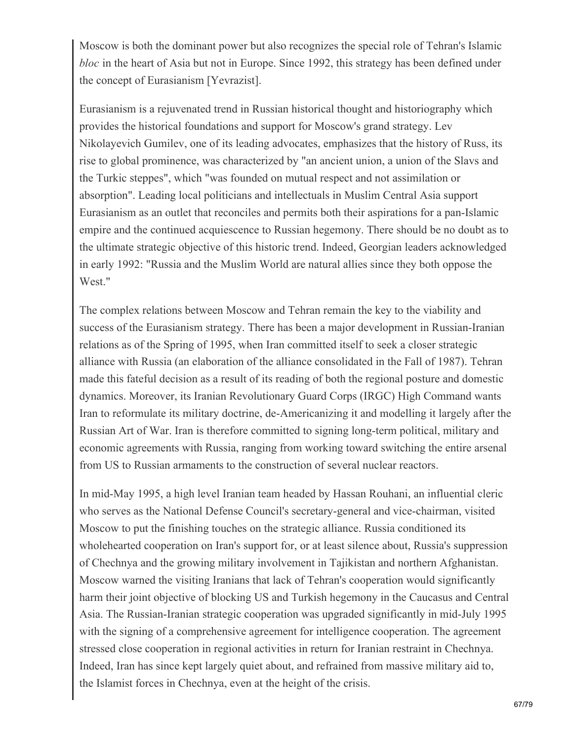Moscow is both the dominant power but also recognizes the special role of Tehran's Islamic *bloc* in the heart of Asia but not in Europe. Since 1992, this strategy has been defined under the concept of Eurasianism [Yevrazist].

Eurasianism is a rejuvenated trend in Russian historical thought and historiography which provides the historical foundations and support for Moscow's grand strategy. Lev Nikolayevich Gumilev, one of its leading advocates, emphasizes that the history of Russ, its rise to global prominence, was characterized by "an ancient union, a union of the Slavs and the Turkic steppes", which "was founded on mutual respect and not assimilation or absorption". Leading local politicians and intellectuals in Muslim Central Asia support Eurasianism as an outlet that reconciles and permits both their aspirations for a pan-Islamic empire and the continued acquiescence to Russian hegemony. There should be no doubt as to the ultimate strategic objective of this historic trend. Indeed, Georgian leaders acknowledged in early 1992: "Russia and the Muslim World are natural allies since they both oppose the West."

The complex relations between Moscow and Tehran remain the key to the viability and success of the Eurasianism strategy. There has been a major development in Russian-Iranian relations as of the Spring of 1995, when Iran committed itself to seek a closer strategic alliance with Russia (an elaboration of the alliance consolidated in the Fall of 1987). Tehran made this fateful decision as a result of its reading of both the regional posture and domestic dynamics. Moreover, its Iranian Revolutionary Guard Corps (IRGC) High Command wants Iran to reformulate its military doctrine, de-Americanizing it and modelling it largely after the Russian Art of War. Iran is therefore committed to signing long-term political, military and economic agreements with Russia, ranging from working toward switching the entire arsenal from US to Russian armaments to the construction of several nuclear reactors.

In mid-May 1995, a high level Iranian team headed by Hassan Rouhani, an influential cleric who serves as the National Defense Council's secretary-general and vice-chairman, visited Moscow to put the finishing touches on the strategic alliance. Russia conditioned its wholehearted cooperation on Iran's support for, or at least silence about, Russia's suppression of Chechnya and the growing military involvement in Tajikistan and northern Afghanistan. Moscow warned the visiting Iranians that lack of Tehran's cooperation would significantly harm their joint objective of blocking US and Turkish hegemony in the Caucasus and Central Asia. The Russian-Iranian strategic cooperation was upgraded significantly in mid-July 1995 with the signing of a comprehensive agreement for intelligence cooperation. The agreement stressed close cooperation in regional activities in return for Iranian restraint in Chechnya. Indeed, Iran has since kept largely quiet about, and refrained from massive military aid to, the Islamist forces in Chechnya, even at the height of the crisis.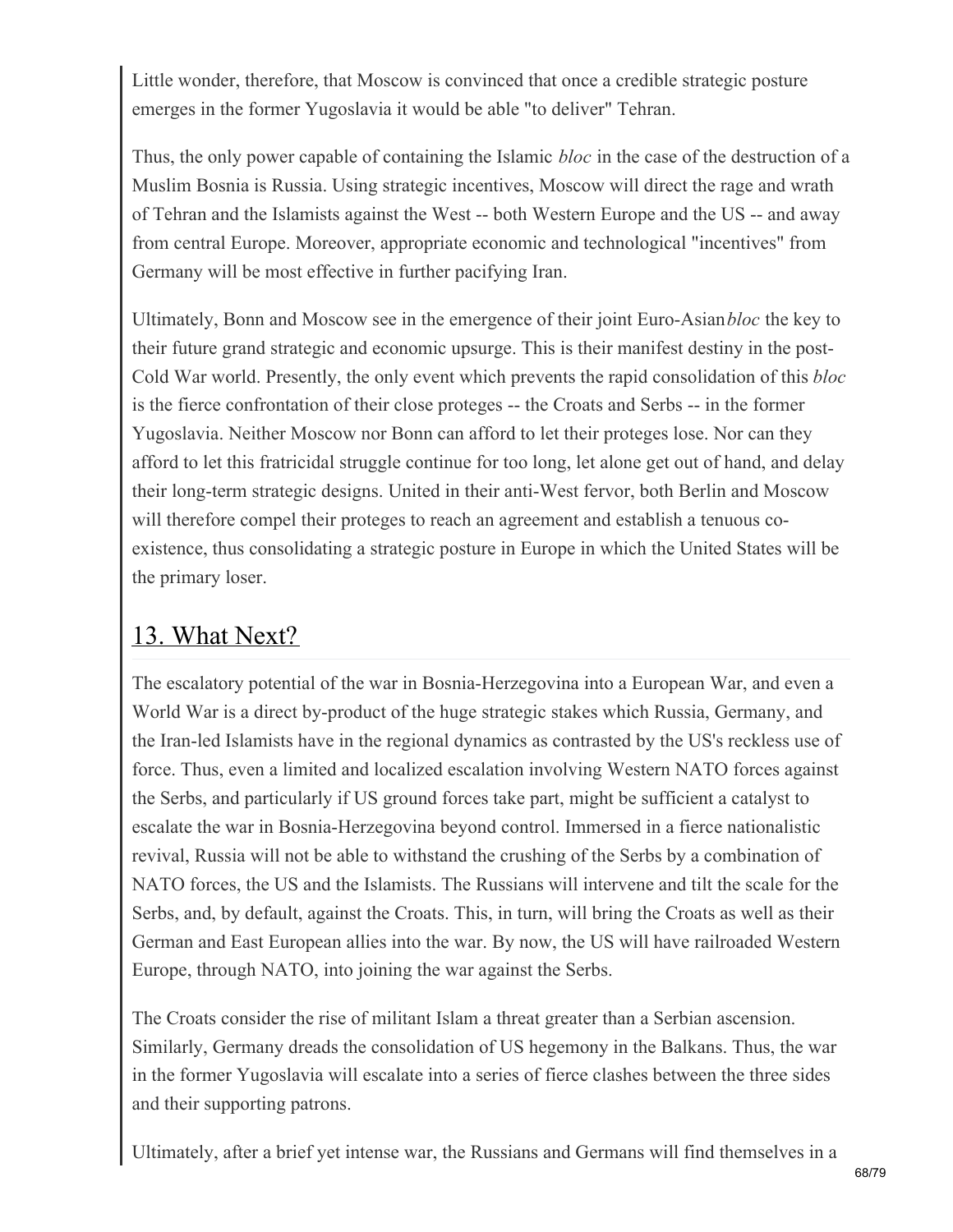Little wonder, therefore, that Moscow is convinced that once a credible strategic posture emerges in the former Yugoslavia it would be able "to deliver" Tehran.

Thus, the only power capable of containing the Islamic *bloc* in the case of the destruction of a Muslim Bosnia is Russia. Using strategic incentives, Moscow will direct the rage and wrath of Tehran and the Islamists against the West -- both Western Europe and the US -- and away from central Europe. Moreover, appropriate economic and technological "incentives" from Germany will be most effective in further pacifying Iran.

Ultimately, Bonn and Moscow see in the emergence of their joint Euro-Asian *bloc* the key to their future grand strategic and economic upsurge. This is their manifest destiny in the post-Cold War world. Presently, the only event which prevents the rapid consolidation of this *bloc* is the fierce confrontation of their close proteges -- the Croats and Serbs -- in the former Yugoslavia. Neither Moscow nor Bonn can afford to let their proteges lose. Nor can they afford to let this fratricidal struggle continue for too long, let alone get out of hand, and delay their long-term strategic designs. United in their anti-West fervor, both Berlin and Moscow will therefore compel their proteges to reach an agreement and establish a tenuous co-existence, thus consolidating a strategic posture in Europe in which the United States will be the primary loser.

## 13. What Next?

The escalatory potential of the war in Bosnia-Herzegovina into a European War, and even a World War is a direct by-product of the huge strategic stakes which Russia, Germany, and the Iran-led Islamists have in the regional dynamics as contrasted by the US's reckless use of force. Thus, even a limited and localized escalation involving Western NATO forces against the Serbs, and particularly if US ground forces take part, might be sufficient a catalyst to escalate the war in Bosnia-Herzegovina beyond control. Immersed in a fierce nationalistic revival, Russia will not be able to withstand the crushing of the Serbs by a combination of NATO forces, the US and the Islamists. The Russians will intervene and tilt the scale for the Serbs, and, by default, against the Croats. This, in turn, will bring the Croats as well as their German and East European allies into the war. By now, the US will have railroaded Western Europe, through NATO, into joining the war against the Serbs.

The Croats consider the rise of militant Islam a threat greater than a Serbian ascension. Similarly, Germany dreads the consolidation of US hegemony in the Balkans. Thus, the war in the former Yugoslavia will escalate into a series of fierce clashes between the three sides and their supporting patrons.

Ultimately, after a brief yet intense war, the Russians and Germans will find themselves in a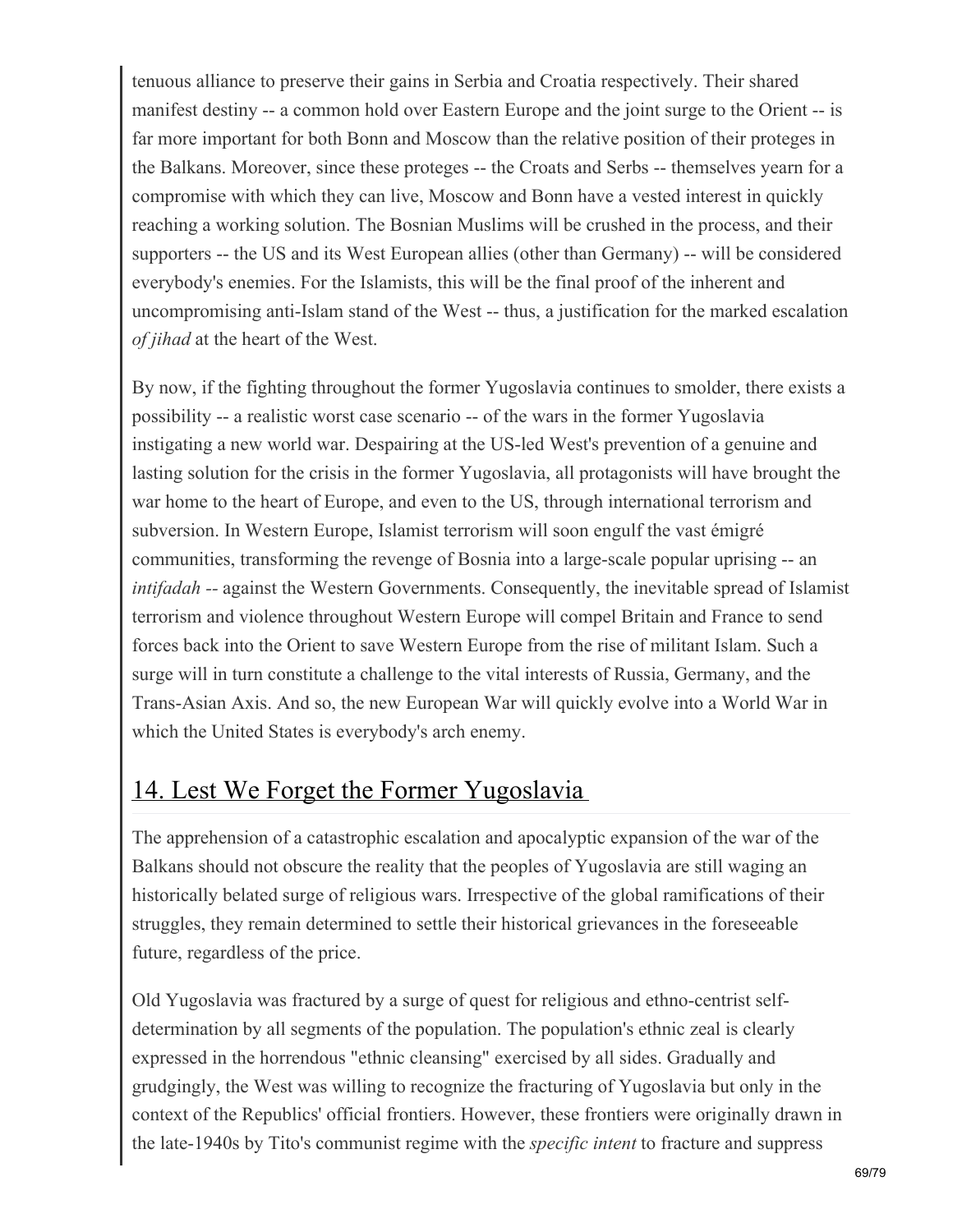tenuous alliance to preserve their gains in Serbia and Croatia respectively. Their shared manifest destiny -- a common hold over Eastern Europe and the joint surge to the Orient -- is far more important for both Bonn and Moscow than the relative position of their proteges in the Balkans. Moreover, since these proteges -- the Croats and Serbs -- themselves yearn for a compromise with which they can live, Moscow and Bonn have a vested interest in quickly reaching a working solution. The Bosnian Muslims will be crushed in the process, and their supporters -- the US and its West European allies (other than Germany) -- will be considered everybody's enemies. For the Islamists, this will be the final proof of the inherent and uncompromising anti-Islam stand of the West -- thus, a justification for the marked escalation *of jihad* at the heart of the West.

By now, if the fighting throughout the former Yugoslavia continues to smolder, there exists a possibility -- a realistic worst case scenario -- of the wars in the former Yugoslavia instigating a new world war. Despairing at the US-led West's prevention of a genuine and lasting solution for the crisis in the former Yugoslavia, all protagonists will have brought the war home to the heart of Europe, and even to the US, through international terrorism and subversion. In Western Europe, Islamist terrorism will soon engulf the vast émigré communities, transforming the revenge of Bosnia into a large-scale popular uprising -- an *intifadah --* against the Western Governments. Consequently, the inevitable spread of Islamist terrorism and violence throughout Western Europe will compel Britain and France to send forces back into the Orient to save Western Europe from the rise of militant Islam. Such a surge will in turn constitute a challenge to the vital interests of Russia, Germany, and the Trans-Asian Axis. And so, the new European War will quickly evolve into a World War in which the United States is everybody's arch enemy.

## 14. Lest We Forget the Former Yugoslavia

The apprehension of a catastrophic escalation and apocalyptic expansion of the war of the Balkans should not obscure the reality that the peoples of Yugoslavia are still waging an historically belated surge of religious wars. Irrespective of the global ramifications of their struggles, they remain determined to settle their historical grievances in the foreseeable future, regardless of the price.

Old Yugoslavia was fractured by a surge of quest for religious and ethno-centrist self-determination by all segments of the population. The population's ethnic zeal is clearly expressed in the horrendous "ethnic cleansing" exercised by all sides. Gradually and grudgingly, the West was willing to recognize the fracturing of Yugoslavia but only in the context of the Republics' official frontiers. However, these frontiers were originally drawn in the late-1940s by Tito's communist regime with the *specific intent* to fracture and suppress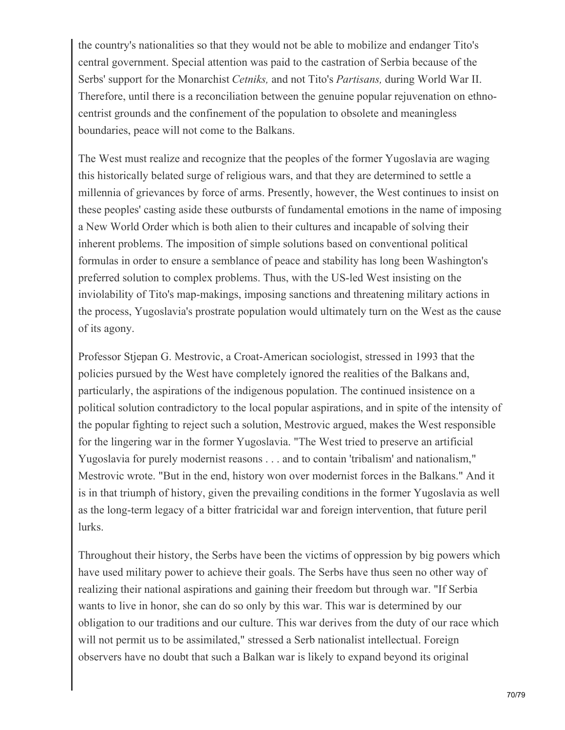the country's nationalities so that they would not be able to mobilize and endanger Tito's central government. Special attention was paid to the castration of Serbia because of the Serbs' support for the Monarchist *Cetniks,* and not Tito's *Partisans,* during World War II. Therefore, until there is a reconciliation between the genuine popular rejuvenation on ethno-centrist grounds and the confinement of the population to obsolete and meaningless boundaries, peace will not come to the Balkans.

The West must realize and recognize that the peoples of the former Yugoslavia are waging this historically belated surge of religious wars, and that they are determined to settle a millennia of grievances by force of arms. Presently, however, the West continues to insist on these peoples' casting aside these outbursts of fundamental emotions in the name of imposing a New World Order which is both alien to their cultures and incapable of solving their inherent problems. The imposition of simple solutions based on conventional political formulas in order to ensure a semblance of peace and stability has long been Washington's preferred solution to complex problems. Thus, with the US-led West insisting on the inviolability of Tito's map-makings, imposing sanctions and threatening military actions in the process, Yugoslavia's prostrate population would ultimately turn on the West as the cause of its agony.

Professor Stjepan G. Mestrovic, a Croat-American sociologist, stressed in 1993 that the policies pursued by the West have completely ignored the realities of the Balkans and, particularly, the aspirations of the indigenous population. The continued insistence on a political solution contradictory to the local popular aspirations, and in spite of the intensity of the popular fighting to reject such a solution, Mestrovic argued, makes the West responsible for the lingering war in the former Yugoslavia. "The West tried to preserve an artificial Yugoslavia for purely modernist reasons . . . and to contain 'tribalism' and nationalism," Mestrovic wrote. "But in the end, history won over modernist forces in the Balkans." And it is in that triumph of history, given the prevailing conditions in the former Yugoslavia as well as the long-term legacy of a bitter fratricidal war and foreign intervention, that future peril lurks.

Throughout their history, the Serbs have been the victims of oppression by big powers which have used military power to achieve their goals. The Serbs have thus seen no other way of realizing their national aspirations and gaining their freedom but through war. "If Serbia wants to live in honor, she can do so only by this war. This war is determined by our obligation to our traditions and our culture. This war derives from the duty of our race which will not permit us to be assimilated," stressed a Serb nationalist intellectual. Foreign observers have no doubt that such a Balkan war is likely to expand beyond its original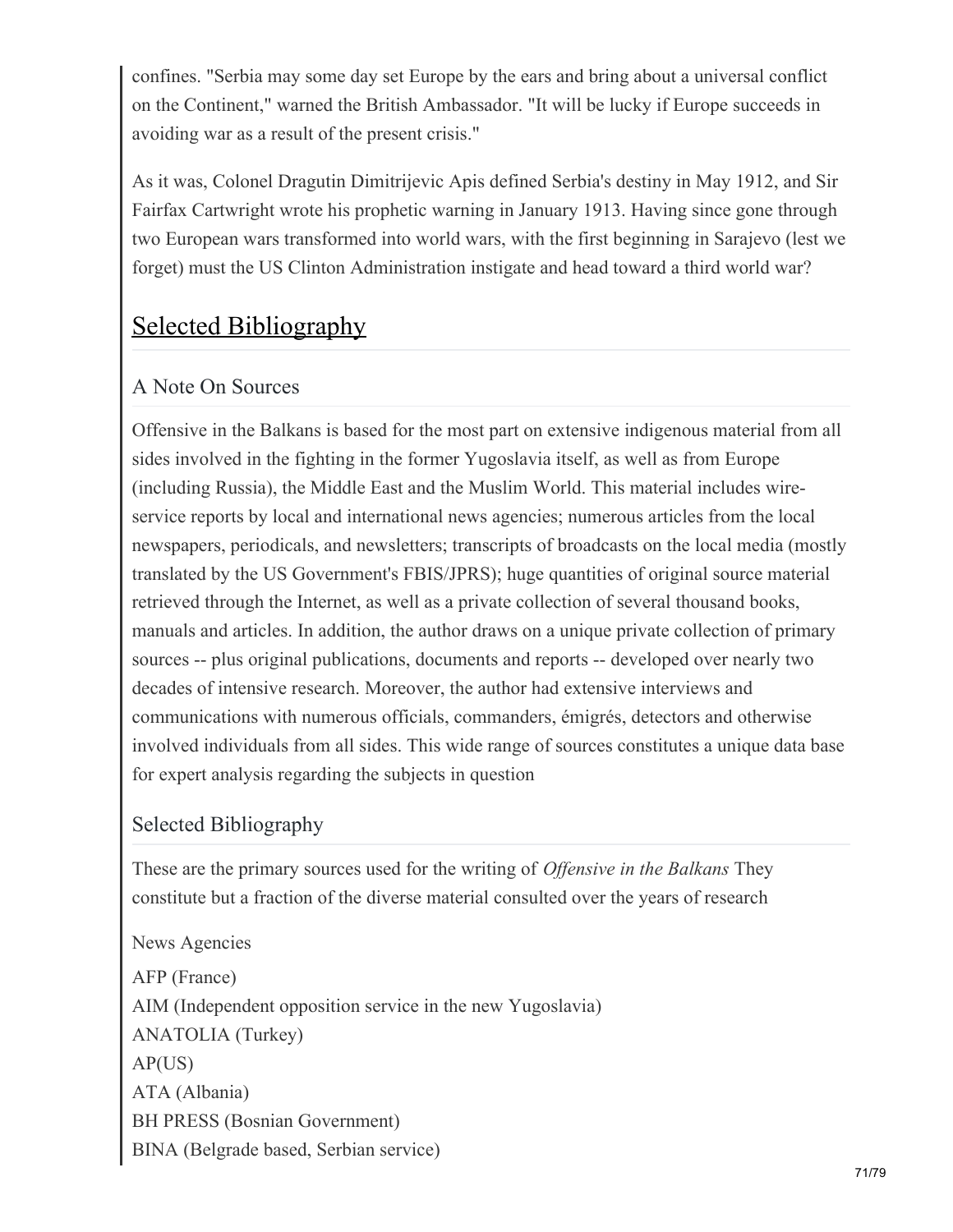confines. "Serbia may some day set Europe by the ears and bring about a universal conflict on the Continent," warned the British Ambassador. "It will be lucky if Europe succeeds in avoiding war as a result of the present crisis."

As it was, Colonel Dragutin Dimitrijevic Apis defined Serbia's destiny in May 1912, and Sir Fairfax Cartwright wrote his prophetic warning in January 1913. Having since gone through two European wars transformed into world wars, with the first beginning in Sarajevo (lest we forget) must the US Clinton Administration instigate and head toward a third world war?

## Selected Bibliography

### A Note On Sources

Offensive in the Balkans is based for the most part on extensive indigenous material from all sides involved in the fighting in the former Yugoslavia itself, as well as from Europe (including Russia), the Middle East and the Muslim World. This material includes wire-service reports by local and international news agencies; numerous articles from the local newspapers, periodicals, and newsletters; transcripts of broadcasts on the local media (mostly translated by the US Government's FBIS/JPRS); huge quantities of original source material retrieved through the Internet, as well as a private collection of several thousand books, manuals and articles. In addition, the author draws on a unique private collection of primary sources -- plus original publications, documents and reports -- developed over nearly two decades of intensive research. Moreover, the author had extensive interviews and communications with numerous officials, commanders, émigrés, detectors and otherwise involved individuals from all sides. This wide range of sources constitutes a unique data base for expert analysis regarding the subjects in question

### Selected Bibliography

These are the primary sources used for the writing of *Offensive in the Balkans* They constitute but a fraction of the diverse material consulted over the years of research

News Agencies

AFP (France)
AIM (Independent opposition service in the new Yugoslavia)
ANATOLIA (Turkey)
AP(US)
ATA (Albania)
BH PRESS (Bosnian Government)
BINA (Belgrade based, Serbian service)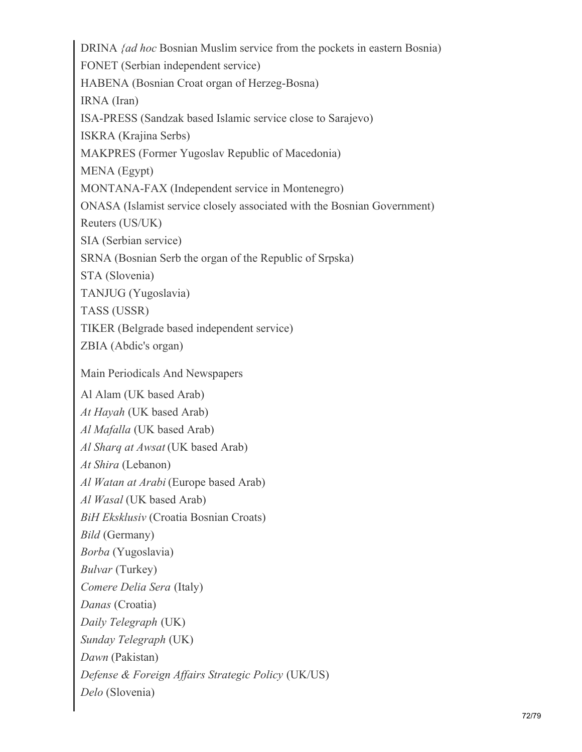DRINA *{ad hoc* Bosnian Muslim service from the pockets in eastern Bosnia)

FONET (Serbian independent service)

HABENA (Bosnian Croat organ of Herzeg-Bosna)

IRNA (Iran)

ISA-PRESS (Sandzak based Islamic service close to Sarajevo)

ISKRA (Krajina Serbs)

MAKPRES (Former Yugoslav Republic of Macedonia)

MENA (Egypt)

MONTANA-FAX (Independent service in Montenegro)

ONASA (Islamist service closely associated with the Bosnian Government)

Reuters (US/UK)

SIA (Serbian service)

SRNA (Bosnian Serb the organ of the Republic of Srpska)

STA (Slovenia)

TANJUG (Yugoslavia)

TASS (USSR)

TIKER (Belgrade based independent service)

ZBIA (Abdic's organ)

Main Periodicals And Newspapers

Al Alam (UK based Arab)

*At Hayah* (UK based Arab)

*Al Mafalla* (UK based Arab)

*Al Sharq at Awsat* (UK based Arab)

*At Shira* (Lebanon)

*Al Watan at Arabi* (Europe based Arab)

*Al Wasal* (UK based Arab)

*BiH Eksklusiv* (Croatia Bosnian Croats)

*Bild* (Germany)

*Borba* (Yugoslavia)

*Bulvar* (Turkey)

*Comere Delia Sera* (Italy)

*Danas* (Croatia)

*Daily Telegraph* (UK)

*Sunday Telegraph* (UK)

*Dawn* (Pakistan)

*Defense & Foreign Affairs Strategic Policy* (UK/US)

*Delo* (Slovenia)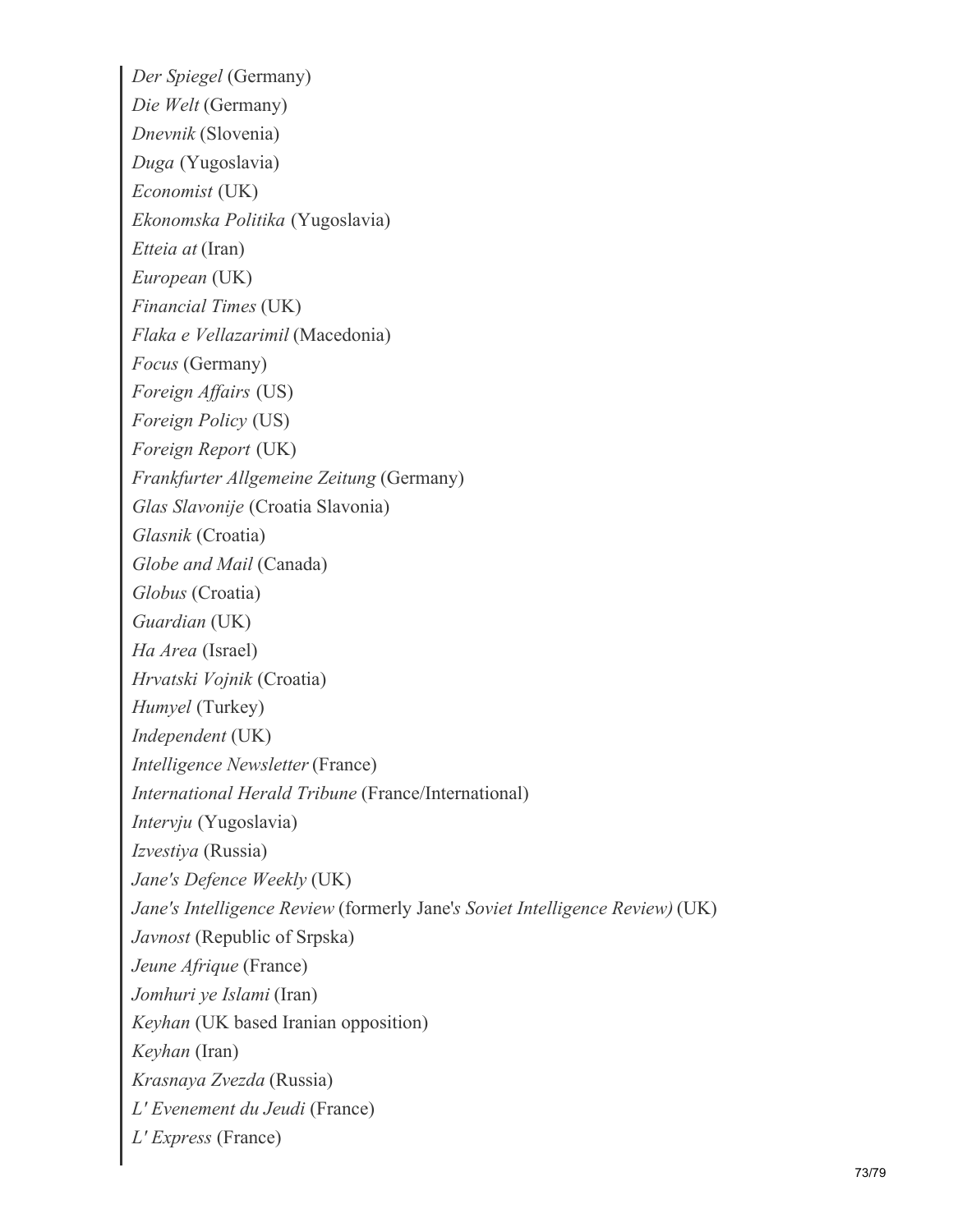*Der Spiegel* (Germany)

*Die Welt* (Germany)

*Dnevnik* (Slovenia)

*Duga* (Yugoslavia)

*Economist* (UK)

*Ekonomska Politika* (Yugoslavia)

*Etteia at* (Iran)

*European* (UK)

*Financial Times* (UK)

*Flaka e Vellazarimil* (Macedonia)

*Focus* (Germany)

*Foreign Affairs* (US)

*Foreign Policy* (US)

*Foreign Report* (UK)

*Frankfurter Allgemeine Zeitung* (Germany)

*Glas Slavonije* (Croatia Slavonia)

*Glasnik* (Croatia)

*Globe and Mail* (Canada)

*Globus* (Croatia)

*Guardian* (UK)

*Ha Area* (Israel)

*Hrvatski Vojnik* (Croatia)

*Humyel* (Turkey)

*Independent* (UK)

*Intelligence Newsletter* (France)

*International Herald Tribune* (France/International)

*Intervju* (Yugoslavia)

*Izvestiya* (Russia)

*Jane's Defence Weekly* (UK)

*Jane's Intelligence Review* (formerly Jane*'s Soviet Intelligence Review)* (UK)

*Javnost* (Republic of Srpska)

*Jeune Afrique* (France)

*Jomhuri ye Islami* (Iran)

*Keyhan* (UK based Iranian opposition)

*Keyhan* (Iran)

*Krasnaya Zvezda* (Russia)

*L' Evenement du Jeudi* (France)

*L' Express* (France)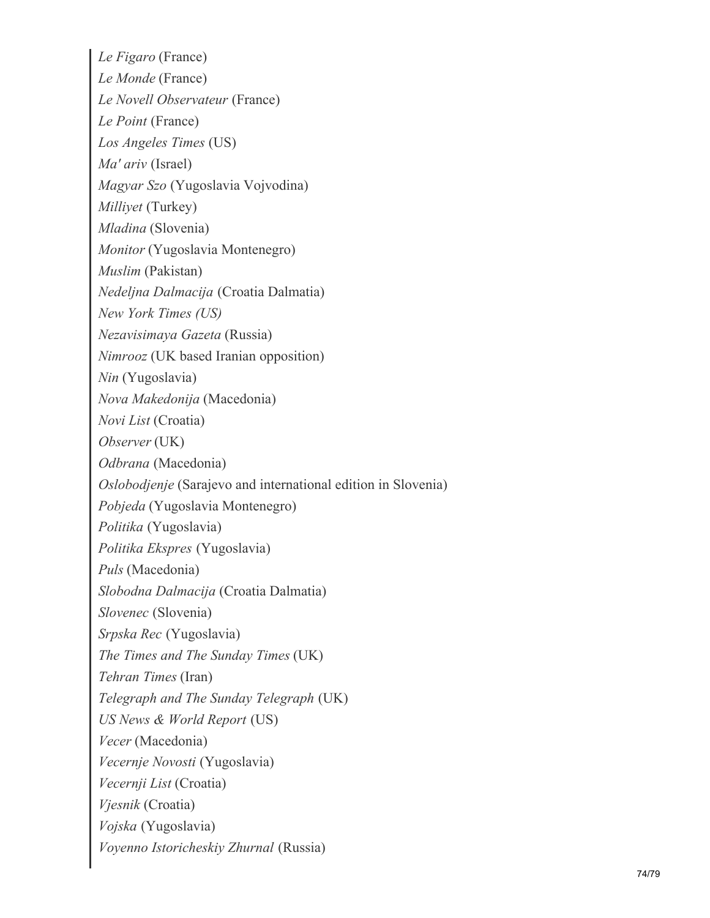*Le Figaro* (France)

*Le Monde* (France)

*Le Novell Observateur* (France)

*Le Point* (France)

*Los Angeles Times* (US)

*Ma' ariv* (Israel)

*Magyar Szo* (Yugoslavia Vojvodina)

*Milliyet* (Turkey)

*Mladina* (Slovenia)

*Monitor* (Yugoslavia Montenegro)

*Muslim* (Pakistan)

*Nedeljna Dalmacija* (Croatia Dalmatia)

*New York Times (US)*

*Nezavisimaya Gazeta* (Russia)

*Nimrooz* (UK based Iranian opposition)

*Nin* (Yugoslavia)

*Nova Makedonija* (Macedonia)

*Novi List* (Croatia)

*Observer* (UK)

*Odbrana* (Macedonia)

*Oslobodjenje* (Sarajevo and international edition in Slovenia)

*Pobjeda* (Yugoslavia Montenegro)

*Politika* (Yugoslavia)

*Politika Ekspres* (Yugoslavia)

*Puls* (Macedonia)

*Slobodna Dalmacija* (Croatia Dalmatia)

*Slovenec* (Slovenia)

*Srpska Rec* (Yugoslavia)

*The Times and The Sunday Times* (UK)

*Tehran Times* (Iran)

*Telegraph and The Sunday Telegraph* (UK)

*US News & World Report* (US)

*Vecer* (Macedonia)

*Vecernje Novosti* (Yugoslavia)

*Vecernji List* (Croatia)

*Vjesnik* (Croatia)

*Vojska* (Yugoslavia)

*Voyenno Istoricheskiy Zhurnal* (Russia)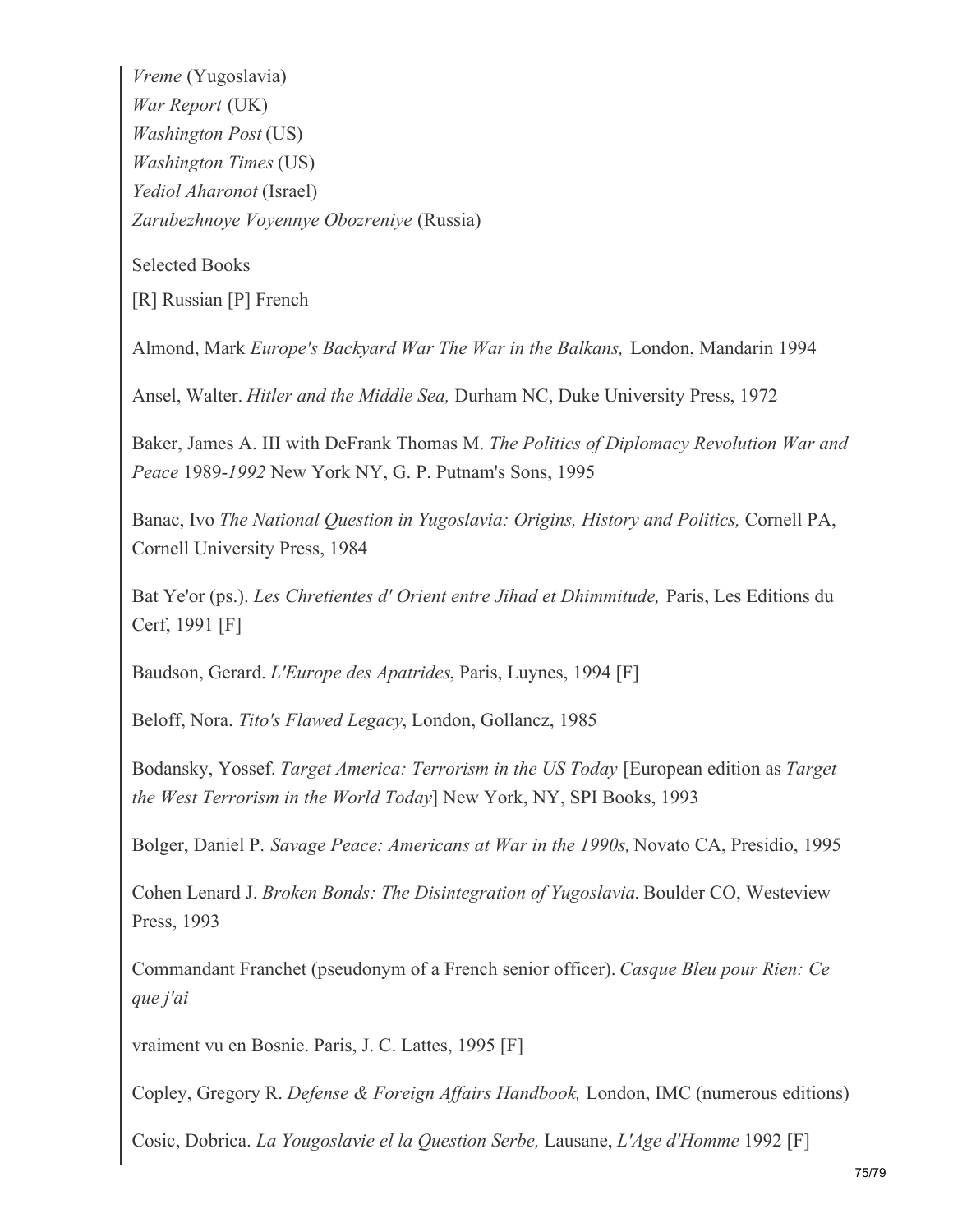*Vreme* (Yugoslavia)
*War Report* (UK)
*Washington Post* (US)
*Washington Times* (US)
*Yediol Aharonot* (Israel)
*Zarubezhnoye Voyennye Obozreniye* (Russia)

Selected Books

[R] Russian [P] French

Almond, Mark *Europe's Backyard War The War in the Balkans,* London, Mandarin 1994

Ansel, Walter. *Hitler and the Middle Sea,* Durham NC, Duke University Press, 1972

Baker, James A. III with DeFrank Thomas M. *The Politics of Diplomacy Revolution War and Peace* 1989-*1992* New York NY, G. P. Putnam's Sons, 1995

Banac, Ivo *The National Question in Yugoslavia: Origins, History and Politics,* Cornell PA, Cornell University Press, 1984

Bat Ye'or (ps.). *Les Chretientes d' Orient entre Jihad et Dhimmitude,* Paris, Les Editions du Cerf, 1991 [F]

Baudson, Gerard. *L'Europe des Apatrides*, Paris, Luynes, 1994 [F]

Beloff, Nora. *Tito's Flawed Legacy*, London, Gollancz, 1985

Bodansky, Yossef. *Target America: Terrorism in the US Today* [European edition as *Target the West Terrorism in the World Today*] New York, NY, SPI Books, 1993

Bolger, Daniel P. *Savage Peace: Americans at War in the 1990s,* Novato CA, Presidio, 1995

Cohen Lenard J. *Broken Bonds: The Disintegration of Yugoslavia.* Boulder CO, Westeview Press, 1993

Commandant Franchet (pseudonym of a French senior officer). *Casque Bleu pour Rien: Ce que j'ai*

vraiment vu en Bosnie. Paris, J. C. Lattes, 1995 [F]

Copley, Gregory R. *Defense & Foreign Affairs Handbook,* London, IMC (numerous editions)

Cosic, Dobrica. *La Yougoslavie el la Question Serbe,* Lausane, *L'Age d'Homme* 1992 [F]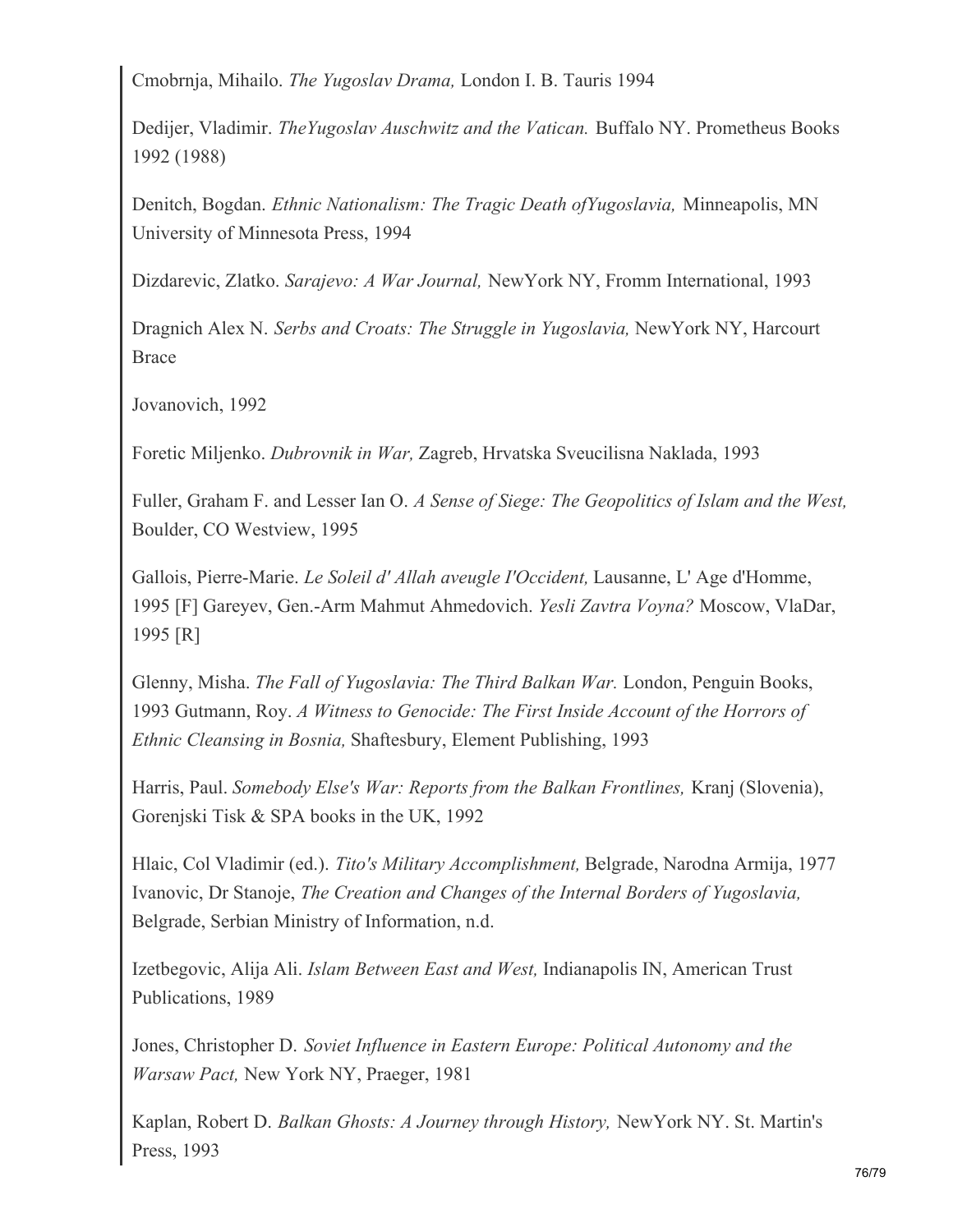Cmobrnja, Mihailo. *The Yugoslav Drama,* London I. B. Tauris 1994

Dedijer, Vladimir. *TheYugoslav Auschwitz and the Vatican.* Buffalo NY. Prometheus Books 1992 (1988)

Denitch, Bogdan. *Ethnic Nationalism: The Tragic Death ofYugoslavia,* Minneapolis, MN University of Minnesota Press, 1994

Dizdarevic, Zlatko. *Sarajevo: A War Journal,* NewYork NY, Fromm International, 1993

Dragnich Alex N. *Serbs and Croats: The Struggle in Yugoslavia,* NewYork NY, Harcourt Brace

Jovanovich, 1992

Foretic Miljenko. *Dubrovnik in War,* Zagreb, Hrvatska Sveucilisna Naklada, 1993

Fuller, Graham F. and Lesser Ian O. *A Sense of Siege: The Geopolitics of Islam and the West,* Boulder, CO Westview, 1995

Gallois, Pierre-Marie. *Le Soleil d' Allah aveugle I'Occident,* Lausanne, L' Age d'Homme, 1995 [F] Gareyev, Gen.-Arm Mahmut Ahmedovich. *Yesli Zavtra Voyna?* Moscow, VlaDar, 1995 [R]

Glenny, Misha. *The Fall of Yugoslavia: The Third Balkan War.* London, Penguin Books, 1993 Gutmann, Roy. *A Witness to Genocide: The First Inside Account of the Horrors of Ethnic Cleansing in Bosnia,* Shaftesbury, Element Publishing, 1993

Harris, Paul. *Somebody Else's War: Reports from the Balkan Frontlines,* Kranj (Slovenia), Gorenjski Tisk & SPA books in the UK, 1992

Hlaic, Col Vladimir (ed.). *Tito's Military Accomplishment,* Belgrade, Narodna Armija, 1977 Ivanovic, Dr Stanoje, *The Creation and Changes of the Internal Borders of Yugoslavia,* Belgrade, Serbian Ministry of Information, n.d.

Izetbegovic, Alija Ali. *Islam Between East and West,* Indianapolis IN, American Trust Publications, 1989

Jones, Christopher D. *Soviet Influence in Eastern Europe: Political Autonomy and the Warsaw Pact,* New York NY, Praeger, 1981

Kaplan, Robert D. *Balkan Ghosts: A Journey through History,* NewYork NY. St. Martin's Press, 1993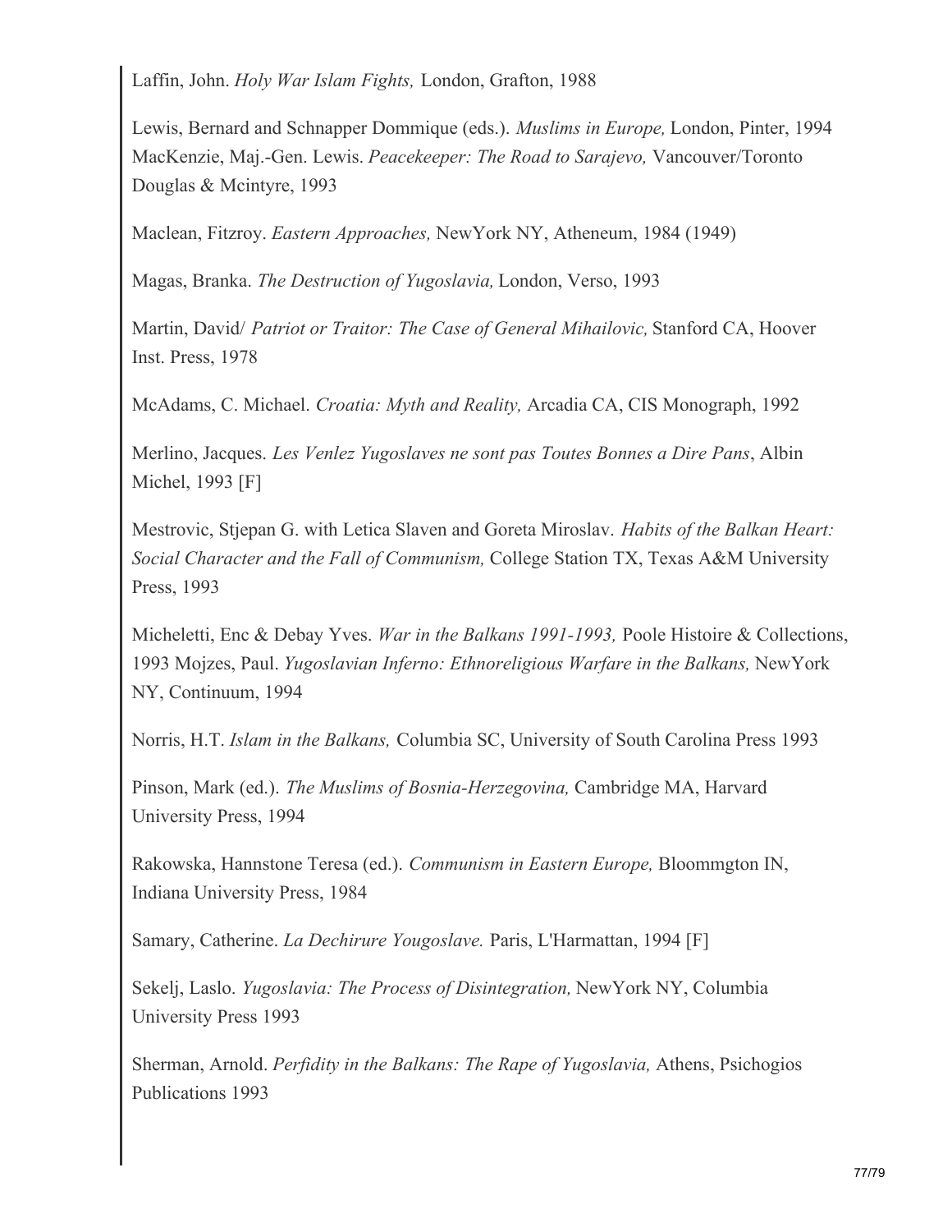Laffin, John. *Holy War Islam Fights,* London, Grafton, 1988

Lewis, Bernard and Schnapper Dommique (eds.). *Muslims in Europe,* London, Pinter, 1994 MacKenzie, Maj.-Gen. Lewis. *Peacekeeper: The Road to Sarajevo,* Vancouver/Toronto Douglas & Mcintyre, 1993

Maclean, Fitzroy. *Eastern Approaches,* NewYork NY, Atheneum, 1984 (1949)

Magas, Branka. *The Destruction of Yugoslavia,* London, Verso, 1993

Martin, David/ *Patriot or Traitor: The Case of General Mihailovic,* Stanford CA, Hoover Inst. Press, 1978

McAdams, C. Michael. *Croatia: Myth and Reality,* Arcadia CA, CIS Monograph, 1992

Merlino, Jacques. *Les Venlez Yugoslaves ne sont pas Toutes Bonnes a Dire Pans*, Albin Michel, 1993 [F]

Mestrovic, Stjepan G. with Letica Slaven and Goreta Miroslav. *Habits of the Balkan Heart: Social Character and the Fall of Communism,* College Station TX, Texas A&M University Press, 1993

Micheletti, Enc & Debay Yves. *War in the Balkans 1991-1993,* Poole Histoire & Collections, 1993 Mojzes, Paul. *Yugoslavian Inferno: Ethnoreligious Warfare in the Balkans,* NewYork NY, Continuum, 1994

Norris, H.T. *Islam in the Balkans,* Columbia SC, University of South Carolina Press 1993

Pinson, Mark (ed.). *The Muslims of Bosnia-Herzegovina,* Cambridge MA, Harvard University Press, 1994

Rakowska, Hannstone Teresa (ed.). *Communism in Eastern Europe,* Bloommgton IN, Indiana University Press, 1984

Samary, Catherine. *La Dechirure Yougoslave.* Paris, L'Harmattan, 1994 [F]

Sekelj, Laslo. *Yugoslavia: The Process of Disintegration,* NewYork NY, Columbia University Press 1993

Sherman, Arnold. *Perfidity in the Balkans: The Rape of Yugoslavia,* Athens, Psichogios Publications 1993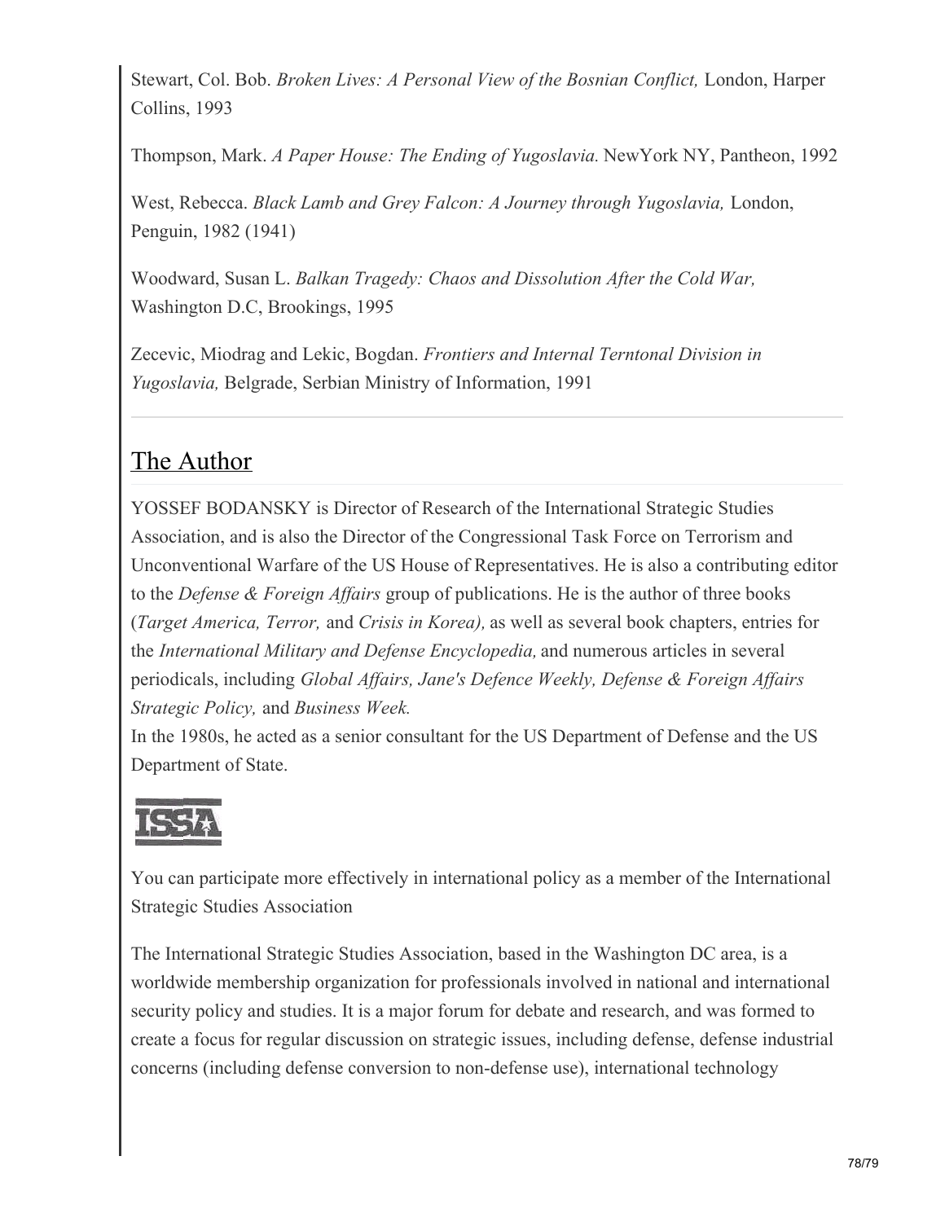Stewart, Col. Bob. *Broken Lives: A Personal View of the Bosnian Conflict,* London, Harper Collins, 1993

Thompson, Mark. *A Paper House: The Ending of Yugoslavia.* NewYork NY, Pantheon, 1992

West, Rebecca. *Black Lamb and Grey Falcon: A Journey through Yugoslavia,* London, Penguin, 1982 (1941)

Woodward, Susan L. *Balkan Tragedy: Chaos and Dissolution After the Cold War,* Washington D.C, Brookings, 1995

Zecevic, Miodrag and Lekic, Bogdan. *Frontiers and Internal Terntonal Division in Yugoslavia,* Belgrade, Serbian Ministry of Information, 1991

---

## The Author

YOSSEF BODANSKY is Director of Research of the International Strategic Studies Association, and is also the Director of the Congressional Task Force on Terrorism and Unconventional Warfare of the US House of Representatives. He is also a contributing editor to the *Defense & Foreign Affairs* group of publications. He is the author of three books (*Target America, Terror,* and *Crisis in Korea),* as well as several book chapters, entries for the *International Military and Defense Encyclopedia,* and numerous articles in several periodicals, including *Global Affairs, Jane's Defence Weekly, Defense & Foreign Affairs Strategic Policy,* and *Business Week.*
In the 1980s, he acted as a senior consultant for the US Department of Defense and the US Department of State.

ISSA

You can participate more effectively in international policy as a member of the International Strategic Studies Association

The International Strategic Studies Association, based in the Washington DC area, is a worldwide membership organization for professionals involved in national and international security policy and studies. It is a major forum for debate and research, and was formed to create a focus for regular discussion on strategic issues, including defense, defense industrial concerns (including defense conversion to non-defense use), international technology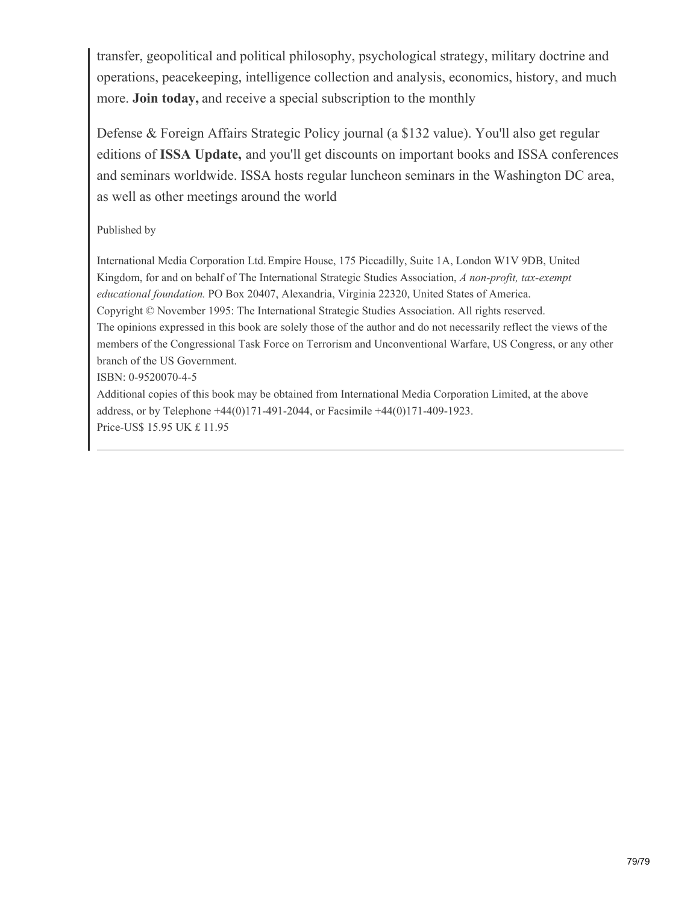transfer, geopolitical and political philosophy, psychological strategy, military doctrine and operations, peacekeeping, intelligence collection and analysis, economics, history, and much more. **Join today,** and receive a special subscription to the monthly

Defense & Foreign Affairs Strategic Policy journal (a $132 value). You'll also get regular editions of **ISSA Update,** and you'll get discounts on important books and ISSA conferences and seminars worldwide. ISSA hosts regular luncheon seminars in the Washington DC area, as well as other meetings around the world

Published by

International Media Corporation Ltd. Empire House, 175 Piccadilly, Suite 1A, London W1V 9DB, United Kingdom, for and on behalf of The International Strategic Studies Association, *A non-profit, tax-exempt educational foundation.* PO Box 20407, Alexandria, Virginia 22320, United States of America.
Copyright © November 1995: The International Strategic Studies Association. All rights reserved.
The opinions expressed in this book are solely those of the author and do not necessarily reflect the views of the members of the Congressional Task Force on Terrorism and Unconventional Warfare, US Congress, or any other branch of the US Government.
ISBN: 0-9520070-4-5
Additional copies of this book may be obtained from International Media Corporation Limited, at the above address, or by Telephone +44(0)171-491-2044, or Facsimile +44(0)171-409-1923.
Price-US$ 15.95 UK £ 11.95